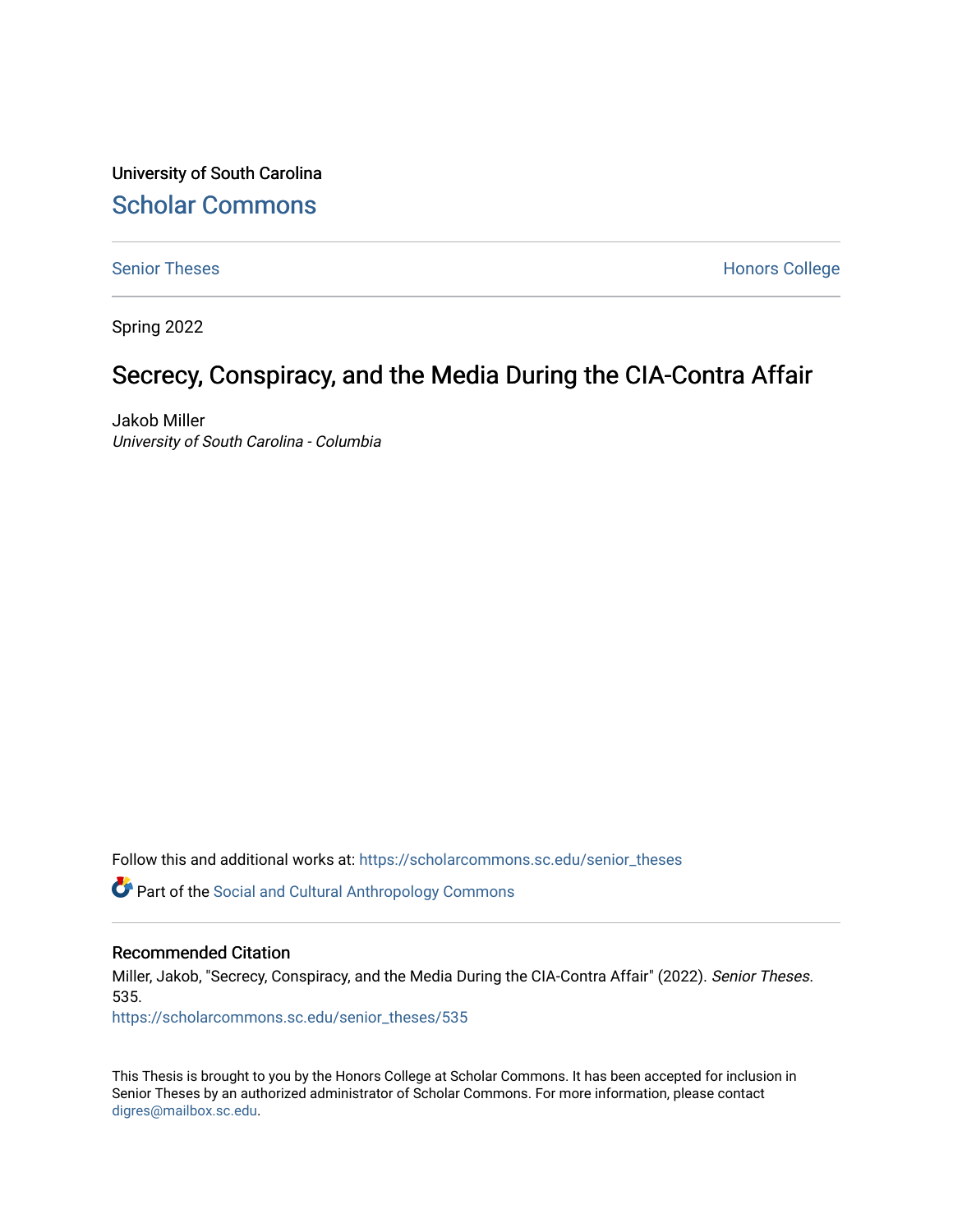University of South Carolina

Scholar Commons

Senior Theses

Honors College

Spring 2022

# Secrecy, Conspiracy, and the Media During the CIA-Contra Affair

Jakob Miller

*University of South Carolina - Columbia*

Follow this and additional works at: https://scholarcommons.sc.edu/senior_theses

Part of the Social and Cultural Anthropology Commons

## Recommended Citation

Miller, Jakob, "Secrecy, Conspiracy, and the Media During the CIA-Contra Affair" (2022). *Senior Theses*. 535.

https://scholarcommons.sc.edu/senior_theses/535

This Thesis is brought to you by the Honors College at Scholar Commons. It has been accepted for inclusion in Senior Theses by an authorized administrator of Scholar Commons. For more information, please contact digres@mailbox.sc.edu.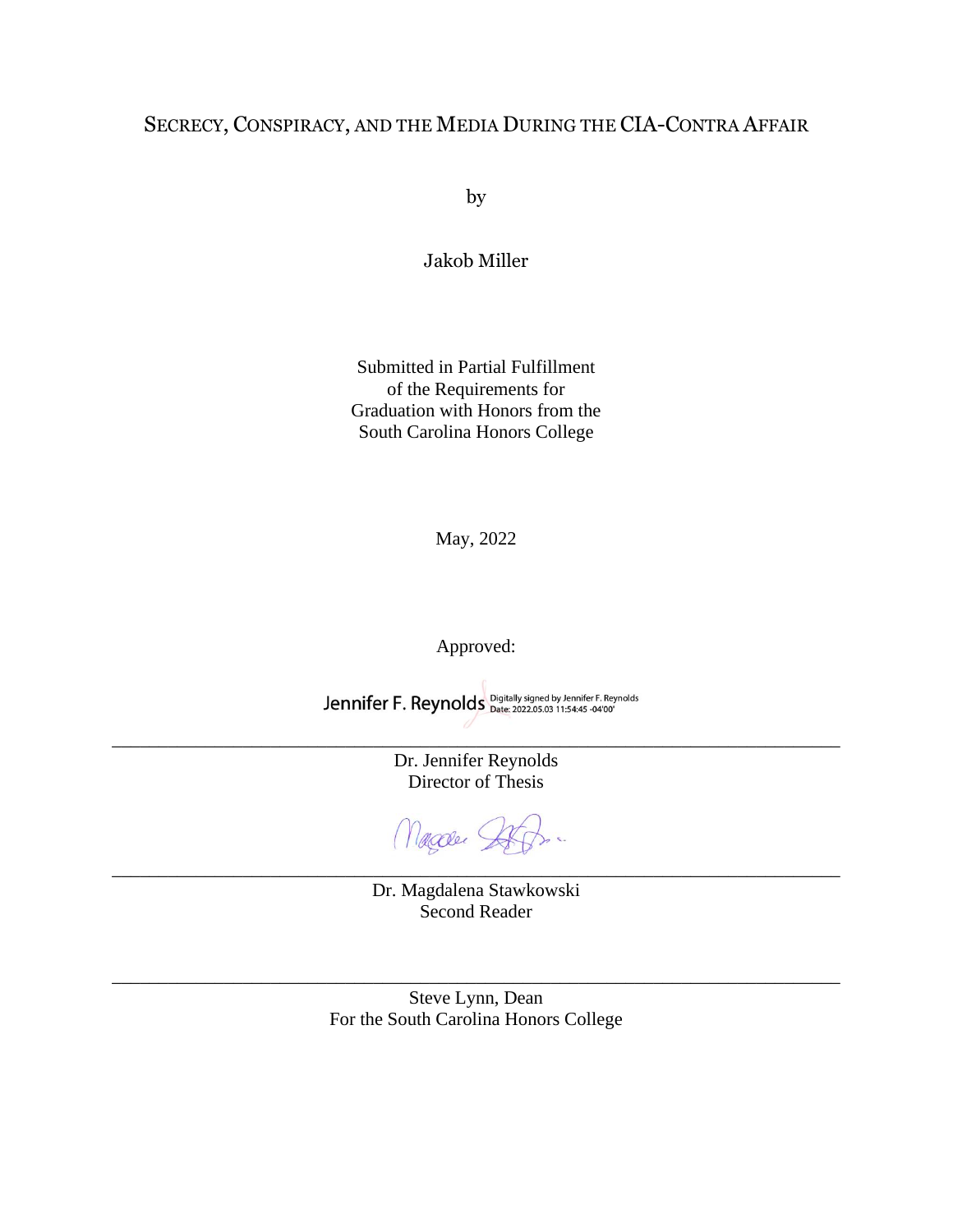# SECRECY, CONSPIRACY, AND THE MEDIA DURING THE CIA-CONTRA AFFAIR

by

Jakob Miller

Submitted in Partial Fulfillment
of the Requirements for
Graduation with Honors from the
South Carolina Honors College

May, 2022

Approved:

Jennifer F. Reynolds Digitally signed by Jennifer F. Reynolds Date: 2022.05.03 11:54:45 -04'00'

---

Dr. Jennifer Reynolds
Director of Thesis

---

Dr. Magdalena Stawkowski
Second Reader

---

Steve Lynn, Dean
For the South Carolina Honors College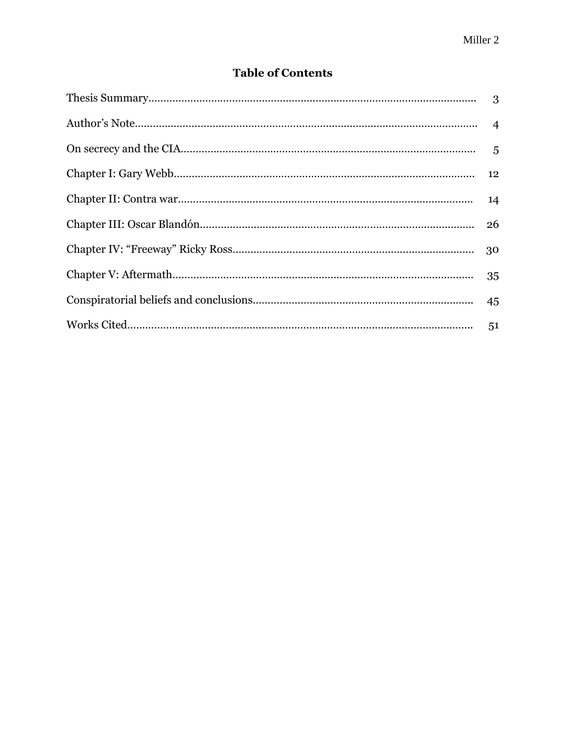## Table of Contents

| | |
|---|---|
| Thesis Summary | 3 |
| Author's Note | 4 |
| On secrecy and the CIA | 5 |
| Chapter I: Gary Webb | 12 |
| Chapter II: Contra war | 14 |
| Chapter III: Oscar Blandón | 26 |
| Chapter IV: "Freeway" Ricky Ross | 30 |
| Chapter V: Aftermath | 35 |
| Conspiratorial beliefs and conclusions | 45 |
| Works Cited | 51 |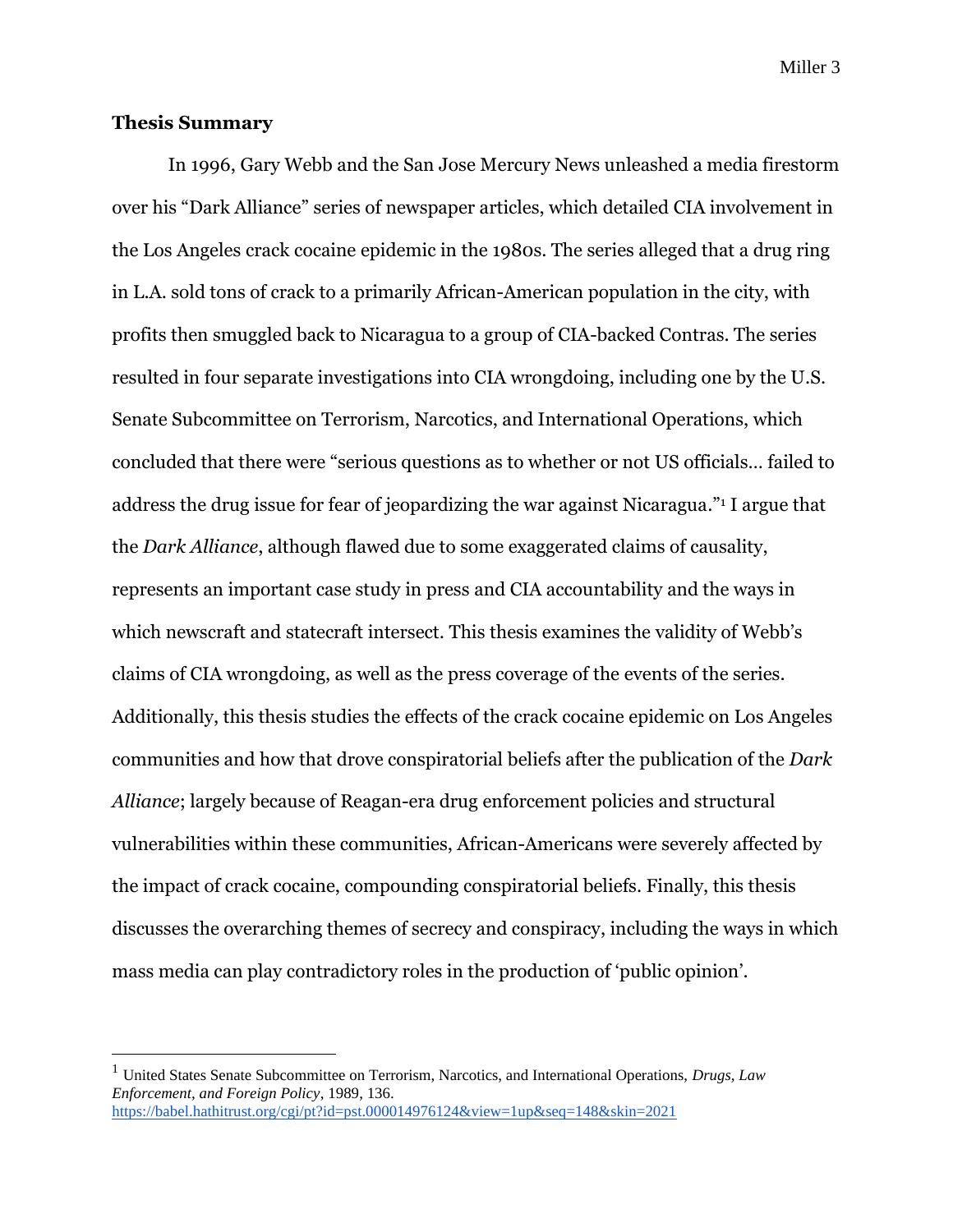## Thesis Summary

In 1996, Gary Webb and the San Jose Mercury News unleashed a media firestorm over his "Dark Alliance" series of newspaper articles, which detailed CIA involvement in the Los Angeles crack cocaine epidemic in the 1980s. The series alleged that a drug ring in L.A. sold tons of crack to a primarily African-American population in the city, with profits then smuggled back to Nicaragua to a group of CIA-backed Contras. The series resulted in four separate investigations into CIA wrongdoing, including one by the U.S. Senate Subcommittee on Terrorism, Narcotics, and International Operations, which concluded that there were "serious questions as to whether or not US officials… failed to address the drug issue for fear of jeopardizing the war against Nicaragua."[1] I argue that the *Dark Alliance*, although flawed due to some exaggerated claims of causality, represents an important case study in press and CIA accountability and the ways in which newscraft and statecraft intersect. This thesis examines the validity of Webb's claims of CIA wrongdoing, as well as the press coverage of the events of the series. Additionally, this thesis studies the effects of the crack cocaine epidemic on Los Angeles communities and how that drove conspiratorial beliefs after the publication of the *Dark Alliance*; largely because of Reagan-era drug enforcement policies and structural vulnerabilities within these communities, African-Americans were severely affected by the impact of crack cocaine, compounding conspiratorial beliefs. Finally, this thesis discusses the overarching themes of secrecy and conspiracy, including the ways in which mass media can play contradictory roles in the production of 'public opinion'.

---

[1] United States Senate Subcommittee on Terrorism, Narcotics, and International Operations, *Drugs, Law Enforcement, and Foreign Policy*, 1989, 136. https://babel.hathitrust.org/cgi/pt?id=pst.000014976124&view=1up&seq=148&skin=2021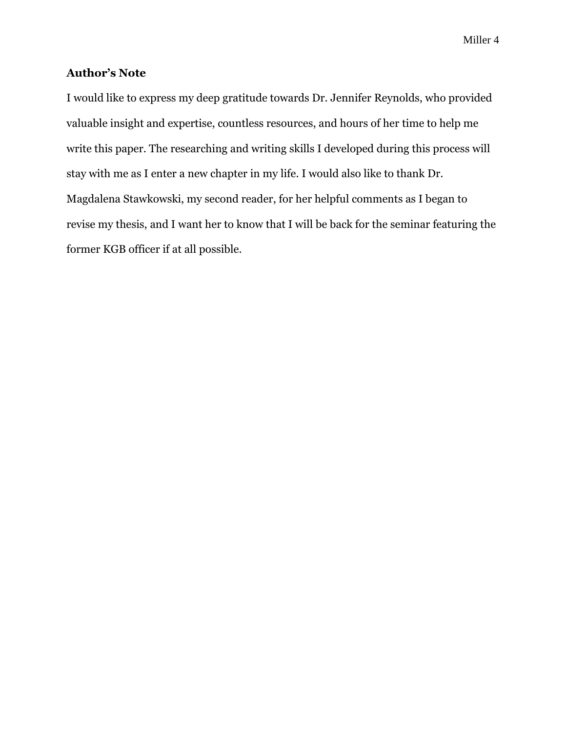## Author's Note

I would like to express my deep gratitude towards Dr. Jennifer Reynolds, who provided valuable insight and expertise, countless resources, and hours of her time to help me write this paper. The researching and writing skills I developed during this process will stay with me as I enter a new chapter in my life. I would also like to thank Dr. Magdalena Stawkowski, my second reader, for her helpful comments as I began to revise my thesis, and I want her to know that I will be back for the seminar featuring the former KGB officer if at all possible.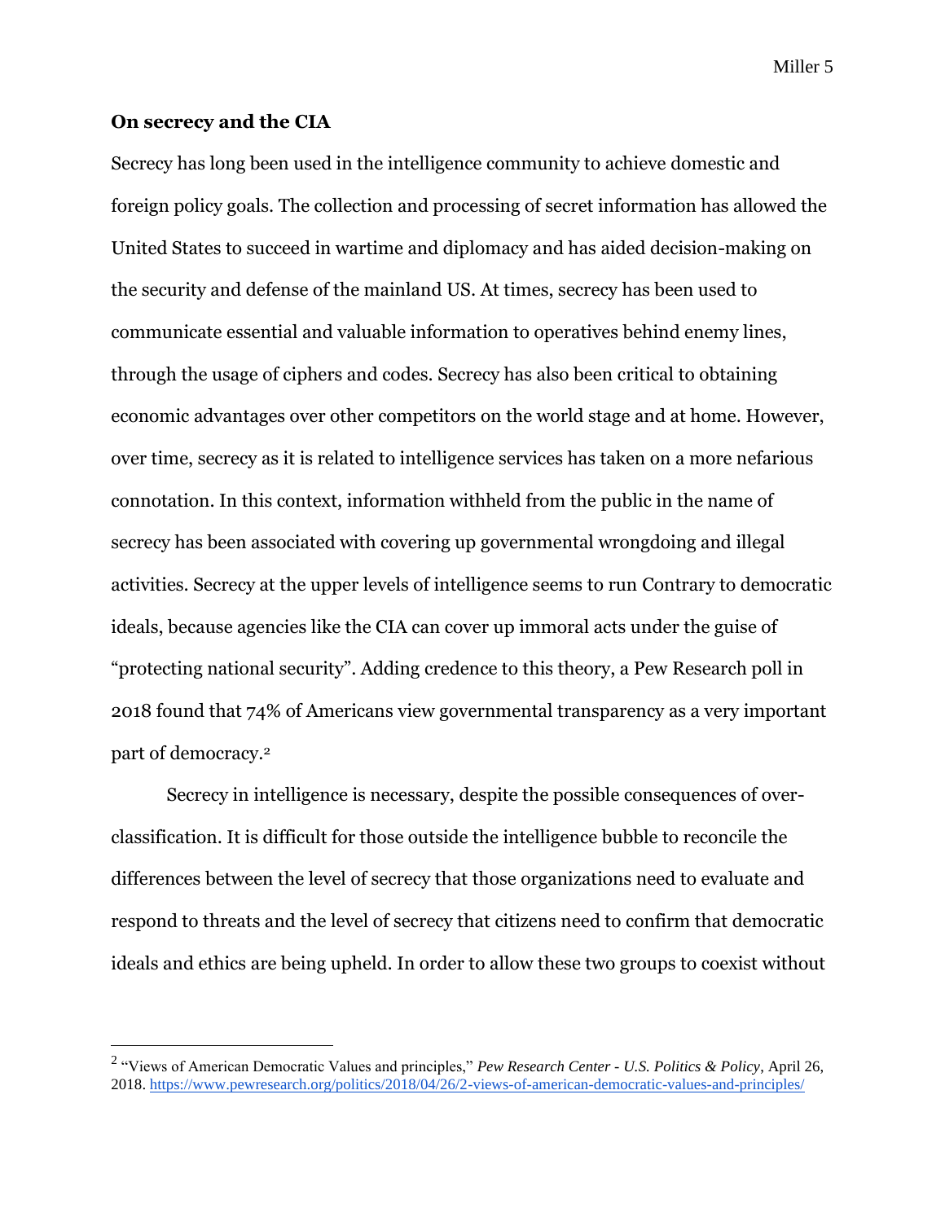**On secrecy and the CIA**

Secrecy has long been used in the intelligence community to achieve domestic and foreign policy goals. The collection and processing of secret information has allowed the United States to succeed in wartime and diplomacy and has aided decision-making on the security and defense of the mainland US. At times, secrecy has been used to communicate essential and valuable information to operatives behind enemy lines, through the usage of ciphers and codes. Secrecy has also been critical to obtaining economic advantages over other competitors on the world stage and at home. However, over time, secrecy as it is related to intelligence services has taken on a more nefarious connotation. In this context, information withheld from the public in the name of secrecy has been associated with covering up governmental wrongdoing and illegal activities. Secrecy at the upper levels of intelligence seems to run Contrary to democratic ideals, because agencies like the CIA can cover up immoral acts under the guise of "protecting national security". Adding credence to this theory, a Pew Research poll in 2018 found that 74% of Americans view governmental transparency as a very important part of democracy.[2]

Secrecy in intelligence is necessary, despite the possible consequences of over-classification. It is difficult for those outside the intelligence bubble to reconcile the differences between the level of secrecy that those organizations need to evaluate and respond to threats and the level of secrecy that citizens need to confirm that democratic ideals and ethics are being upheld. In order to allow these two groups to coexist without

---

[2] "Views of American Democratic Values and principles," *Pew Research Center - U.S. Politics & Policy*, April 26, 2018. https://www.pewresearch.org/politics/2018/04/26/2-views-of-american-democratic-values-and-principles/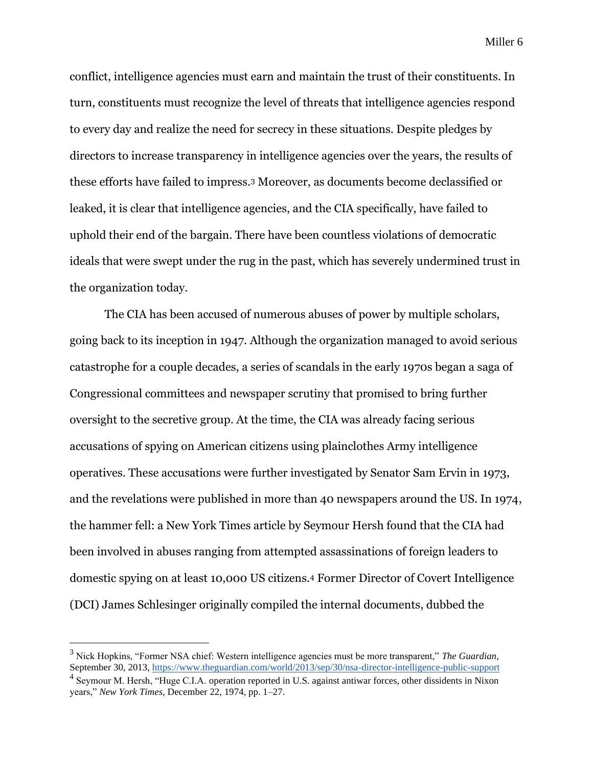conflict, intelligence agencies must earn and maintain the trust of their constituents. In turn, constituents must recognize the level of threats that intelligence agencies respond to every day and realize the need for secrecy in these situations. Despite pledges by directors to increase transparency in intelligence agencies over the years, the results of these efforts have failed to impress.[3] Moreover, as documents become declassified or leaked, it is clear that intelligence agencies, and the CIA specifically, have failed to uphold their end of the bargain. There have been countless violations of democratic ideals that were swept under the rug in the past, which has severely undermined trust in the organization today.

The CIA has been accused of numerous abuses of power by multiple scholars, going back to its inception in 1947. Although the organization managed to avoid serious catastrophe for a couple decades, a series of scandals in the early 1970s began a saga of Congressional committees and newspaper scrutiny that promised to bring further oversight to the secretive group. At the time, the CIA was already facing serious accusations of spying on American citizens using plainclothes Army intelligence operatives. These accusations were further investigated by Senator Sam Ervin in 1973, and the revelations were published in more than 40 newspapers around the US. In 1974, the hammer fell: a New York Times article by Seymour Hersh found that the CIA had been involved in abuses ranging from attempted assassinations of foreign leaders to domestic spying on at least 10,000 US citizens.[4] Former Director of Covert Intelligence (DCI) James Schlesinger originally compiled the internal documents, dubbed the

---

[3] Nick Hopkins, "Former NSA chief: Western intelligence agencies must be more transparent," *The Guardian*, September 30, 2013, https://www.theguardian.com/world/2013/sep/30/nsa-director-intelligence-public-support

[4] Seymour M. Hersh, "Huge C.I.A. operation reported in U.S. against antiwar forces, other dissidents in Nixon years," *New York Times*, December 22, 1974, pp. 1–27.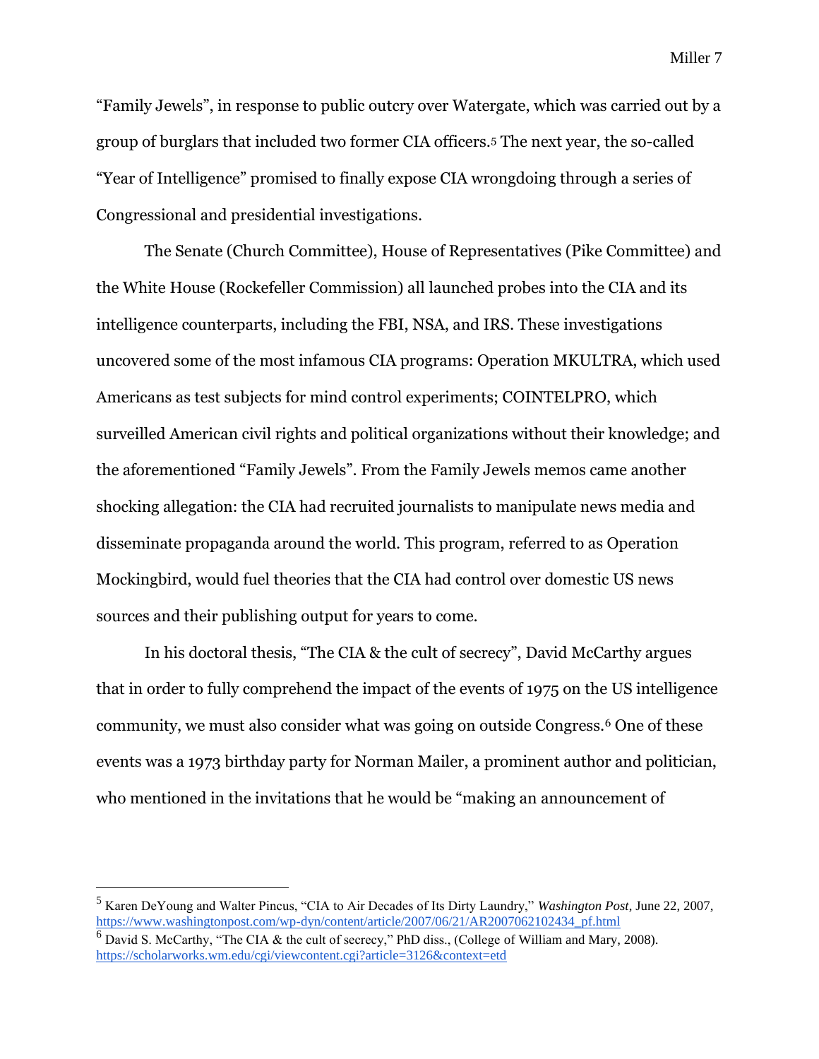"Family Jewels", in response to public outcry over Watergate, which was carried out by a group of burglars that included two former CIA officers.[5] The next year, the so-called "Year of Intelligence" promised to finally expose CIA wrongdoing through a series of Congressional and presidential investigations.

The Senate (Church Committee), House of Representatives (Pike Committee) and the White House (Rockefeller Commission) all launched probes into the CIA and its intelligence counterparts, including the FBI, NSA, and IRS. These investigations uncovered some of the most infamous CIA programs: Operation MKULTRA, which used Americans as test subjects for mind control experiments; COINTELPRO, which surveilled American civil rights and political organizations without their knowledge; and the aforementioned "Family Jewels". From the Family Jewels memos came another shocking allegation: the CIA had recruited journalists to manipulate news media and disseminate propaganda around the world. This program, referred to as Operation Mockingbird, would fuel theories that the CIA had control over domestic US news sources and their publishing output for years to come.

In his doctoral thesis, "The CIA & the cult of secrecy", David McCarthy argues that in order to fully comprehend the impact of the events of 1975 on the US intelligence community, we must also consider what was going on outside Congress.[6] One of these events was a 1973 birthday party for Norman Mailer, a prominent author and politician, who mentioned in the invitations that he would be "making an announcement of

---

[5] Karen DeYoung and Walter Pincus, "CIA to Air Decades of Its Dirty Laundry," *Washington Post*, June 22, 2007, https://www.washingtonpost.com/wp-dyn/content/article/2007/06/21/AR2007062102434_pf.html

[6] David S. McCarthy, "The CIA & the cult of secrecy," PhD diss., (College of William and Mary, 2008). https://scholarworks.wm.edu/cgi/viewcontent.cgi?article=3126&context=etd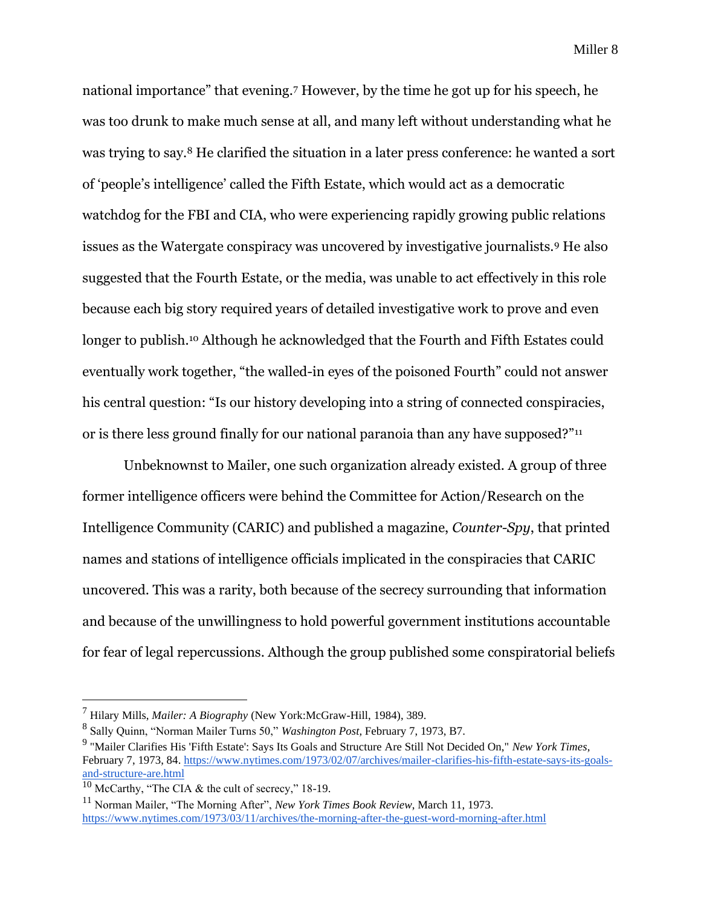national importance" that evening.[7] However, by the time he got up for his speech, he was too drunk to make much sense at all, and many left without understanding what he was trying to say.[8] He clarified the situation in a later press conference: he wanted a sort of 'people's intelligence' called the Fifth Estate, which would act as a democratic watchdog for the FBI and CIA, who were experiencing rapidly growing public relations issues as the Watergate conspiracy was uncovered by investigative journalists.[9] He also suggested that the Fourth Estate, or the media, was unable to act effectively in this role because each big story required years of detailed investigative work to prove and even longer to publish.[10] Although he acknowledged that the Fourth and Fifth Estates could eventually work together, "the walled-in eyes of the poisoned Fourth" could not answer his central question: "Is our history developing into a string of connected conspiracies, or is there less ground finally for our national paranoia than any have supposed?"[11]

Unbeknownst to Mailer, one such organization already existed. A group of three former intelligence officers were behind the Committee for Action/Research on the Intelligence Community (CARIC) and published a magazine, *Counter-Spy*, that printed names and stations of intelligence officials implicated in the conspiracies that CARIC uncovered. This was a rarity, both because of the secrecy surrounding that information and because of the unwillingness to hold powerful government institutions accountable for fear of legal repercussions. Although the group published some conspiratorial beliefs

---

[7] Hilary Mills, *Mailer: A Biography* (New York:McGraw-Hill, 1984), 389.

[8] Sally Quinn, "Norman Mailer Turns 50," *Washington Post,* February 7, 1973, B7.

[9] "Mailer Clarifies His 'Fifth Estate': Says Its Goals and Structure Are Still Not Decided On," *New York Times*, February 7, 1973, 84. https://www.nytimes.com/1973/02/07/archives/mailer-clarifies-his-fifth-estate-says-its-goals-and-structure-are.html

[10] McCarthy, "The CIA & the cult of secrecy," 18-19.

[11] Norman Mailer, "The Morning After", *New York Times Book Review*, March 11, 1973. https://www.nytimes.com/1973/03/11/archives/the-morning-after-the-guest-word-morning-after.html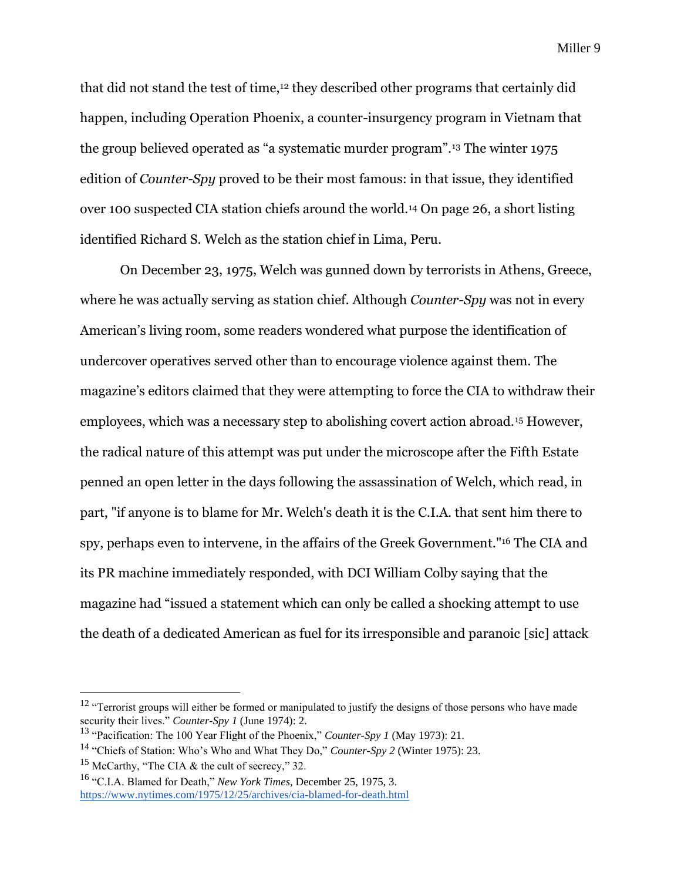that did not stand the test of time,[12] they described other programs that certainly did happen, including Operation Phoenix, a counter-insurgency program in Vietnam that the group believed operated as "a systematic murder program".[13] The winter 1975 edition of *Counter-Spy* proved to be their most famous: in that issue, they identified over 100 suspected CIA station chiefs around the world.[14] On page 26, a short listing identified Richard S. Welch as the station chief in Lima, Peru.

On December 23, 1975, Welch was gunned down by terrorists in Athens, Greece, where he was actually serving as station chief. Although *Counter-Spy* was not in every American's living room, some readers wondered what purpose the identification of undercover operatives served other than to encourage violence against them. The magazine's editors claimed that they were attempting to force the CIA to withdraw their employees, which was a necessary step to abolishing covert action abroad.[15] However, the radical nature of this attempt was put under the microscope after the Fifth Estate penned an open letter in the days following the assassination of Welch, which read, in part, "if anyone is to blame for Mr. Welch's death it is the C.I.A. that sent him there to spy, perhaps even to intervene, in the affairs of the Greek Government."[16] The CIA and its PR machine immediately responded, with DCI William Colby saying that the magazine had "issued a statement which can only be called a shocking attempt to use the death of a dedicated American as fuel for its irresponsible and paranoic [sic] attack

---

[12] "Terrorist groups will either be formed or manipulated to justify the designs of those persons who have made security their lives." *Counter-Spy 1* (June 1974): 2.

[13] "Pacification: The 100 Year Flight of the Phoenix," *Counter-Spy 1* (May 1973): 21.

[14] "Chiefs of Station: Who's Who and What They Do," *Counter-Spy 2* (Winter 1975): 23.

[15] McCarthy, "The CIA & the cult of secrecy," 32.

[16] "C.I.A. Blamed for Death," *New York Times,* December 25, 1975, 3. https://www.nytimes.com/1975/12/25/archives/cia-blamed-for-death.html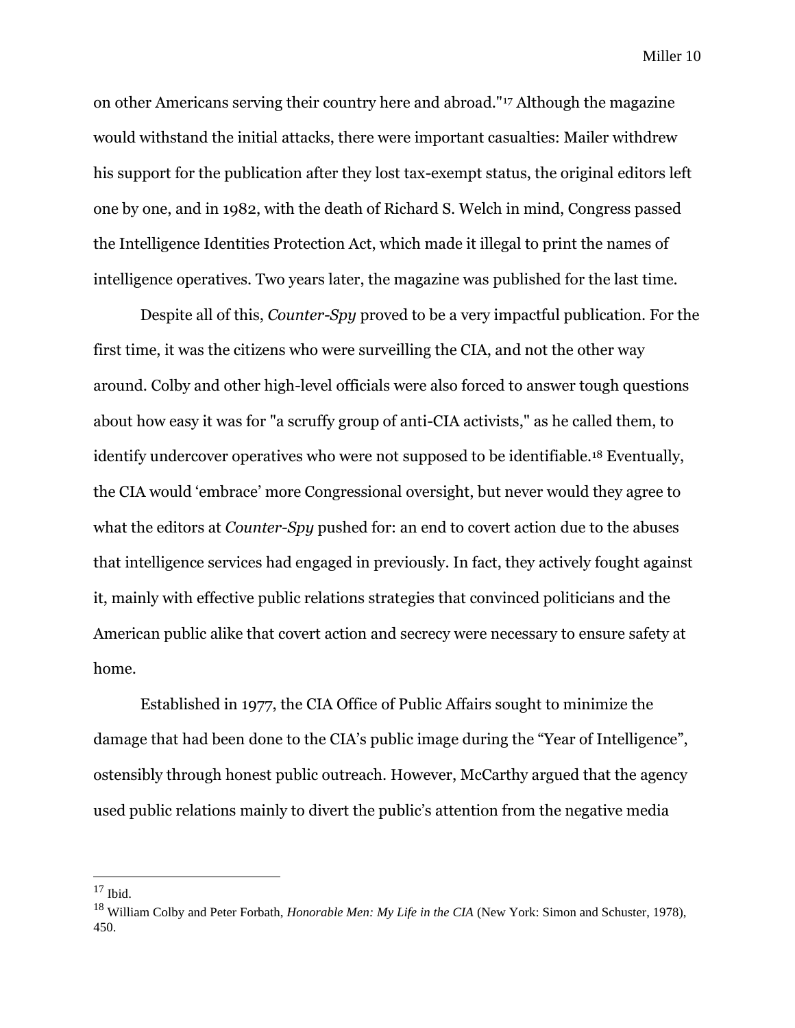on other Americans serving their country here and abroad."[17] Although the magazine would withstand the initial attacks, there were important casualties: Mailer withdrew his support for the publication after they lost tax-exempt status, the original editors left one by one, and in 1982, with the death of Richard S. Welch in mind, Congress passed the Intelligence Identities Protection Act, which made it illegal to print the names of intelligence operatives. Two years later, the magazine was published for the last time.

Despite all of this, *Counter-Spy* proved to be a very impactful publication. For the first time, it was the citizens who were surveilling the CIA, and not the other way around. Colby and other high-level officials were also forced to answer tough questions about how easy it was for "a scruffy group of anti-CIA activists," as he called them, to identify undercover operatives who were not supposed to be identifiable.[18] Eventually, the CIA would 'embrace' more Congressional oversight, but never would they agree to what the editors at *Counter-Spy* pushed for: an end to covert action due to the abuses that intelligence services had engaged in previously. In fact, they actively fought against it, mainly with effective public relations strategies that convinced politicians and the American public alike that covert action and secrecy were necessary to ensure safety at home.

Established in 1977, the CIA Office of Public Affairs sought to minimize the damage that had been done to the CIA's public image during the "Year of Intelligence", ostensibly through honest public outreach. However, McCarthy argued that the agency used public relations mainly to divert the public's attention from the negative media

---

[17] Ibid.

[18] William Colby and Peter Forbath, *Honorable Men: My Life in the CIA* (New York: Simon and Schuster, 1978), 450.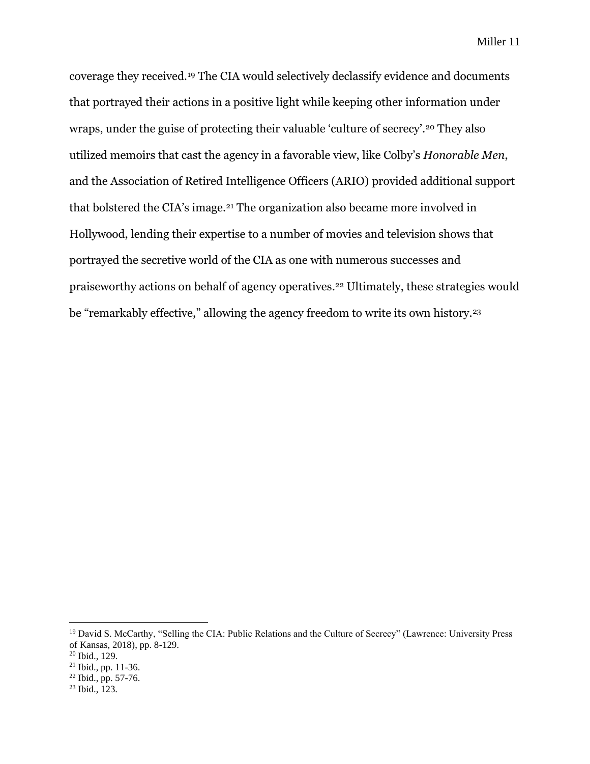coverage they received.[19] The CIA would selectively declassify evidence and documents that portrayed their actions in a positive light while keeping other information under wraps, under the guise of protecting their valuable 'culture of secrecy'.[20] They also utilized memoirs that cast the agency in a favorable view, like Colby's *Honorable Men*, and the Association of Retired Intelligence Officers (ARIO) provided additional support that bolstered the CIA's image.[21] The organization also became more involved in Hollywood, lending their expertise to a number of movies and television shows that portrayed the secretive world of the CIA as one with numerous successes and praiseworthy actions on behalf of agency operatives.[22] Ultimately, these strategies would be "remarkably effective," allowing the agency freedom to write its own history.[23]

---

[19] David S. McCarthy, "Selling the CIA: Public Relations and the Culture of Secrecy" (Lawrence: University Press of Kansas, 2018), pp. 8-129.
[20] Ibid., 129.
[21] Ibid., pp. 11-36.
[22] Ibid., pp. 57-76.
[23] Ibid., 123.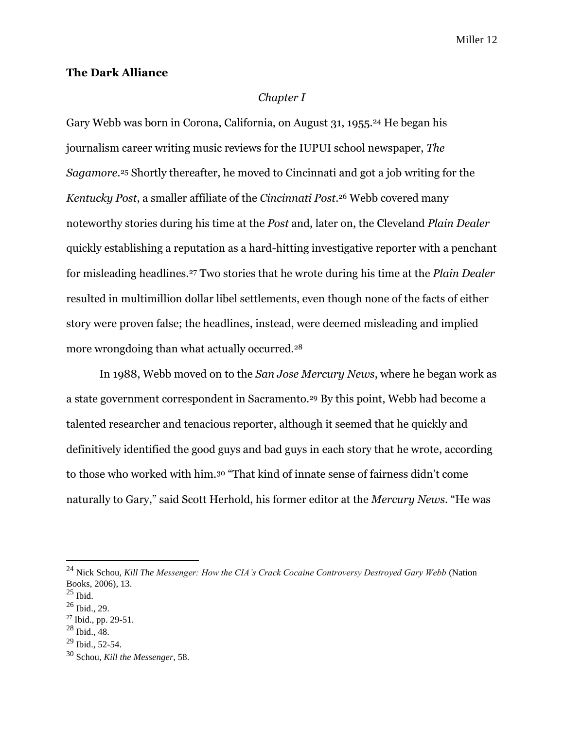**The Dark Alliance**

*Chapter I*

Gary Webb was born in Corona, California, on August 31, 1955.[24] He began his journalism career writing music reviews for the IUPUI school newspaper, *The Sagamore*.[25] Shortly thereafter, he moved to Cincinnati and got a job writing for the *Kentucky Post*, a smaller affiliate of the *Cincinnati Post*.[26] Webb covered many noteworthy stories during his time at the *Post* and, later on, the Cleveland *Plain Dealer* quickly establishing a reputation as a hard-hitting investigative reporter with a penchant for misleading headlines.[27] Two stories that he wrote during his time at the *Plain Dealer* resulted in multimillion dollar libel settlements, even though none of the facts of either story were proven false; the headlines, instead, were deemed misleading and implied more wrongdoing than what actually occurred.[28]

In 1988, Webb moved on to the *San Jose Mercury News*, where he began work as a state government correspondent in Sacramento.[29] By this point, Webb had become a talented researcher and tenacious reporter, although it seemed that he quickly and definitively identified the good guys and bad guys in each story that he wrote, according to those who worked with him.[30] "That kind of innate sense of fairness didn't come naturally to Gary," said Scott Herhold, his former editor at the *Mercury News*. "He was

---

[24] Nick Schou, *Kill The Messenger: How the CIA's Crack Cocaine Controversy Destroyed Gary Webb* (Nation Books, 2006), 13.

[25] Ibid.

[26] Ibid., 29.

[27] Ibid., pp. 29-51.

[28] Ibid., 48.

[29] Ibid., 52-54.

[30] Schou, *Kill the Messenger*, 58.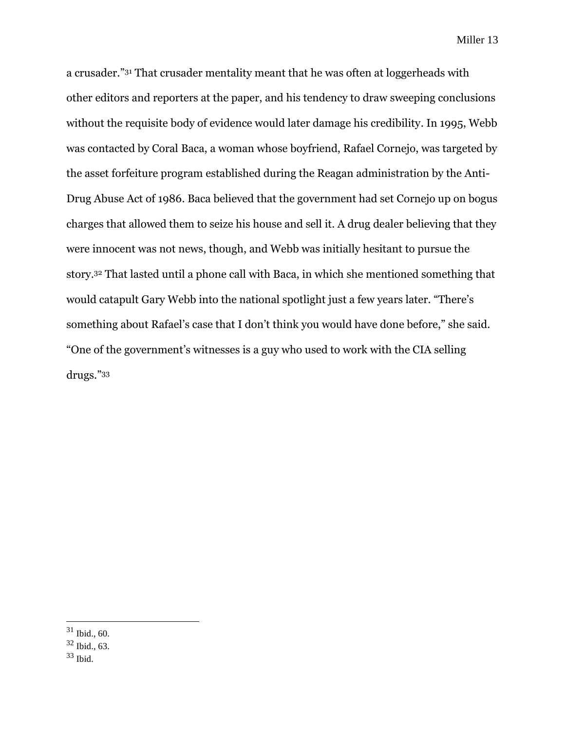a crusader."[31] That crusader mentality meant that he was often at loggerheads with other editors and reporters at the paper, and his tendency to draw sweeping conclusions without the requisite body of evidence would later damage his credibility. In 1995, Webb was contacted by Coral Baca, a woman whose boyfriend, Rafael Cornejo, was targeted by the asset forfeiture program established during the Reagan administration by the Anti-Drug Abuse Act of 1986. Baca believed that the government had set Cornejo up on bogus charges that allowed them to seize his house and sell it. A drug dealer believing that they were innocent was not news, though, and Webb was initially hesitant to pursue the story.[32] That lasted until a phone call with Baca, in which she mentioned something that would catapult Gary Webb into the national spotlight just a few years later. "There's something about Rafael's case that I don't think you would have done before," she said. "One of the government's witnesses is a guy who used to work with the CIA selling drugs."[33]

---

[31] Ibid., 60.
[32] Ibid., 63.
[33] Ibid.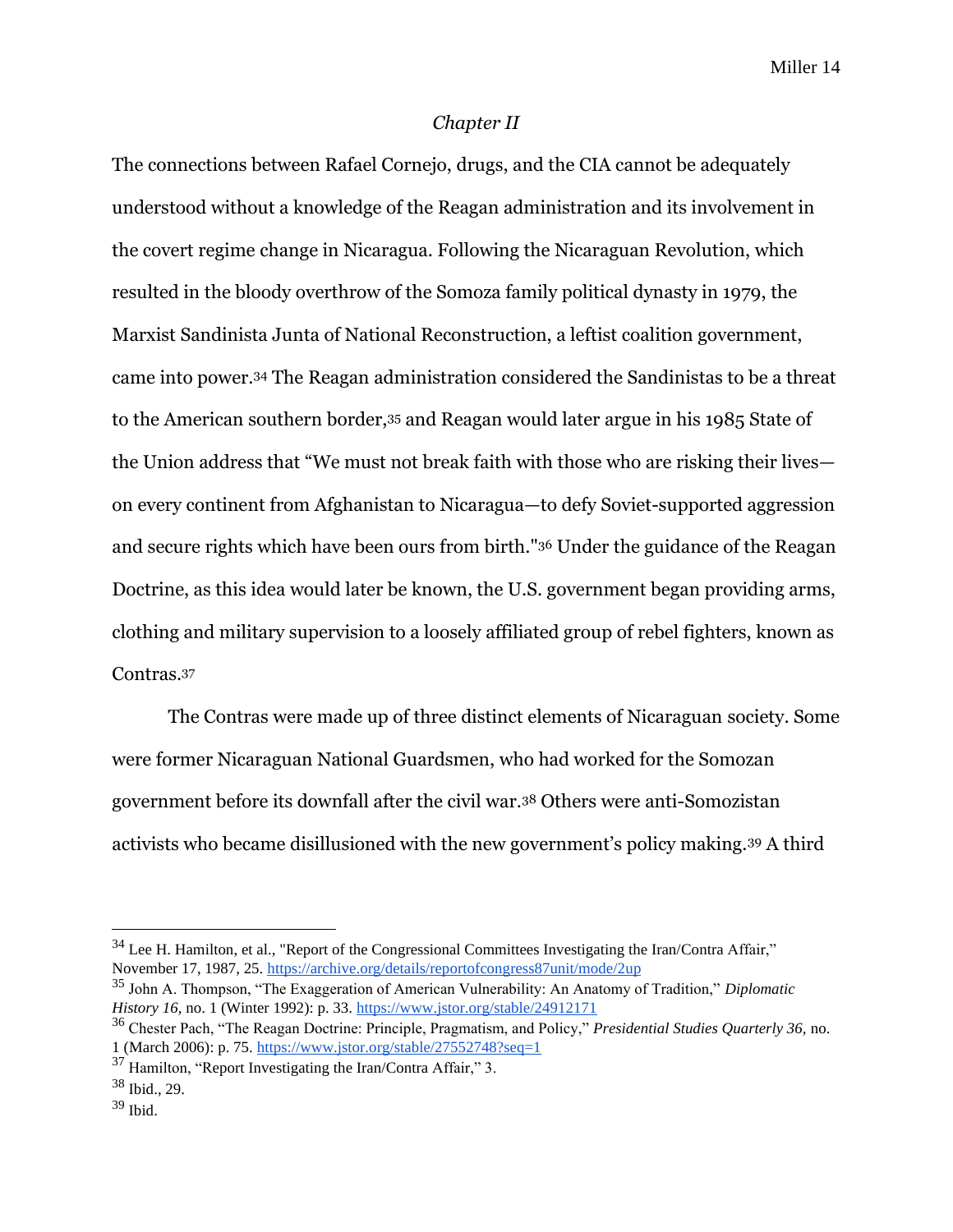*Chapter II*

The connections between Rafael Cornejo, drugs, and the CIA cannot be adequately understood without a knowledge of the Reagan administration and its involvement in the covert regime change in Nicaragua. Following the Nicaraguan Revolution, which resulted in the bloody overthrow of the Somoza family political dynasty in 1979, the Marxist Sandinista Junta of National Reconstruction, a leftist coalition government, came into power.[34] The Reagan administration considered the Sandinistas to be a threat to the American southern border,[35] and Reagan would later argue in his 1985 State of the Union address that "We must not break faith with those who are risking their lives—on every continent from Afghanistan to Nicaragua—to defy Soviet-supported aggression and secure rights which have been ours from birth."[36] Under the guidance of the Reagan Doctrine, as this idea would later be known, the U.S. government began providing arms, clothing and military supervision to a loosely affiliated group of rebel fighters, known as Contras.[37]

The Contras were made up of three distinct elements of Nicaraguan society. Some were former Nicaraguan National Guardsmen, who had worked for the Somozan government before its downfall after the civil war.[38] Others were anti-Somozistan activists who became disillusioned with the new government's policy making.[39] A third

---

[34] Lee H. Hamilton, et al., "Report of the Congressional Committees Investigating the Iran/Contra Affair," November 17, 1987, 25. https://archive.org/details/reportofcongress87unit/mode/2up

[35] John A. Thompson, "The Exaggeration of American Vulnerability: An Anatomy of Tradition," *Diplomatic History 16*, no. 1 (Winter 1992): p. 33. https://www.jstor.org/stable/24912171

[36] Chester Pach, "The Reagan Doctrine: Principle, Pragmatism, and Policy," *Presidential Studies Quarterly 36*, no. 1 (March 2006): p. 75. https://www.jstor.org/stable/27552748?seq=1

[37] Hamilton, "Report Investigating the Iran/Contra Affair," 3.

[38] Ibid., 29.

[39] Ibid.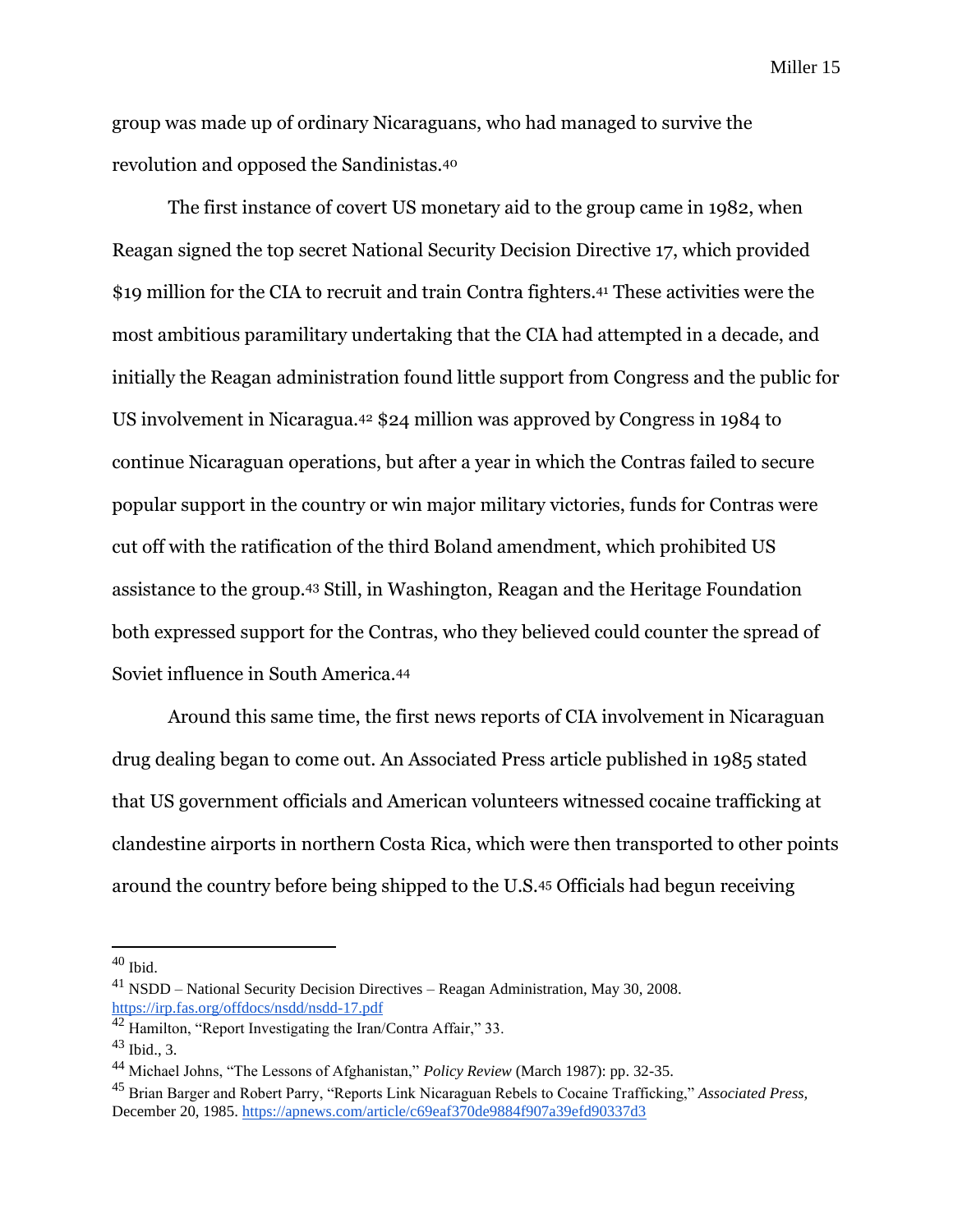group was made up of ordinary Nicaraguans, who had managed to survive the revolution and opposed the Sandinistas.[40]

The first instance of covert US monetary aid to the group came in 1982, when Reagan signed the top secret National Security Decision Directive 17, which provided $19 million for the CIA to recruit and train Contra fighters.[41] These activities were the most ambitious paramilitary undertaking that the CIA had attempted in a decade, and initially the Reagan administration found little support from Congress and the public for US involvement in Nicaragua.[42] $24 million was approved by Congress in 1984 to continue Nicaraguan operations, but after a year in which the Contras failed to secure popular support in the country or win major military victories, funds for Contras were cut off with the ratification of the third Boland amendment, which prohibited US assistance to the group.[43] Still, in Washington, Reagan and the Heritage Foundation both expressed support for the Contras, who they believed could counter the spread of Soviet influence in South America.[44]

Around this same time, the first news reports of CIA involvement in Nicaraguan drug dealing began to come out. An Associated Press article published in 1985 stated that US government officials and American volunteers witnessed cocaine trafficking at clandestine airports in northern Costa Rica, which were then transported to other points around the country before being shipped to the U.S.[45] Officials had begun receiving

---

[40] Ibid.

[41] NSDD – National Security Decision Directives – Reagan Administration, May 30, 2008. https://irp.fas.org/offdocs/nsdd/nsdd-17.pdf

[42] Hamilton, "Report Investigating the Iran/Contra Affair," 33.

[43] Ibid., 3.

[44] Michael Johns, "The Lessons of Afghanistan," *Policy Review* (March 1987): pp. 32-35.

[45] Brian Barger and Robert Parry, "Reports Link Nicaraguan Rebels to Cocaine Trafficking," *Associated Press,* December 20, 1985. https://apnews.com/article/c69eaf370de9884f907a39efd90337d3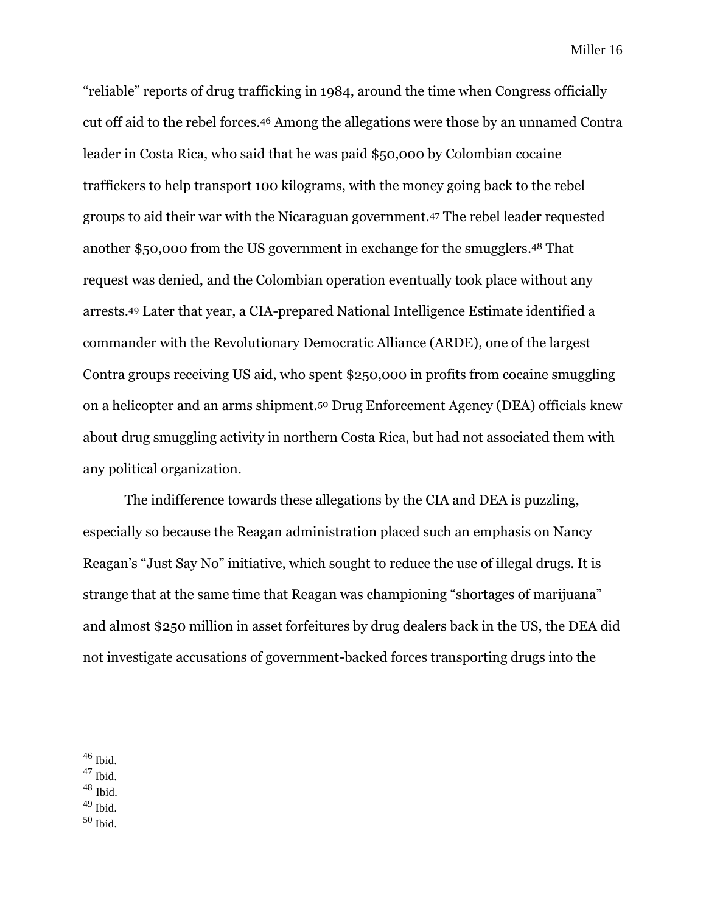“reliable” reports of drug trafficking in 1984, around the time when Congress officially cut off aid to the rebel forces.[46] Among the allegations were those by an unnamed Contra leader in Costa Rica, who said that he was paid $50,000 by Colombian cocaine traffickers to help transport 100 kilograms, with the money going back to the rebel groups to aid their war with the Nicaraguan government.[47] The rebel leader requested another $50,000 from the US government in exchange for the smugglers.[48] That request was denied, and the Colombian operation eventually took place without any arrests.[49] Later that year, a CIA-prepared National Intelligence Estimate identified a commander with the Revolutionary Democratic Alliance (ARDE), one of the largest Contra groups receiving US aid, who spent $250,000 in profits from cocaine smuggling on a helicopter and an arms shipment.[50] Drug Enforcement Agency (DEA) officials knew about drug smuggling activity in northern Costa Rica, but had not associated them with any political organization.

The indifference towards these allegations by the CIA and DEA is puzzling, especially so because the Reagan administration placed such an emphasis on Nancy Reagan’s “Just Say No” initiative, which sought to reduce the use of illegal drugs. It is strange that at the same time that Reagan was championing “shortages of marijuana” and almost $250 million in asset forfeitures by drug dealers back in the US, the DEA did not investigate accusations of government-backed forces transporting drugs into the

---

[46] Ibid.
[47] Ibid.
[48] Ibid.
[49] Ibid.
[50] Ibid.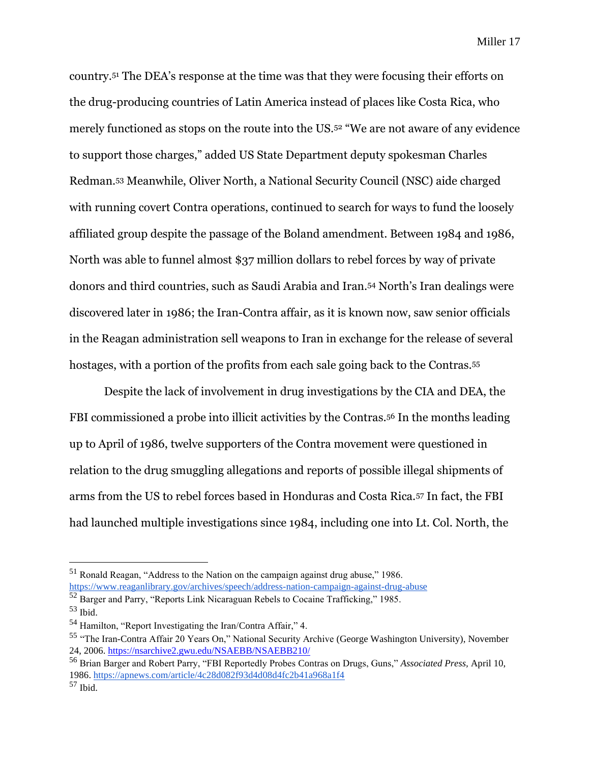country.[51] The DEA's response at the time was that they were focusing their efforts on the drug-producing countries of Latin America instead of places like Costa Rica, who merely functioned as stops on the route into the US.[52] "We are not aware of any evidence to support those charges," added US State Department deputy spokesman Charles Redman.[53] Meanwhile, Oliver North, a National Security Council (NSC) aide charged with running covert Contra operations, continued to search for ways to fund the loosely affiliated group despite the passage of the Boland amendment. Between 1984 and 1986, North was able to funnel almost $37 million dollars to rebel forces by way of private donors and third countries, such as Saudi Arabia and Iran.[54] North's Iran dealings were discovered later in 1986; the Iran-Contra affair, as it is known now, saw senior officials in the Reagan administration sell weapons to Iran in exchange for the release of several hostages, with a portion of the profits from each sale going back to the Contras.[55]

Despite the lack of involvement in drug investigations by the CIA and DEA, the FBI commissioned a probe into illicit activities by the Contras.[56] In the months leading up to April of 1986, twelve supporters of the Contra movement were questioned in relation to the drug smuggling allegations and reports of possible illegal shipments of arms from the US to rebel forces based in Honduras and Costa Rica.[57] In fact, the FBI had launched multiple investigations since 1984, including one into Lt. Col. North, the

---

[51] Ronald Reagan, "Address to the Nation on the campaign against drug abuse," 1986. https://www.reaganlibrary.gov/archives/speech/address-nation-campaign-against-drug-abuse

[52] Barger and Parry, "Reports Link Nicaraguan Rebels to Cocaine Trafficking," 1985.

[53] Ibid.

[54] Hamilton, "Report Investigating the Iran/Contra Affair," 4.

[55] "The Iran-Contra Affair 20 Years On," National Security Archive (George Washington University), November 24, 2006. https://nsarchive2.gwu.edu/NSAEBB/NSAEBB210/

[56] Brian Barger and Robert Parry, "FBI Reportedly Probes Contras on Drugs, Guns," *Associated Press,* April 10, 1986. https://apnews.com/article/4c28d082f93d4d08d4fc2b41a968a1f4

[57] Ibid.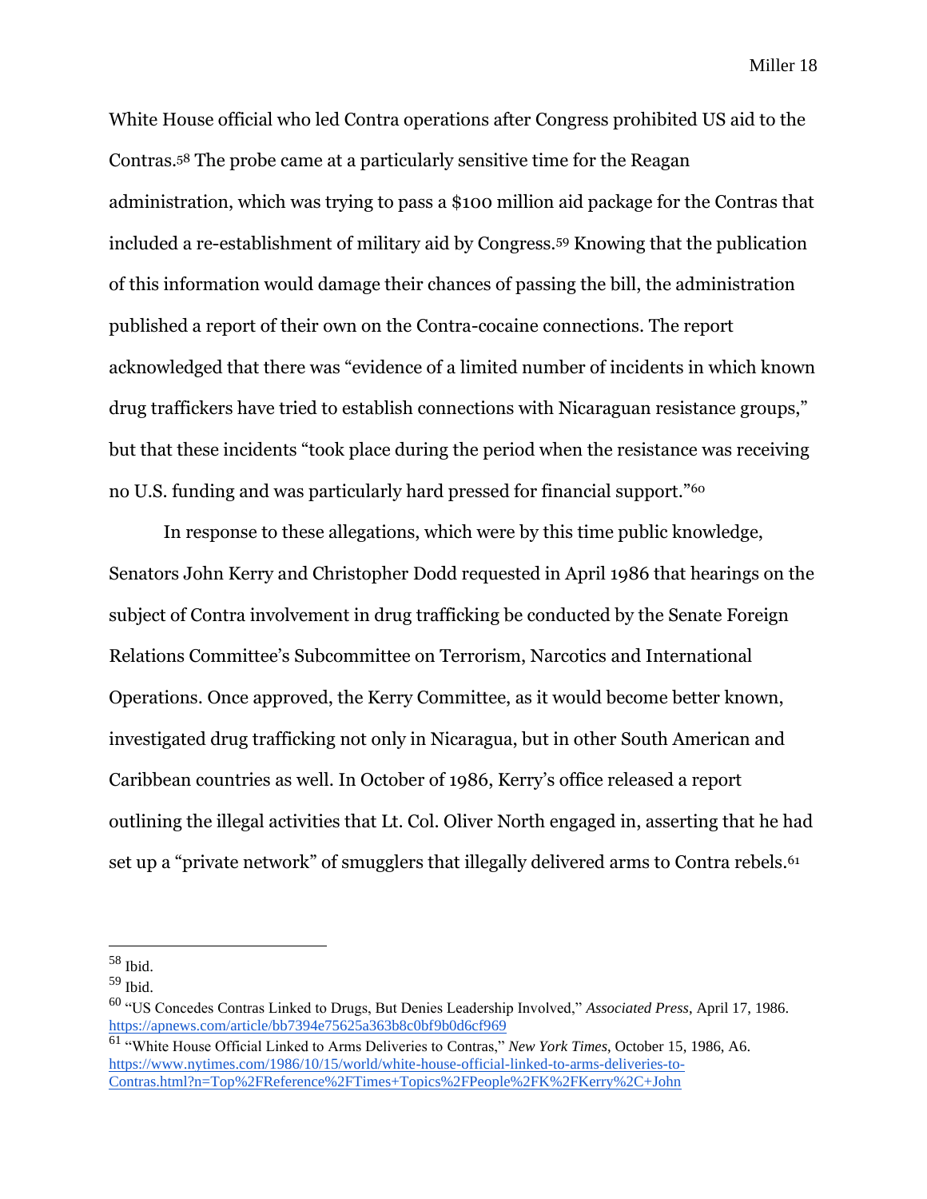White House official who led Contra operations after Congress prohibited US aid to the Contras.[58] The probe came at a particularly sensitive time for the Reagan administration, which was trying to pass a $100 million aid package for the Contras that included a re-establishment of military aid by Congress.[59] Knowing that the publication of this information would damage their chances of passing the bill, the administration published a report of their own on the Contra-cocaine connections. The report acknowledged that there was "evidence of a limited number of incidents in which known drug traffickers have tried to establish connections with Nicaraguan resistance groups," but that these incidents "took place during the period when the resistance was receiving no U.S. funding and was particularly hard pressed for financial support."[60]

In response to these allegations, which were by this time public knowledge, Senators John Kerry and Christopher Dodd requested in April 1986 that hearings on the subject of Contra involvement in drug trafficking be conducted by the Senate Foreign Relations Committee's Subcommittee on Terrorism, Narcotics and International Operations. Once approved, the Kerry Committee, as it would become better known, investigated drug trafficking not only in Nicaragua, but in other South American and Caribbean countries as well. In October of 1986, Kerry's office released a report outlining the illegal activities that Lt. Col. Oliver North engaged in, asserting that he had set up a "private network" of smugglers that illegally delivered arms to Contra rebels.[61]

---

[58] Ibid.

[59] Ibid.

[60] "US Concedes Contras Linked to Drugs, But Denies Leadership Involved," *Associated Press*, April 17, 1986. https://apnews.com/article/bb7394e75625a363b8c0bf9b0d6cf969

[61] "White House Official Linked to Arms Deliveries to Contras," *New York Times*, October 15, 1986, A6. https://www.nytimes.com/1986/10/15/world/white-house-official-linked-to-arms-deliveries-to-Contras.html?n=Top%2FReference%2FTimes+Topics%2FPeople%2FK%2FKerry%2C+John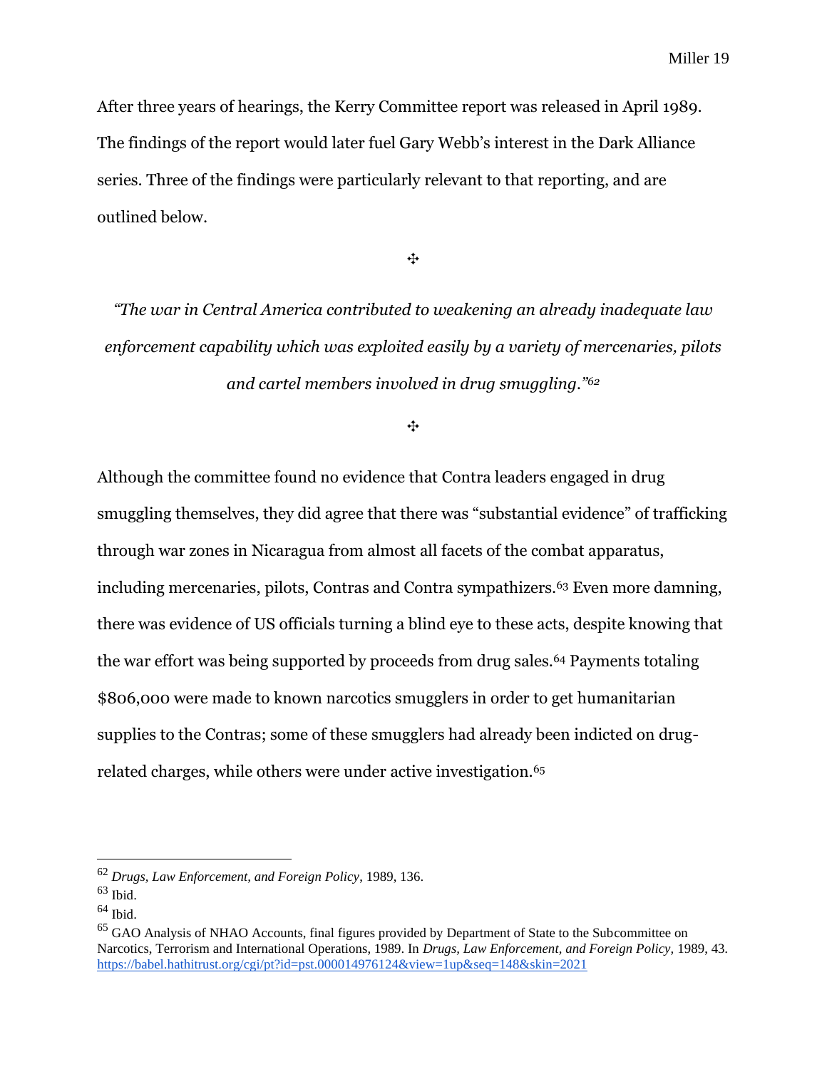After three years of hearings, the Kerry Committee report was released in April 1989. The findings of the report would later fuel Gary Webb's interest in the Dark Alliance series. Three of the findings were particularly relevant to that reporting, and are outlined below.

✣

*"The war in Central America contributed to weakening an already inadequate law enforcement capability which was exploited easily by a variety of mercenaries, pilots and cartel members involved in drug smuggling."*[62]

✣

Although the committee found no evidence that Contra leaders engaged in drug smuggling themselves, they did agree that there was "substantial evidence" of trafficking through war zones in Nicaragua from almost all facets of the combat apparatus, including mercenaries, pilots, Contras and Contra sympathizers.[63] Even more damning, there was evidence of US officials turning a blind eye to these acts, despite knowing that the war effort was being supported by proceeds from drug sales.[64] Payments totaling $806,000 were made to known narcotics smugglers in order to get humanitarian supplies to the Contras; some of these smugglers had already been indicted on drug-related charges, while others were under active investigation.[65]

---

[62] *Drugs, Law Enforcement, and Foreign Policy*, 1989, 136.

[63] Ibid.

[64] Ibid.

[65] GAO Analysis of NHAO Accounts, final figures provided by Department of State to the Subcommittee on Narcotics, Terrorism and International Operations, 1989. In *Drugs, Law Enforcement, and Foreign Policy,* 1989, 43. https://babel.hathitrust.org/cgi/pt?id=pst.000014976124&view=1up&seq=148&skin=2021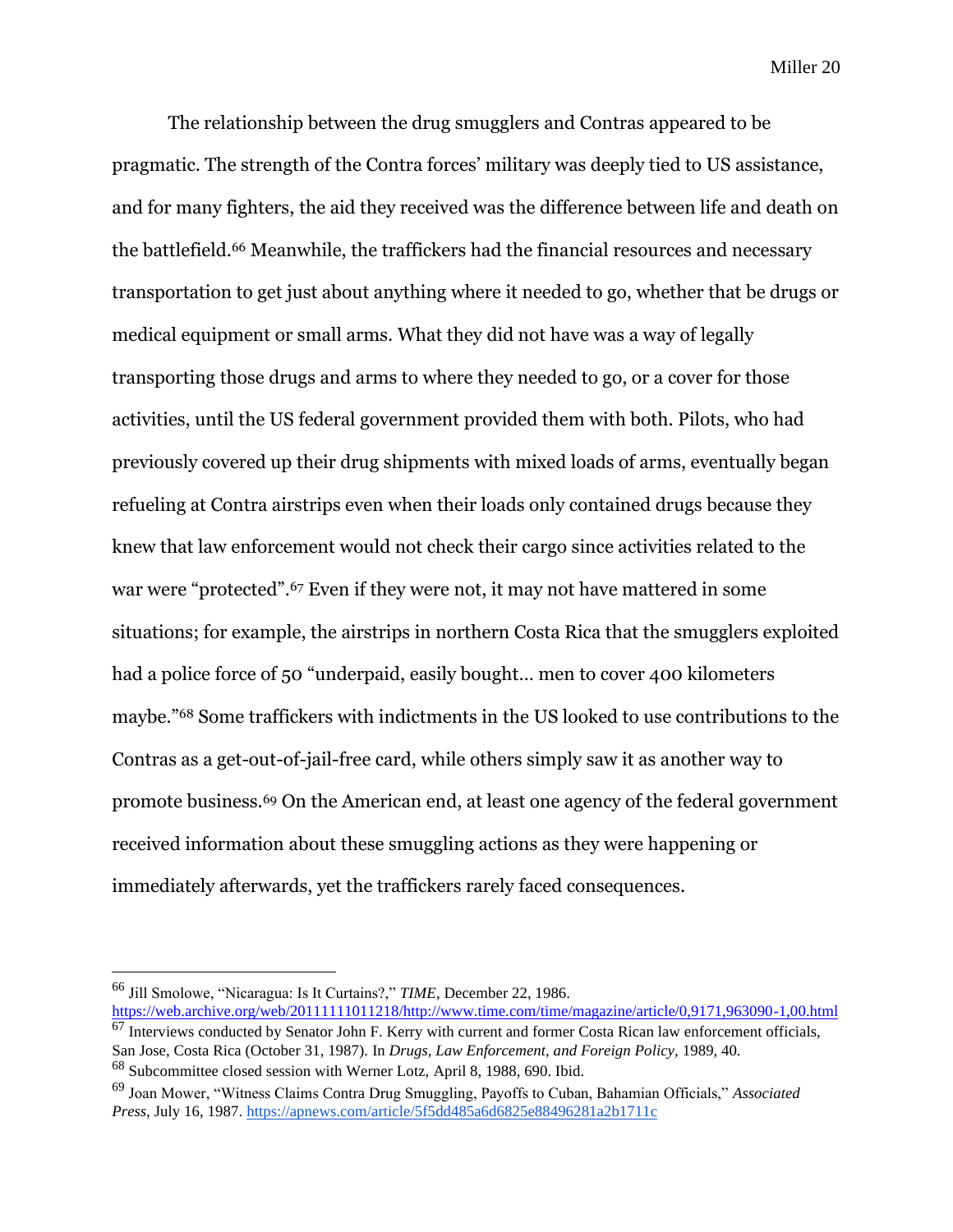The relationship between the drug smugglers and Contras appeared to be pragmatic. The strength of the Contra forces' military was deeply tied to US assistance, and for many fighters, the aid they received was the difference between life and death on the battlefield.[66] Meanwhile, the traffickers had the financial resources and necessary transportation to get just about anything where it needed to go, whether that be drugs or medical equipment or small arms. What they did not have was a way of legally transporting those drugs and arms to where they needed to go, or a cover for those activities, until the US federal government provided them with both. Pilots, who had previously covered up their drug shipments with mixed loads of arms, eventually began refueling at Contra airstrips even when their loads only contained drugs because they knew that law enforcement would not check their cargo since activities related to the war were "protected".[67] Even if they were not, it may not have mattered in some situations; for example, the airstrips in northern Costa Rica that the smugglers exploited had a police force of 50 "underpaid, easily bought… men to cover 400 kilometers maybe."[68] Some traffickers with indictments in the US looked to use contributions to the Contras as a get-out-of-jail-free card, while others simply saw it as another way to promote business.[69] On the American end, at least one agency of the federal government received information about these smuggling actions as they were happening or immediately afterwards, yet the traffickers rarely faced consequences.

---

[66] Jill Smolowe, "Nicaragua: Is It Curtains?," *TIME*, December 22, 1986. https://web.archive.org/web/20111111011218/http://www.time.com/time/magazine/article/0,9171,963090-1,00.html

[67] Interviews conducted by Senator John F. Kerry with current and former Costa Rican law enforcement officials, San Jose, Costa Rica (October 31, 1987). In *Drugs, Law Enforcement, and Foreign Policy*, 1989, 40.

[68] Subcommittee closed session with Werner Lotz, April 8, 1988, 690. Ibid.

[69] Joan Mower, "Witness Claims Contra Drug Smuggling, Payoffs to Cuban, Bahamian Officials," *Associated Press*, July 16, 1987. https://apnews.com/article/5f5dd485a6d6825e88496281a2b1711c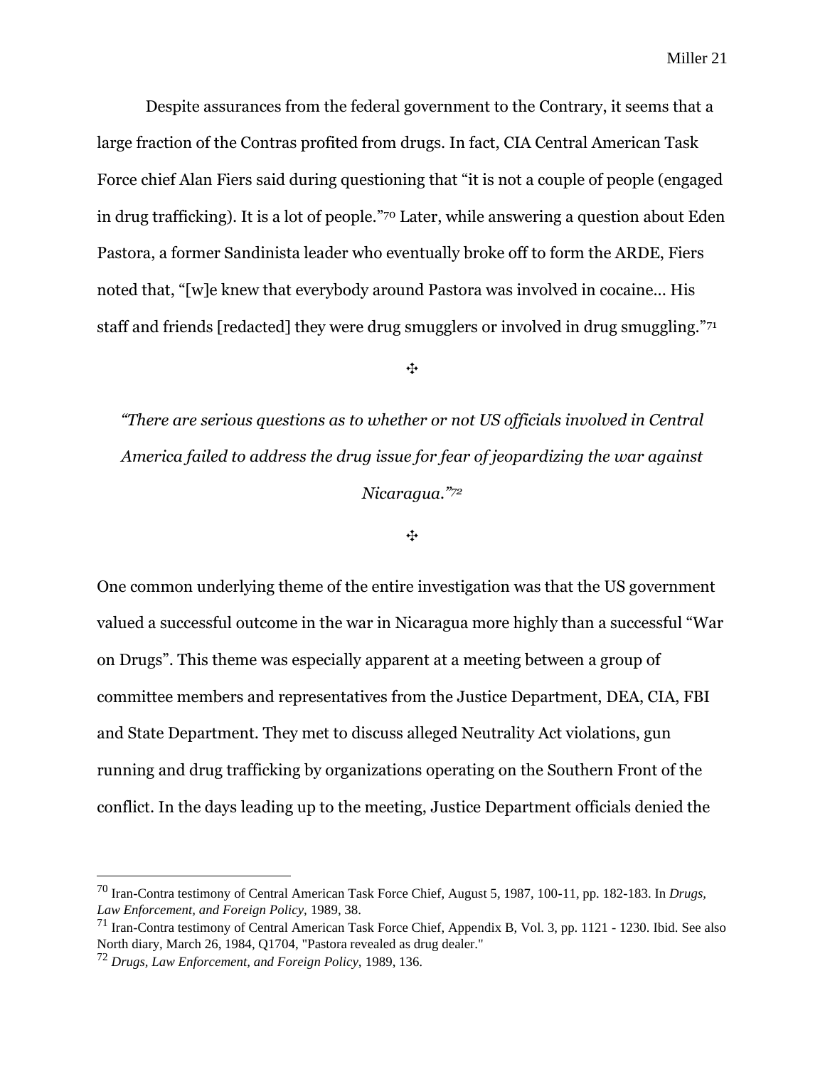Despite assurances from the federal government to the Contrary, it seems that a large fraction of the Contras profited from drugs. In fact, CIA Central American Task Force chief Alan Fiers said during questioning that "it is not a couple of people (engaged in drug trafficking). It is a lot of people."[70] Later, while answering a question about Eden Pastora, a former Sandinista leader who eventually broke off to form the ARDE, Fiers noted that, "[w]e knew that everybody around Pastora was involved in cocaine… His staff and friends [redacted] they were drug smugglers or involved in drug smuggling."[71]

✣

*"There are serious questions as to whether or not US officials involved in Central America failed to address the drug issue for fear of jeopardizing the war against Nicaragua."*[72]

✣

One common underlying theme of the entire investigation was that the US government valued a successful outcome in the war in Nicaragua more highly than a successful "War on Drugs". This theme was especially apparent at a meeting between a group of committee members and representatives from the Justice Department, DEA, CIA, FBI and State Department. They met to discuss alleged Neutrality Act violations, gun running and drug trafficking by organizations operating on the Southern Front of the conflict. In the days leading up to the meeting, Justice Department officials denied the

---

[70] Iran-Contra testimony of Central American Task Force Chief, August 5, 1987, 100-11, pp. 182-183. In *Drugs, Law Enforcement, and Foreign Policy,* 1989, 38.

[71] Iran-Contra testimony of Central American Task Force Chief, Appendix B, Vol. 3, pp. 1121 - 1230. Ibid. See also North diary, March 26, 1984, Q1704, "Pastora revealed as drug dealer."

[72] *Drugs, Law Enforcement, and Foreign Policy,* 1989, 136.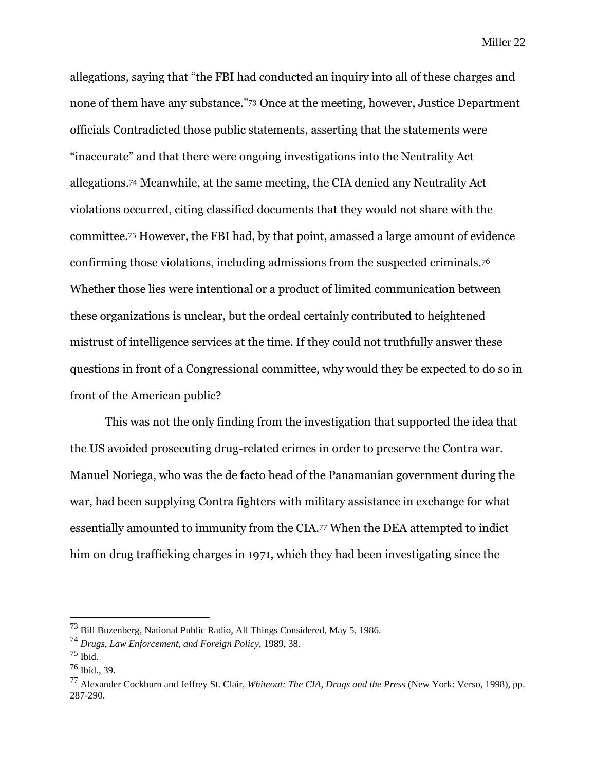allegations, saying that "the FBI had conducted an inquiry into all of these charges and none of them have any substance."[73] Once at the meeting, however, Justice Department officials Contradicted those public statements, asserting that the statements were "inaccurate" and that there were ongoing investigations into the Neutrality Act allegations.[74] Meanwhile, at the same meeting, the CIA denied any Neutrality Act violations occurred, citing classified documents that they would not share with the committee.[75] However, the FBI had, by that point, amassed a large amount of evidence confirming those violations, including admissions from the suspected criminals.[76] Whether those lies were intentional or a product of limited communication between these organizations is unclear, but the ordeal certainly contributed to heightened mistrust of intelligence services at the time. If they could not truthfully answer these questions in front of a Congressional committee, why would they be expected to do so in front of the American public?

This was not the only finding from the investigation that supported the idea that the US avoided prosecuting drug-related crimes in order to preserve the Contra war. Manuel Noriega, who was the de facto head of the Panamanian government during the war, had been supplying Contra fighters with military assistance in exchange for what essentially amounted to immunity from the CIA.[77] When the DEA attempted to indict him on drug trafficking charges in 1971, which they had been investigating since the

---

[73] Bill Buzenberg, National Public Radio, All Things Considered, May 5, 1986.

[74] *Drugs, Law Enforcement, and Foreign Policy,* 1989, 38.

[75] Ibid.

[76] Ibid., 39.

[77] Alexander Cockburn and Jeffrey St. Clair, *Whiteout: The CIA, Drugs and the Press* (New York: Verso, 1998), pp. 287-290.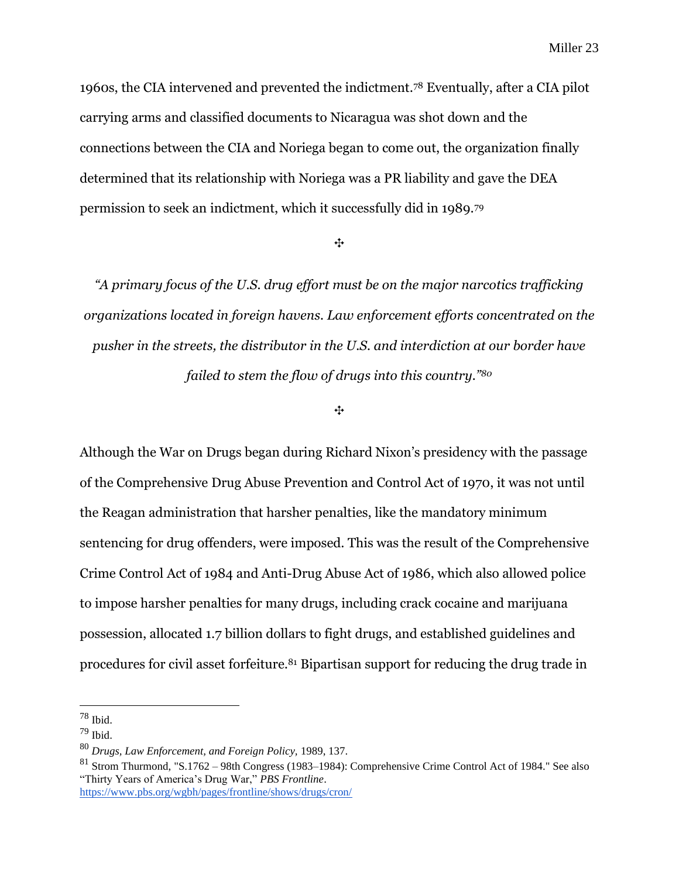1960s, the CIA intervened and prevented the indictment.[78] Eventually, after a CIA pilot carrying arms and classified documents to Nicaragua was shot down and the connections between the CIA and Noriega began to come out, the organization finally determined that its relationship with Noriega was a PR liability and gave the DEA permission to seek an indictment, which it successfully did in 1989.[79]

✣

*"A primary focus of the U.S. drug effort must be on the major narcotics trafficking organizations located in foreign havens. Law enforcement efforts concentrated on the pusher in the streets, the distributor in the U.S. and interdiction at our border have failed to stem the flow of drugs into this country."*[80]

✣

Although the War on Drugs began during Richard Nixon's presidency with the passage of the Comprehensive Drug Abuse Prevention and Control Act of 1970, it was not until the Reagan administration that harsher penalties, like the mandatory minimum sentencing for drug offenders, were imposed. This was the result of the Comprehensive Crime Control Act of 1984 and Anti-Drug Abuse Act of 1986, which also allowed police to impose harsher penalties for many drugs, including crack cocaine and marijuana possession, allocated 1.7 billion dollars to fight drugs, and established guidelines and procedures for civil asset forfeiture.[81] Bipartisan support for reducing the drug trade in

---

[78] Ibid.

[79] Ibid.

[80] *Drugs, Law Enforcement, and Foreign Policy,* 1989, 137.

[81] Strom Thurmond, "S.1762 – 98th Congress (1983–1984): Comprehensive Crime Control Act of 1984." See also "Thirty Years of America's Drug War," *PBS Frontline*. https://www.pbs.org/wgbh/pages/frontline/shows/drugs/cron/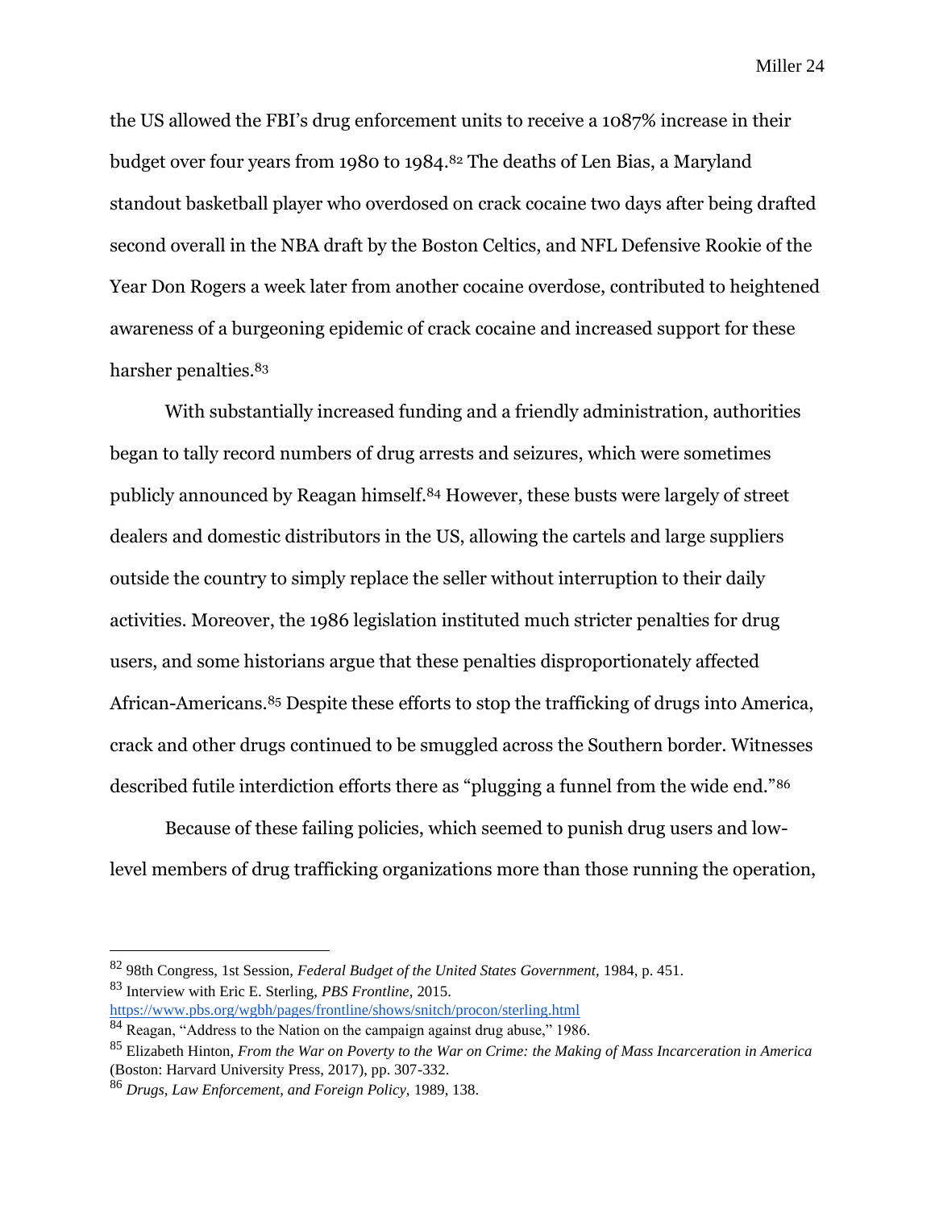the US allowed the FBI's drug enforcement units to receive a 1087% increase in their budget over four years from 1980 to 1984.[82] The deaths of Len Bias, a Maryland standout basketball player who overdosed on crack cocaine two days after being drafted second overall in the NBA draft by the Boston Celtics, and NFL Defensive Rookie of the Year Don Rogers a week later from another cocaine overdose, contributed to heightened awareness of a burgeoning epidemic of crack cocaine and increased support for these harsher penalties.[83]

With substantially increased funding and a friendly administration, authorities began to tally record numbers of drug arrests and seizures, which were sometimes publicly announced by Reagan himself.[84] However, these busts were largely of street dealers and domestic distributors in the US, allowing the cartels and large suppliers outside the country to simply replace the seller without interruption to their daily activities. Moreover, the 1986 legislation instituted much stricter penalties for drug users, and some historians argue that these penalties disproportionately affected African-Americans.[85] Despite these efforts to stop the trafficking of drugs into America, crack and other drugs continued to be smuggled across the Southern border. Witnesses described futile interdiction efforts there as "plugging a funnel from the wide end."[86]

Because of these failing policies, which seemed to punish drug users and low-level members of drug trafficking organizations more than those running the operation,

---

[82] 98th Congress, 1st Session, *Federal Budget of the United States Government,* 1984, p. 451.

[83] Interview with Eric E. Sterling, *PBS Frontline,* 2015. https://www.pbs.org/wgbh/pages/frontline/shows/snitch/procon/sterling.html

[84] Reagan, "Address to the Nation on the campaign against drug abuse," 1986.

[85] Elizabeth Hinton, *From the War on Poverty to the War on Crime: the Making of Mass Incarceration in America* (Boston: Harvard University Press, 2017), pp. 307-332.

[86] *Drugs, Law Enforcement, and Foreign Policy,* 1989, 138.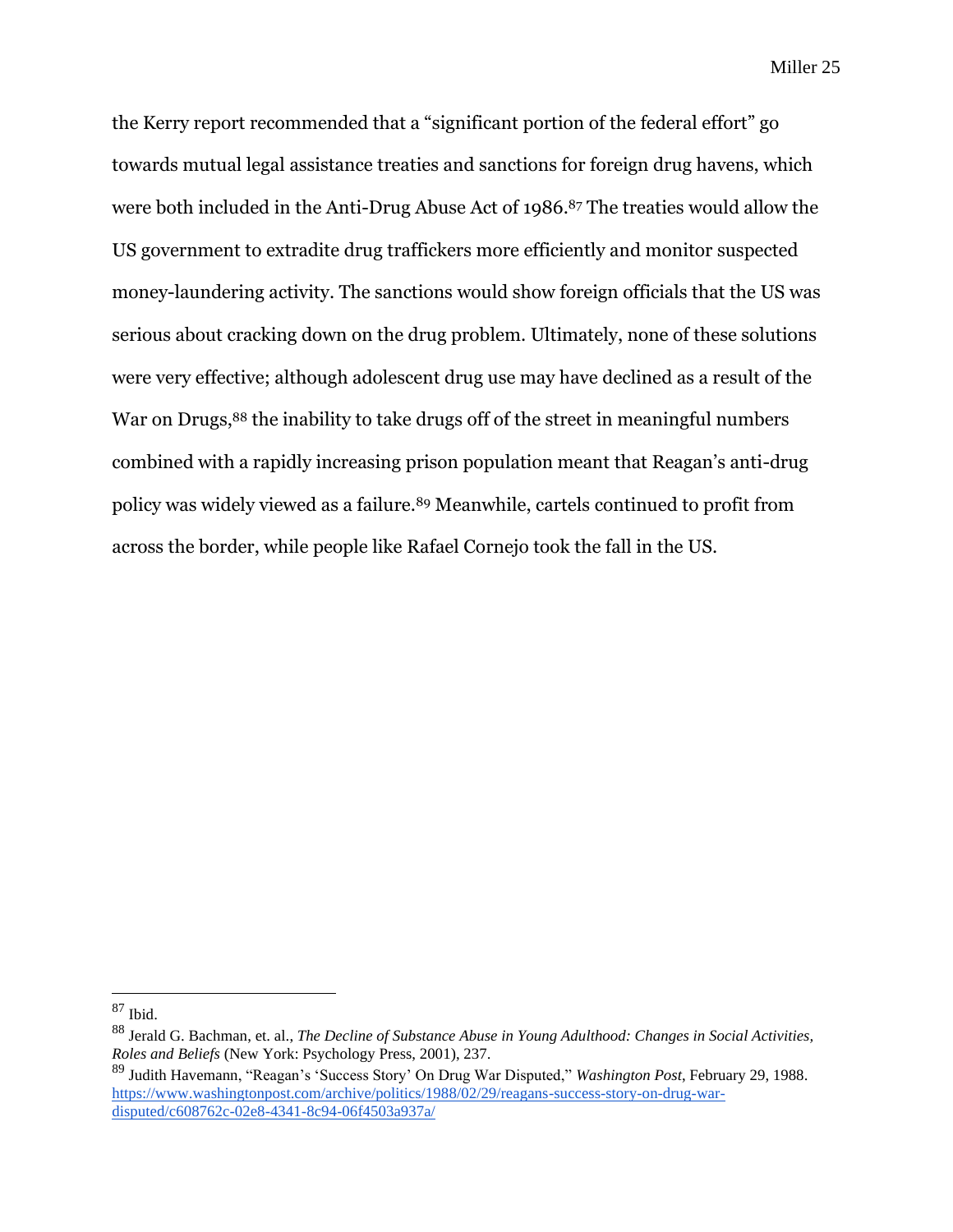the Kerry report recommended that a “significant portion of the federal effort” go towards mutual legal assistance treaties and sanctions for foreign drug havens, which were both included in the Anti-Drug Abuse Act of 1986.[87] The treaties would allow the US government to extradite drug traffickers more efficiently and monitor suspected money-laundering activity. The sanctions would show foreign officials that the US was serious about cracking down on the drug problem. Ultimately, none of these solutions were very effective; although adolescent drug use may have declined as a result of the War on Drugs,[88] the inability to take drugs off of the street in meaningful numbers combined with a rapidly increasing prison population meant that Reagan’s anti-drug policy was widely viewed as a failure.[89] Meanwhile, cartels continued to profit from across the border, while people like Rafael Cornejo took the fall in the US.

---

[87] Ibid.

[88] Jerald G. Bachman, et. al., *The Decline of Substance Abuse in Young Adulthood: Changes in Social Activities, Roles and Beliefs* (New York: Psychology Press, 2001), 237.

[89] Judith Havemann, “Reagan’s ‘Success Story’ On Drug War Disputed,” *Washington Post*, February 29, 1988. https://www.washingtonpost.com/archive/politics/1988/02/29/reagans-success-story-on-drug-war-disputed/c608762c-02e8-4341-8c94-06f4503a937a/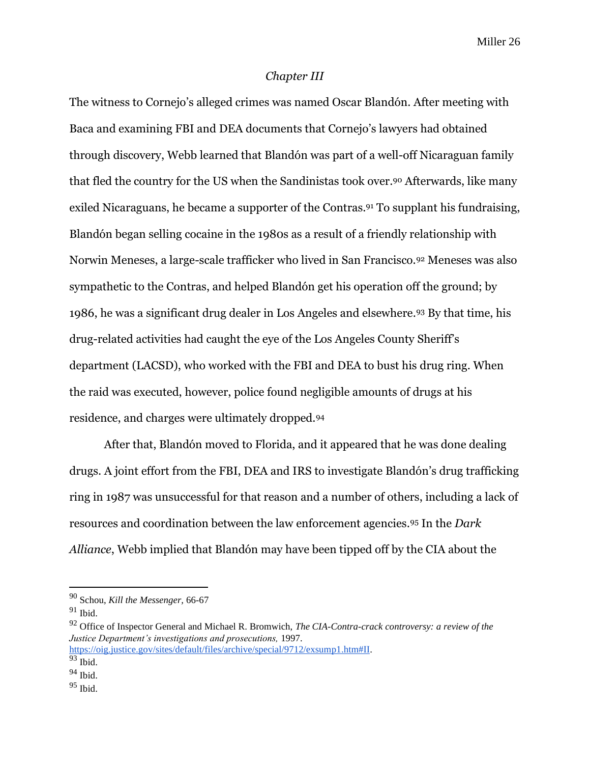*Chapter III*

The witness to Cornejo's alleged crimes was named Oscar Blandón. After meeting with Baca and examining FBI and DEA documents that Cornejo's lawyers had obtained through discovery, Webb learned that Blandón was part of a well-off Nicaraguan family that fled the country for the US when the Sandinistas took over.[90] Afterwards, like many exiled Nicaraguans, he became a supporter of the Contras.[91] To supplant his fundraising, Blandón began selling cocaine in the 1980s as a result of a friendly relationship with Norwin Meneses, a large-scale trafficker who lived in San Francisco.[92] Meneses was also sympathetic to the Contras, and helped Blandón get his operation off the ground; by 1986, he was a significant drug dealer in Los Angeles and elsewhere.[93] By that time, his drug-related activities had caught the eye of the Los Angeles County Sheriff's department (LACSD), who worked with the FBI and DEA to bust his drug ring. When the raid was executed, however, police found negligible amounts of drugs at his residence, and charges were ultimately dropped.[94]

After that, Blandón moved to Florida, and it appeared that he was done dealing drugs. A joint effort from the FBI, DEA and IRS to investigate Blandón's drug trafficking ring in 1987 was unsuccessful for that reason and a number of others, including a lack of resources and coordination between the law enforcement agencies.[95] In the *Dark Alliance*, Webb implied that Blandón may have been tipped off by the CIA about the

---

[90] Schou, *Kill the Messenger,* 66-67

[91] Ibid.

[92] Office of Inspector General and Michael R. Bromwich, *The CIA-Contra-crack controversy: a review of the Justice Department's investigations and prosecutions,* 1997. https://oig.justice.gov/sites/default/files/archive/special/9712/exsump1.htm#II.

[93] Ibid.

[94] Ibid.

[95] Ibid.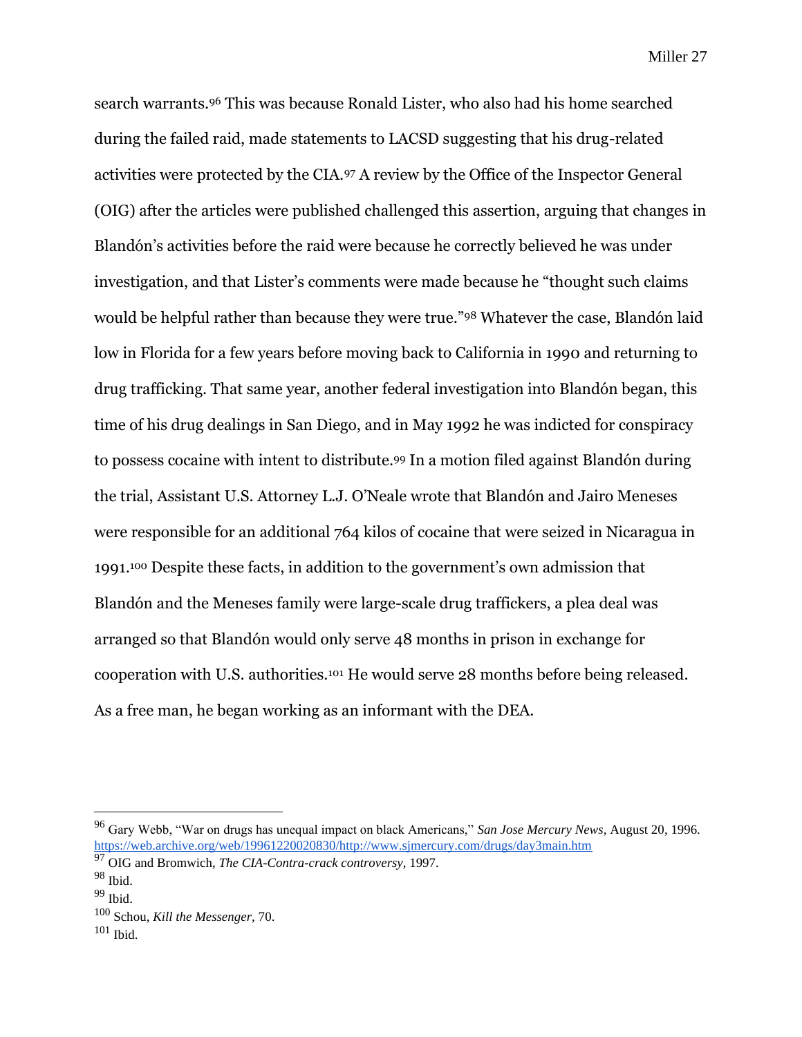search warrants.[96] This was because Ronald Lister, who also had his home searched during the failed raid, made statements to LACSD suggesting that his drug-related activities were protected by the CIA.[97] A review by the Office of the Inspector General (OIG) after the articles were published challenged this assertion, arguing that changes in Blandón's activities before the raid were because he correctly believed he was under investigation, and that Lister's comments were made because he "thought such claims would be helpful rather than because they were true."[98] Whatever the case, Blandón laid low in Florida for a few years before moving back to California in 1990 and returning to drug trafficking. That same year, another federal investigation into Blandón began, this time of his drug dealings in San Diego, and in May 1992 he was indicted for conspiracy to possess cocaine with intent to distribute.[99] In a motion filed against Blandón during the trial, Assistant U.S. Attorney L.J. O'Neale wrote that Blandón and Jairo Meneses were responsible for an additional 764 kilos of cocaine that were seized in Nicaragua in 1991.[100] Despite these facts, in addition to the government's own admission that Blandón and the Meneses family were large-scale drug traffickers, a plea deal was arranged so that Blandón would only serve 48 months in prison in exchange for cooperation with U.S. authorities.[101] He would serve 28 months before being released. As a free man, he began working as an informant with the DEA.

---

[96] Gary Webb, "War on drugs has unequal impact on black Americans," *San Jose Mercury News,* August 20, 1996. https://web.archive.org/web/19961220020830/http://www.sjmercury.com/drugs/day3main.htm

[97] OIG and Bromwich, *The CIA-Contra-crack controversy*, 1997.

[98] Ibid.

[99] Ibid.

[100] Schou, *Kill the Messenger*, 70.

[101] Ibid.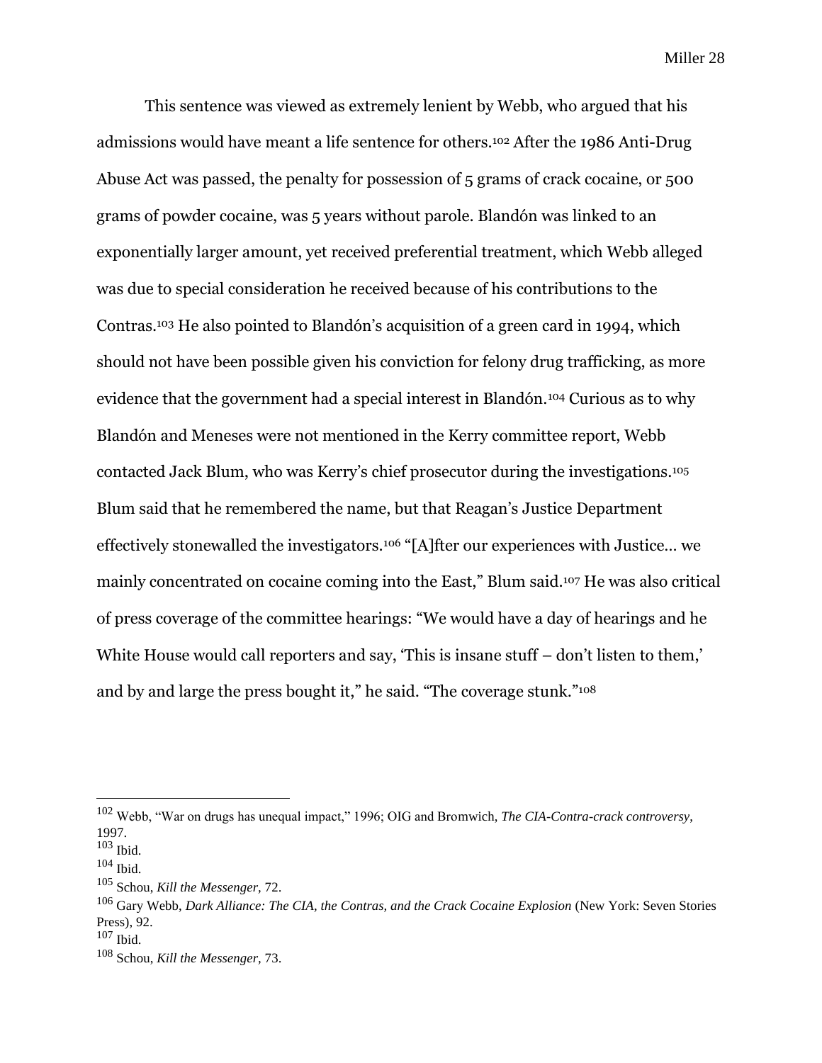This sentence was viewed as extremely lenient by Webb, who argued that his admissions would have meant a life sentence for others.[102] After the 1986 Anti-Drug Abuse Act was passed, the penalty for possession of 5 grams of crack cocaine, or 500 grams of powder cocaine, was 5 years without parole. Blandón was linked to an exponentially larger amount, yet received preferential treatment, which Webb alleged was due to special consideration he received because of his contributions to the Contras.[103] He also pointed to Blandón's acquisition of a green card in 1994, which should not have been possible given his conviction for felony drug trafficking, as more evidence that the government had a special interest in Blandón.[104] Curious as to why Blandón and Meneses were not mentioned in the Kerry committee report, Webb contacted Jack Blum, who was Kerry's chief prosecutor during the investigations.[105] Blum said that he remembered the name, but that Reagan's Justice Department effectively stonewalled the investigators.[106] "[A]fter our experiences with Justice… we mainly concentrated on cocaine coming into the East," Blum said.[107] He was also critical of press coverage of the committee hearings: "We would have a day of hearings and he White House would call reporters and say, 'This is insane stuff – don't listen to them,' and by and large the press bought it," he said. "The coverage stunk."[108]

---

[102] Webb, "War on drugs has unequal impact," 1996; OIG and Bromwich, *The CIA-Contra-crack controversy*, 1997.

[103] Ibid.

[104] Ibid.

[105] Schou, *Kill the Messenger,* 72.

[106] Gary Webb, *Dark Alliance: The CIA, the Contras, and the Crack Cocaine Explosion* (New York: Seven Stories Press), 92.

[107] Ibid.

[108] Schou, *Kill the Messenger,* 73.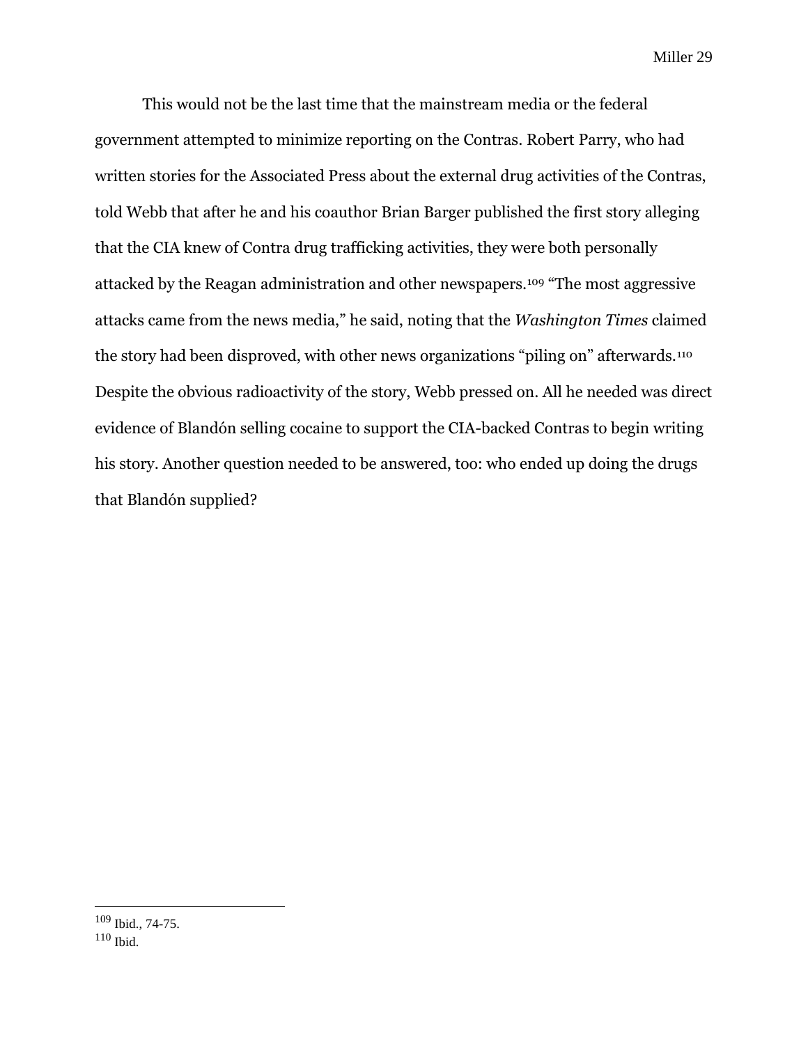This would not be the last time that the mainstream media or the federal government attempted to minimize reporting on the Contras. Robert Parry, who had written stories for the Associated Press about the external drug activities of the Contras, told Webb that after he and his coauthor Brian Barger published the first story alleging that the CIA knew of Contra drug trafficking activities, they were both personally attacked by the Reagan administration and other newspapers.[109] "The most aggressive attacks came from the news media," he said, noting that the *Washington Times* claimed the story had been disproved, with other news organizations "piling on" afterwards.[110] Despite the obvious radioactivity of the story, Webb pressed on. All he needed was direct evidence of Blandón selling cocaine to support the CIA-backed Contras to begin writing his story. Another question needed to be answered, too: who ended up doing the drugs that Blandón supplied?

---

[109] Ibid., 74-75.
[110] Ibid.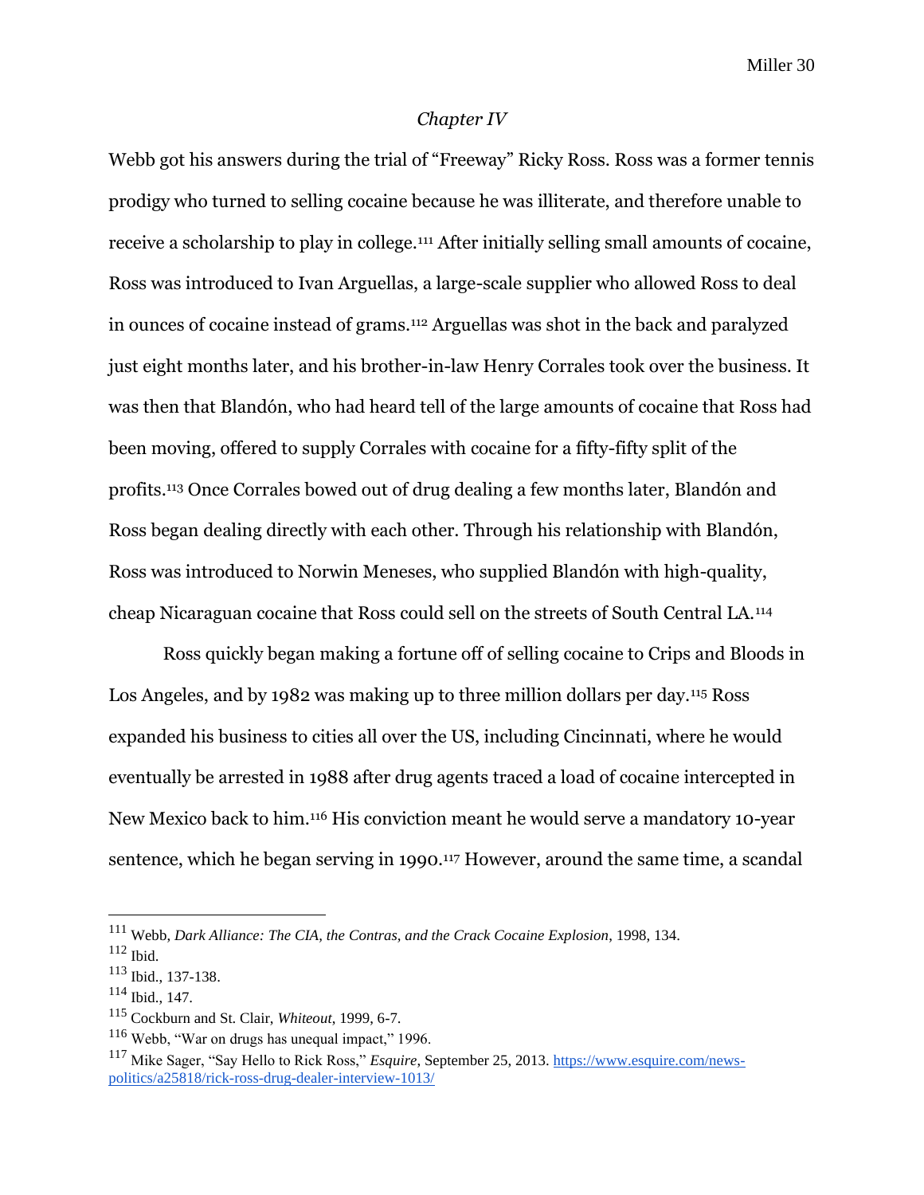## *Chapter IV*

Webb got his answers during the trial of "Freeway" Ricky Ross. Ross was a former tennis prodigy who turned to selling cocaine because he was illiterate, and therefore unable to receive a scholarship to play in college.[111] After initially selling small amounts of cocaine, Ross was introduced to Ivan Arguellas, a large-scale supplier who allowed Ross to deal in ounces of cocaine instead of grams.[112] Arguellas was shot in the back and paralyzed just eight months later, and his brother-in-law Henry Corrales took over the business. It was then that Blandón, who had heard tell of the large amounts of cocaine that Ross had been moving, offered to supply Corrales with cocaine for a fifty-fifty split of the profits.[113] Once Corrales bowed out of drug dealing a few months later, Blandón and Ross began dealing directly with each other. Through his relationship with Blandón, Ross was introduced to Norwin Meneses, who supplied Blandón with high-quality, cheap Nicaraguan cocaine that Ross could sell on the streets of South Central LA.[114]

Ross quickly began making a fortune off of selling cocaine to Crips and Bloods in Los Angeles, and by 1982 was making up to three million dollars per day.[115] Ross expanded his business to cities all over the US, including Cincinnati, where he would eventually be arrested in 1988 after drug agents traced a load of cocaine intercepted in New Mexico back to him.[116] His conviction meant he would serve a mandatory 10-year sentence, which he began serving in 1990.[117] However, around the same time, a scandal

---

[111] Webb, *Dark Alliance: The CIA, the Contras, and the Crack Cocaine Explosion*, 1998, 134.

[112] Ibid.

[113] Ibid., 137-138.

[114] Ibid., 147.

[115] Cockburn and St. Clair, *Whiteout*, 1999, 6-7.

[116] Webb, "War on drugs has unequal impact," 1996.

[117] Mike Sager, "Say Hello to Rick Ross," *Esquire*, September 25, 2013. https://www.esquire.com/news-politics/a25818/rick-ross-drug-dealer-interview-1013/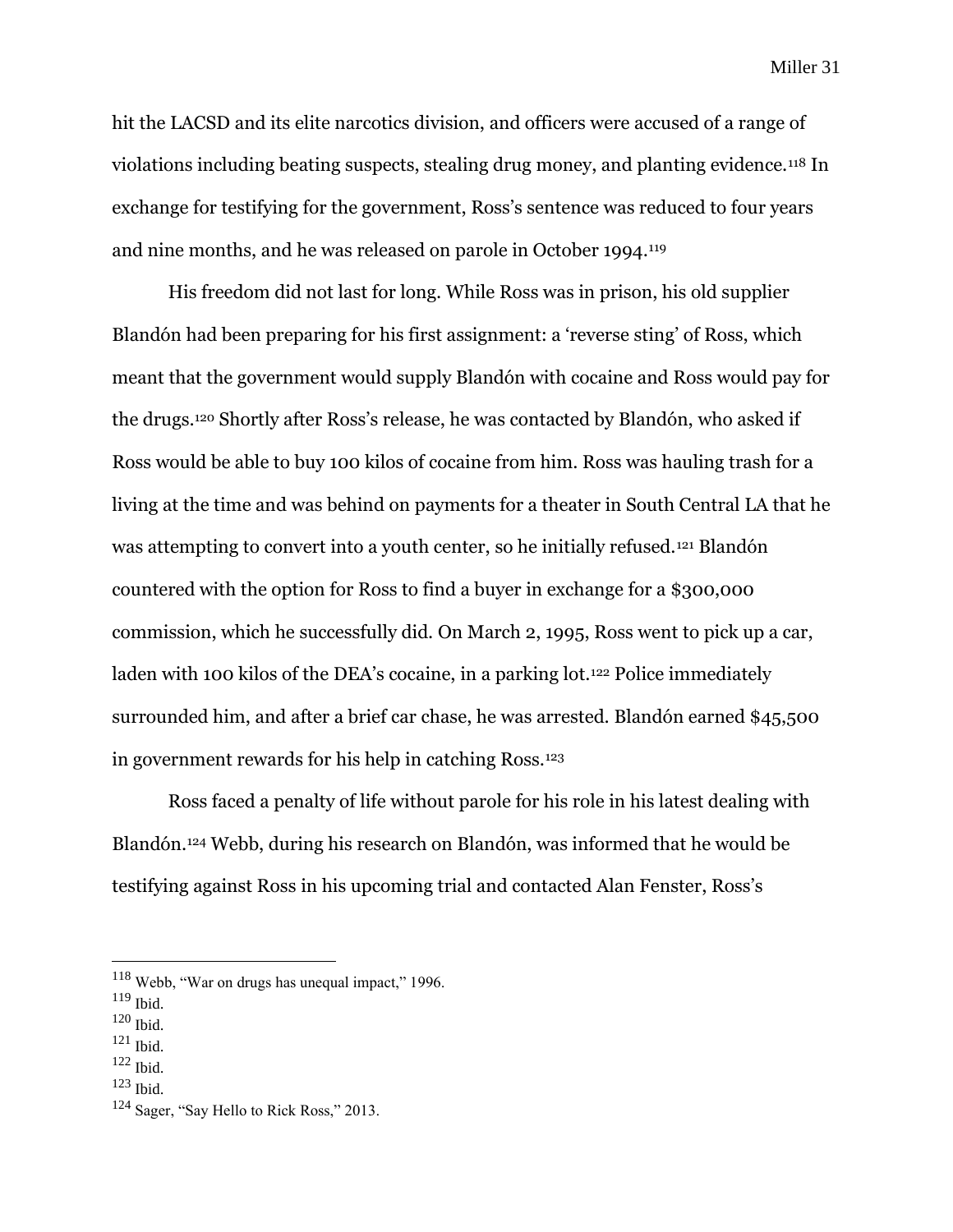hit the LACSD and its elite narcotics division, and officers were accused of a range of violations including beating suspects, stealing drug money, and planting evidence.[118] In exchange for testifying for the government, Ross's sentence was reduced to four years and nine months, and he was released on parole in October 1994.[119]

His freedom did not last for long. While Ross was in prison, his old supplier Blandón had been preparing for his first assignment: a 'reverse sting' of Ross, which meant that the government would supply Blandón with cocaine and Ross would pay for the drugs.[120] Shortly after Ross's release, he was contacted by Blandón, who asked if Ross would be able to buy 100 kilos of cocaine from him. Ross was hauling trash for a living at the time and was behind on payments for a theater in South Central LA that he was attempting to convert into a youth center, so he initially refused.[121] Blandón countered with the option for Ross to find a buyer in exchange for a $300,000 commission, which he successfully did. On March 2, 1995, Ross went to pick up a car, laden with 100 kilos of the DEA's cocaine, in a parking lot.[122] Police immediately surrounded him, and after a brief car chase, he was arrested. Blandón earned $45,500 in government rewards for his help in catching Ross.[123]

Ross faced a penalty of life without parole for his role in his latest dealing with Blandón.[124] Webb, during his research on Blandón, was informed that he would be testifying against Ross in his upcoming trial and contacted Alan Fenster, Ross's

---

[118] Webb, "War on drugs has unequal impact," 1996.

[119] Ibid.

[120] Ibid.

[121] Ibid.

[122] Ibid.

[123] Ibid.

[124] Sager, "Say Hello to Rick Ross," 2013.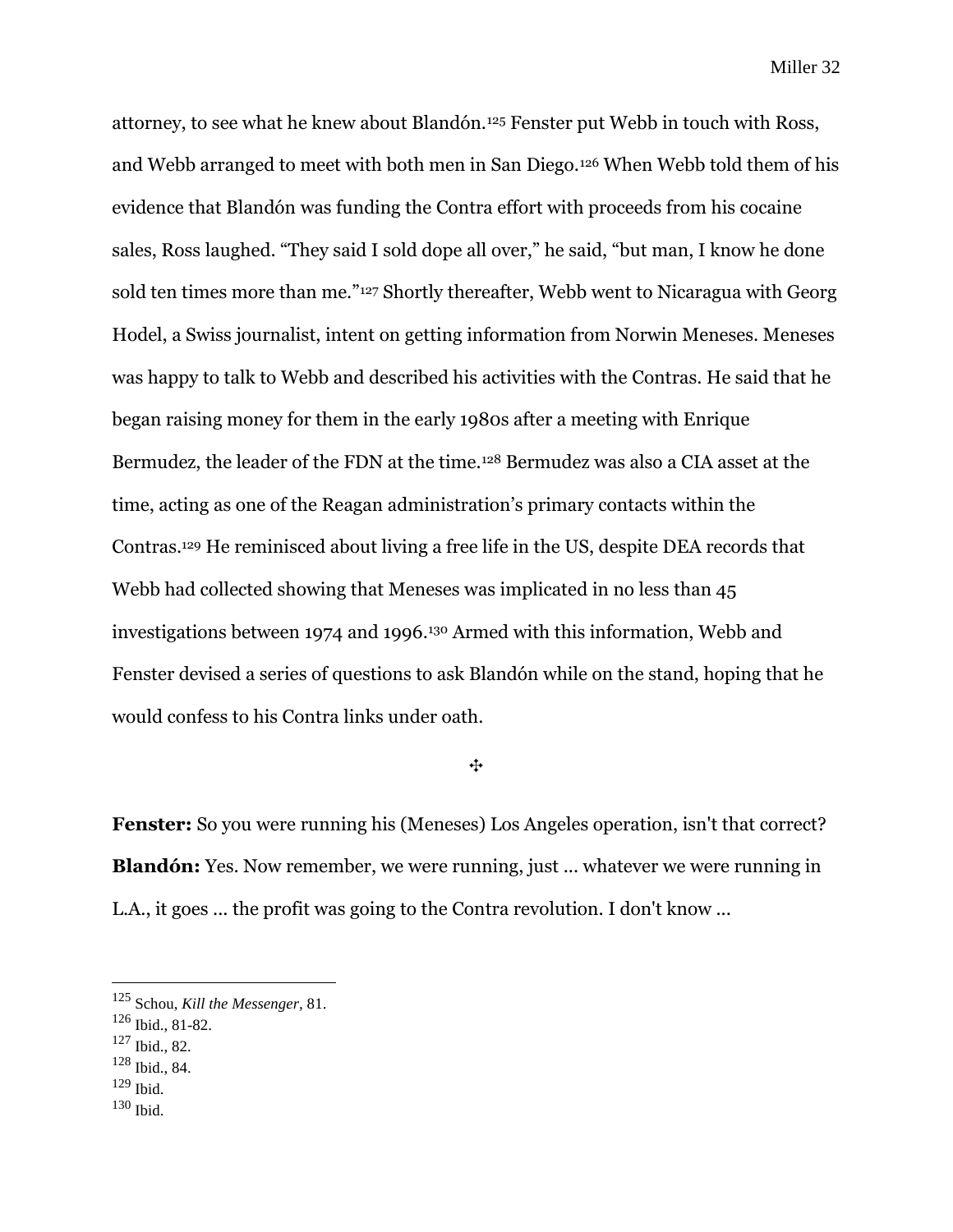attorney, to see what he knew about Blandón.[125] Fenster put Webb in touch with Ross, and Webb arranged to meet with both men in San Diego.[126] When Webb told them of his evidence that Blandón was funding the Contra effort with proceeds from his cocaine sales, Ross laughed. “They said I sold dope all over,” he said, “but man, I know he done sold ten times more than me.”[127] Shortly thereafter, Webb went to Nicaragua with Georg Hodel, a Swiss journalist, intent on getting information from Norwin Meneses. Meneses was happy to talk to Webb and described his activities with the Contras. He said that he began raising money for them in the early 1980s after a meeting with Enrique Bermudez, the leader of the FDN at the time.[128] Bermudez was also a CIA asset at the time, acting as one of the Reagan administration’s primary contacts within the Contras.[129] He reminisced about living a free life in the US, despite DEA records that Webb had collected showing that Meneses was implicated in no less than 45 investigations between 1974 and 1996.[130] Armed with this information, Webb and Fenster devised a series of questions to ask Blandón while on the stand, hoping that he would confess to his Contra links under oath.

✣

**Fenster:** So you were running his (Meneses) Los Angeles operation, isn't that correct?

**Blandón:** Yes. Now remember, we were running, just ... whatever we were running in L.A., it goes ... the profit was going to the Contra revolution. I don't know ...

---

[125] Schou, *Kill the Messenger*, 81.

[126] Ibid., 81-82.

[127] Ibid., 82.

[128] Ibid., 84.

[129] Ibid.

[130] Ibid.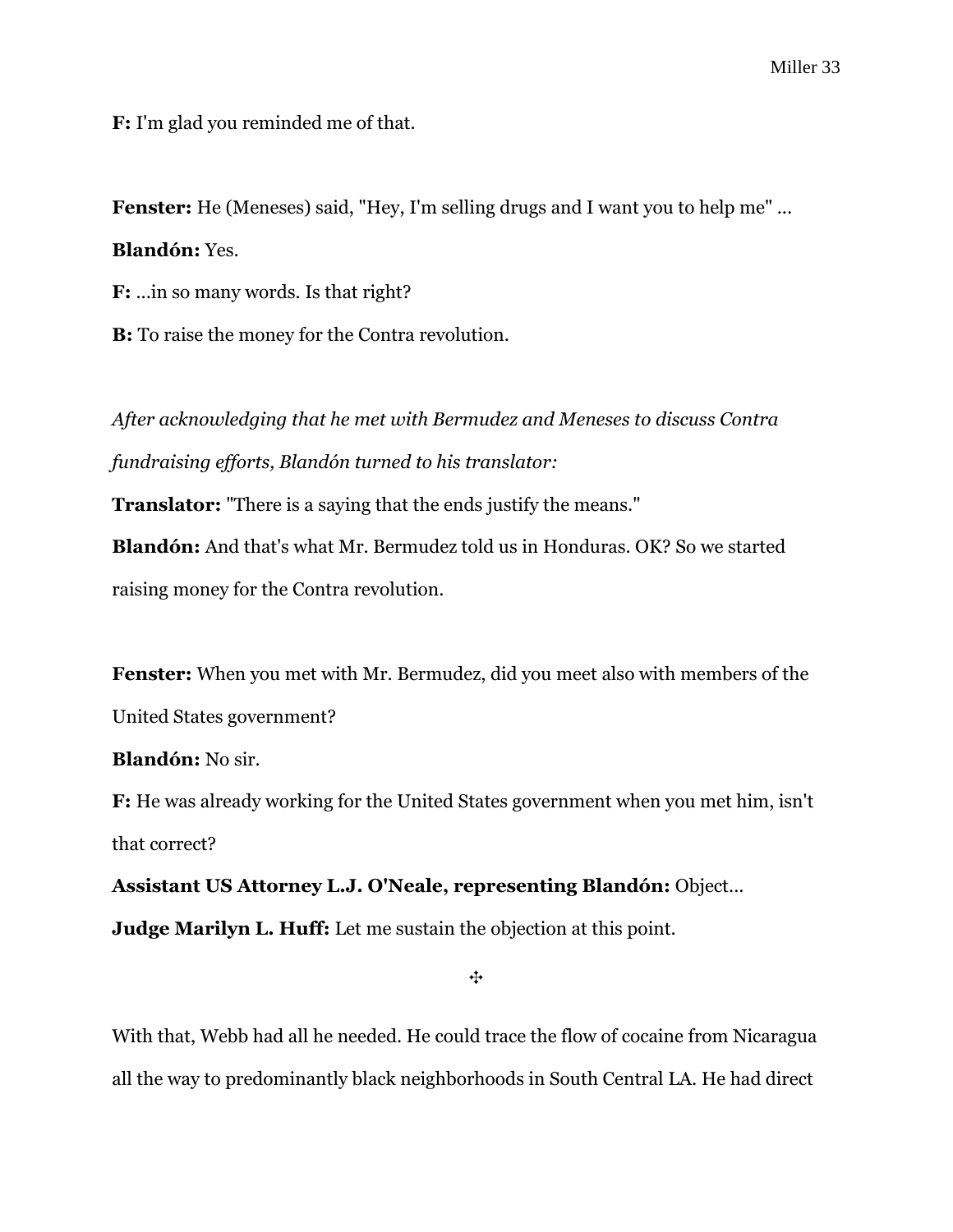**F:** I'm glad you reminded me of that.

**Fenster:** He (Meneses) said, "Hey, I'm selling drugs and I want you to help me" ...

**Blandón:** Yes.

**F:** ...in so many words. Is that right?

**B:** To raise the money for the Contra revolution.

*After acknowledging that he met with Bermudez and Meneses to discuss Contra fundraising efforts, Blandón turned to his translator:*

**Translator:** "There is a saying that the ends justify the means."

**Blandón:** And that's what Mr. Bermudez told us in Honduras. OK? So we started raising money for the Contra revolution.

**Fenster:** When you met with Mr. Bermudez, did you meet also with members of the United States government?

**Blandón:** No sir.

**F:** He was already working for the United States government when you met him, isn't that correct?

**Assistant US Attorney L.J. O'Neale, representing Blandón:** Object...

**Judge Marilyn L. Huff:** Let me sustain the objection at this point.

✣

With that, Webb had all he needed. He could trace the flow of cocaine from Nicaragua all the way to predominantly black neighborhoods in South Central LA. He had direct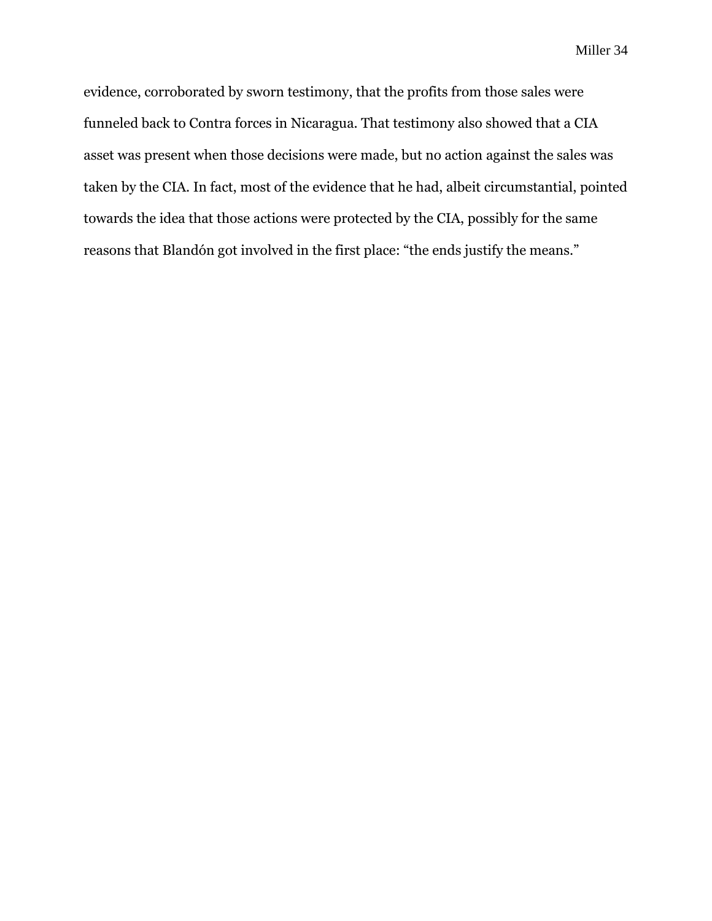evidence, corroborated by sworn testimony, that the profits from those sales were funneled back to Contra forces in Nicaragua. That testimony also showed that a CIA asset was present when those decisions were made, but no action against the sales was taken by the CIA. In fact, most of the evidence that he had, albeit circumstantial, pointed towards the idea that those actions were protected by the CIA, possibly for the same reasons that Blandón got involved in the first place: "the ends justify the means."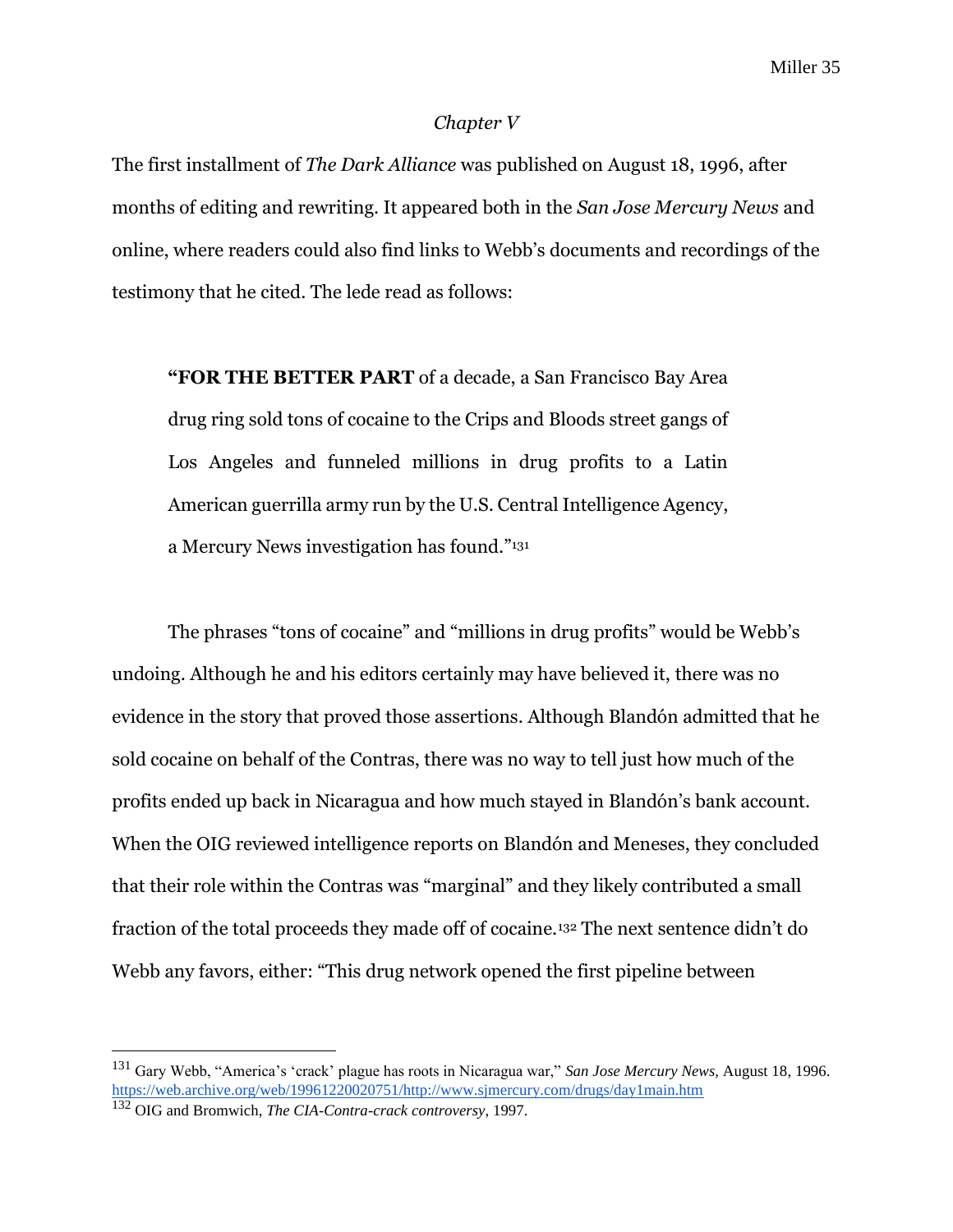*Chapter V*

The first installment of *The Dark Alliance* was published on August 18, 1996, after months of editing and rewriting. It appeared both in the *San Jose Mercury News* and online, where readers could also find links to Webb's documents and recordings of the testimony that he cited. The lede read as follows:

> "**FOR THE BETTER PART** of a decade, a San Francisco Bay Area drug ring sold tons of cocaine to the Crips and Bloods street gangs of Los Angeles and funneled millions in drug profits to a Latin American guerrilla army run by the U.S. Central Intelligence Agency, a Mercury News investigation has found."[131]

The phrases "tons of cocaine" and "millions in drug profits" would be Webb's undoing. Although he and his editors certainly may have believed it, there was no evidence in the story that proved those assertions. Although Blandón admitted that he sold cocaine on behalf of the Contras, there was no way to tell just how much of the profits ended up back in Nicaragua and how much stayed in Blandón's bank account. When the OIG reviewed intelligence reports on Blandón and Meneses, they concluded that their role within the Contras was "marginal" and they likely contributed a small fraction of the total proceeds they made off of cocaine.[132] The next sentence didn't do Webb any favors, either: "This drug network opened the first pipeline between

---

[131] Gary Webb, "America's 'crack' plague has roots in Nicaragua war," *San Jose Mercury News*, August 18, 1996. https://web.archive.org/web/19961220020751/http://www.sjmercury.com/drugs/day1main.htm

[132] OIG and Bromwich, *The CIA-Contra-crack controversy*, 1997.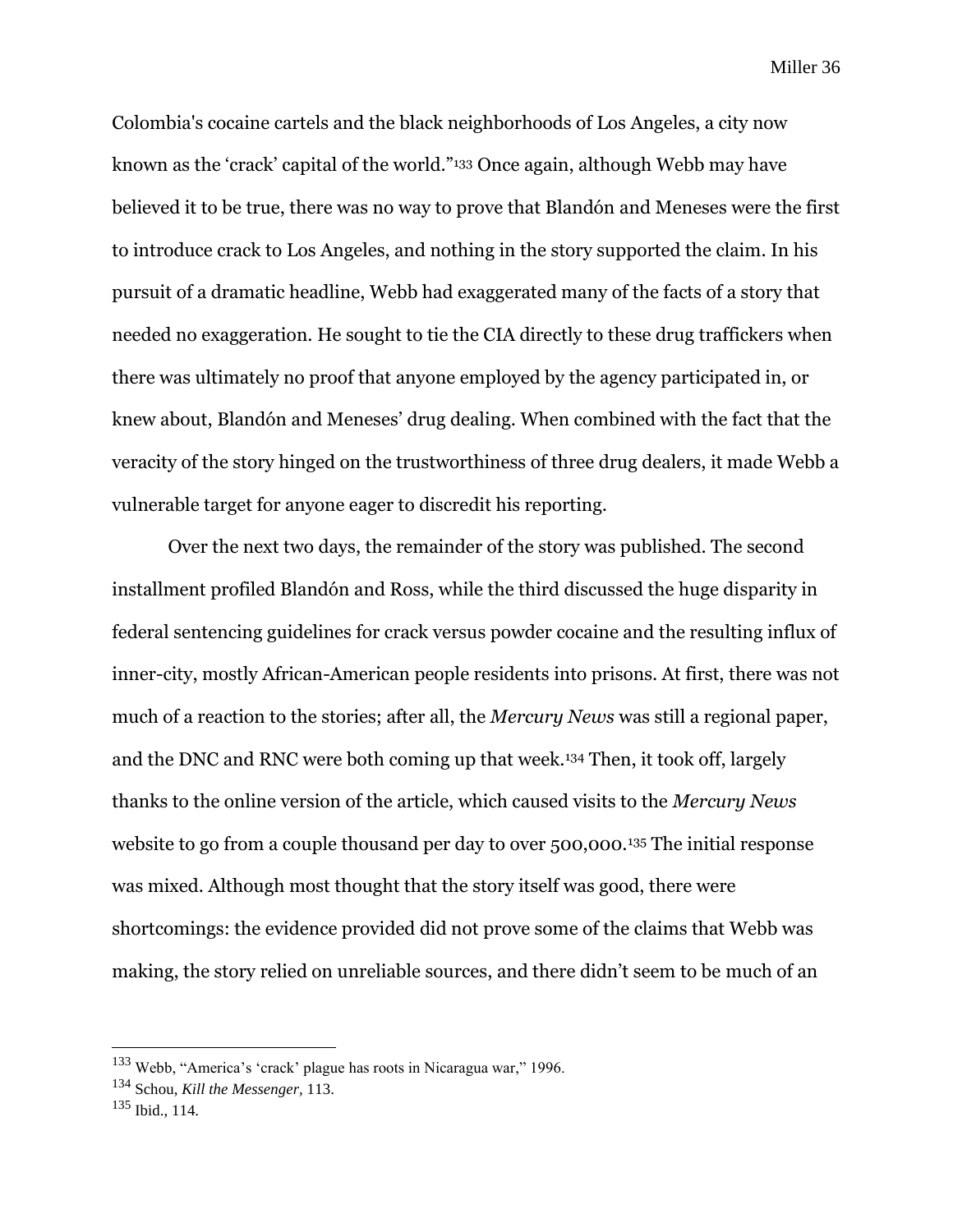Colombia's cocaine cartels and the black neighborhoods of Los Angeles, a city now known as the 'crack' capital of the world."[133] Once again, although Webb may have believed it to be true, there was no way to prove that Blandón and Meneses were the first to introduce crack to Los Angeles, and nothing in the story supported the claim. In his pursuit of a dramatic headline, Webb had exaggerated many of the facts of a story that needed no exaggeration. He sought to tie the CIA directly to these drug traffickers when there was ultimately no proof that anyone employed by the agency participated in, or knew about, Blandón and Meneses' drug dealing. When combined with the fact that the veracity of the story hinged on the trustworthiness of three drug dealers, it made Webb a vulnerable target for anyone eager to discredit his reporting.

Over the next two days, the remainder of the story was published. The second installment profiled Blandón and Ross, while the third discussed the huge disparity in federal sentencing guidelines for crack versus powder cocaine and the resulting influx of inner-city, mostly African-American people residents into prisons. At first, there was not much of a reaction to the stories; after all, the *Mercury News* was still a regional paper, and the DNC and RNC were both coming up that week.[134] Then, it took off, largely thanks to the online version of the article, which caused visits to the *Mercury News* website to go from a couple thousand per day to over 500,000.[135] The initial response was mixed. Although most thought that the story itself was good, there were shortcomings: the evidence provided did not prove some of the claims that Webb was making, the story relied on unreliable sources, and there didn't seem to be much of an

---

[133] Webb, "America's 'crack' plague has roots in Nicaragua war," 1996.

[134] Schou, *Kill the Messenger*, 113.

[135] Ibid., 114.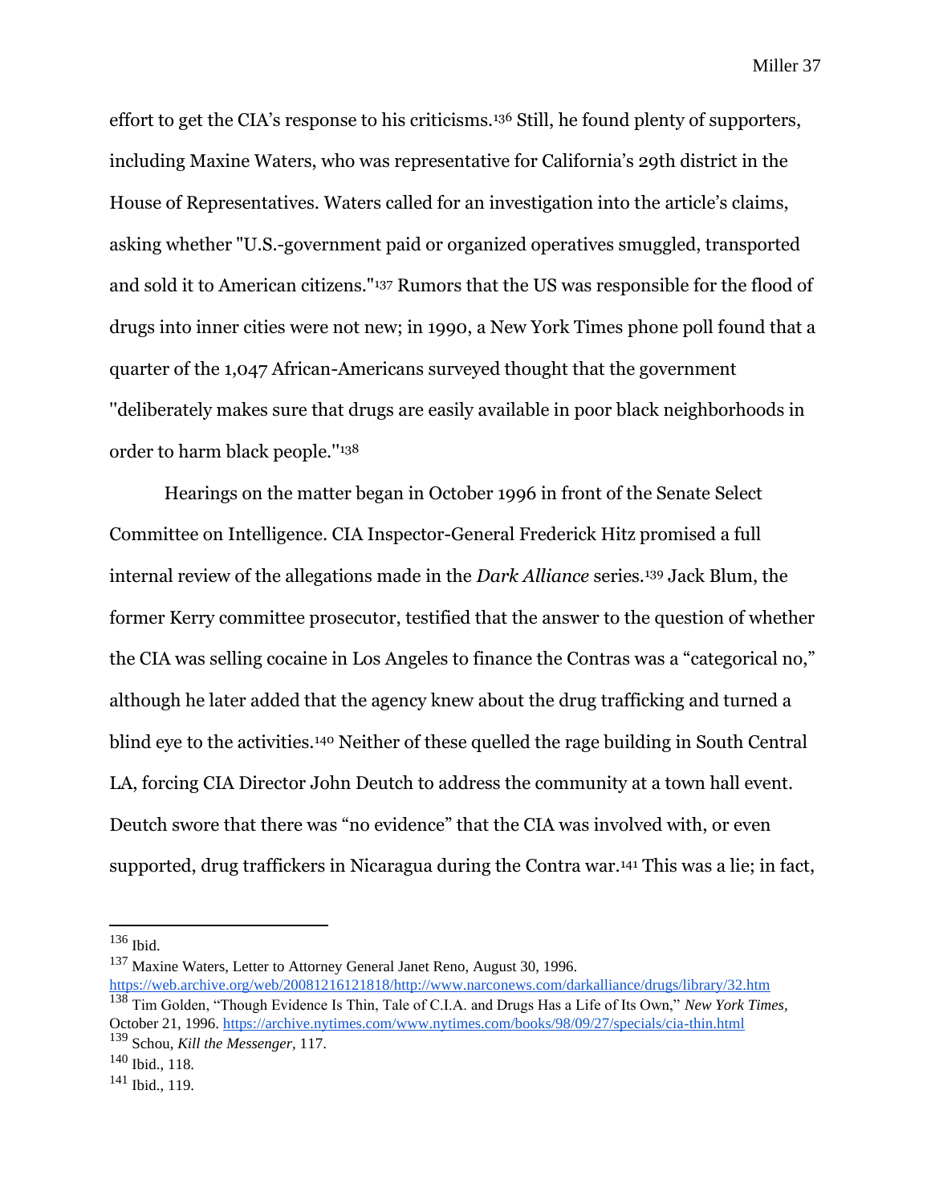effort to get the CIA's response to his criticisms.[136] Still, he found plenty of supporters, including Maxine Waters, who was representative for California's 29th district in the House of Representatives. Waters called for an investigation into the article's claims, asking whether "U.S.-government paid or organized operatives smuggled, transported and sold it to American citizens."[137] Rumors that the US was responsible for the flood of drugs into inner cities were not new; in 1990, a New York Times phone poll found that a quarter of the 1,047 African-Americans surveyed thought that the government "deliberately makes sure that drugs are easily available in poor black neighborhoods in order to harm black people."[138]

Hearings on the matter began in October 1996 in front of the Senate Select Committee on Intelligence. CIA Inspector-General Frederick Hitz promised a full internal review of the allegations made in the *Dark Alliance* series.[139] Jack Blum, the former Kerry committee prosecutor, testified that the answer to the question of whether the CIA was selling cocaine in Los Angeles to finance the Contras was a "categorical no," although he later added that the agency knew about the drug trafficking and turned a blind eye to the activities.[140] Neither of these quelled the rage building in South Central LA, forcing CIA Director John Deutch to address the community at a town hall event. Deutch swore that there was "no evidence" that the CIA was involved with, or even supported, drug traffickers in Nicaragua during the Contra war.[141] This was a lie; in fact,

---

[136] Ibid.

[137] Maxine Waters, Letter to Attorney General Janet Reno, August 30, 1996. https://web.archive.org/web/20081216121818/http://www.narconews.com/darkalliance/drugs/library/32.htm

[138] Tim Golden, "Though Evidence Is Thin, Tale of C.I.A. and Drugs Has a Life of Its Own," *New York Times,* October 21, 1996. https://archive.nytimes.com/www.nytimes.com/books/98/09/27/specials/cia-thin.html

[139] Schou, *Kill the Messenger,* 117.

[140] Ibid., 118.

[141] Ibid., 119.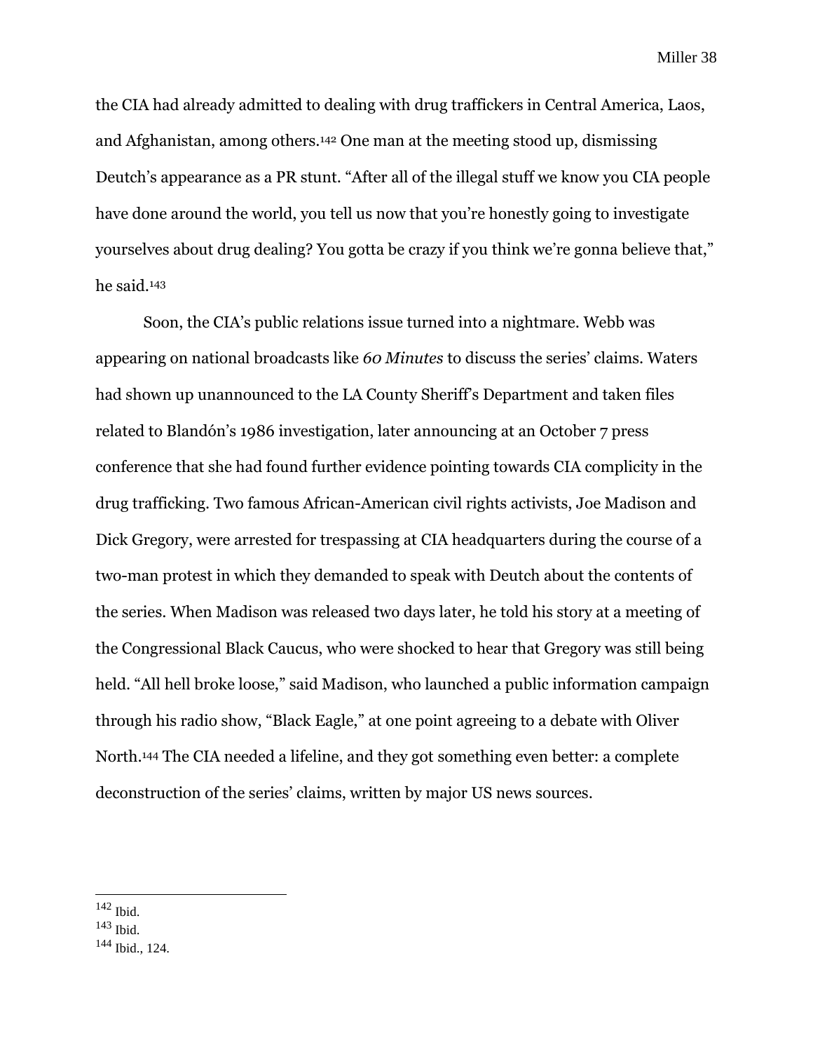the CIA had already admitted to dealing with drug traffickers in Central America, Laos, and Afghanistan, among others.[142] One man at the meeting stood up, dismissing Deutch's appearance as a PR stunt. "After all of the illegal stuff we know you CIA people have done around the world, you tell us now that you're honestly going to investigate yourselves about drug dealing? You gotta be crazy if you think we're gonna believe that," he said.[143]

Soon, the CIA's public relations issue turned into a nightmare. Webb was appearing on national broadcasts like *60 Minutes* to discuss the series' claims. Waters had shown up unannounced to the LA County Sheriff's Department and taken files related to Blandón's 1986 investigation, later announcing at an October 7 press conference that she had found further evidence pointing towards CIA complicity in the drug trafficking. Two famous African-American civil rights activists, Joe Madison and Dick Gregory, were arrested for trespassing at CIA headquarters during the course of a two-man protest in which they demanded to speak with Deutch about the contents of the series. When Madison was released two days later, he told his story at a meeting of the Congressional Black Caucus, who were shocked to hear that Gregory was still being held. "All hell broke loose," said Madison, who launched a public information campaign through his radio show, "Black Eagle," at one point agreeing to a debate with Oliver North.[144] The CIA needed a lifeline, and they got something even better: a complete deconstruction of the series' claims, written by major US news sources.

---

[142] Ibid.

[143] Ibid.

[144] Ibid., 124.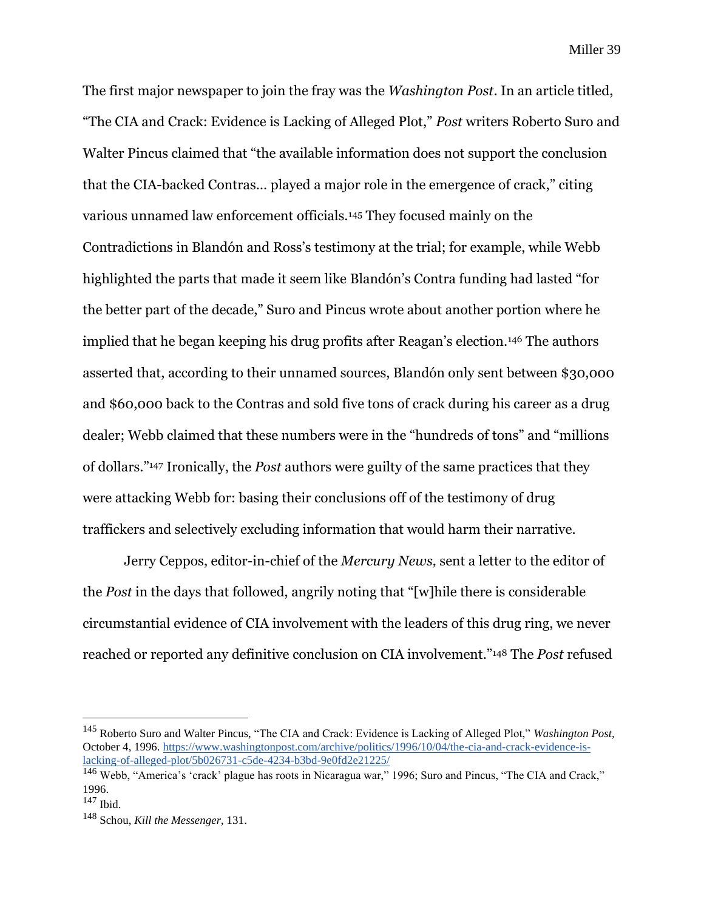The first major newspaper to join the fray was the *Washington Post*. In an article titled, "The CIA and Crack: Evidence is Lacking of Alleged Plot," *Post* writers Roberto Suro and Walter Pincus claimed that "the available information does not support the conclusion that the CIA-backed Contras… played a major role in the emergence of crack," citing various unnamed law enforcement officials.[145] They focused mainly on the Contradictions in Blandón and Ross's testimony at the trial; for example, while Webb highlighted the parts that made it seem like Blandón's Contra funding had lasted "for the better part of the decade," Suro and Pincus wrote about another portion where he implied that he began keeping his drug profits after Reagan's election.[146] The authors asserted that, according to their unnamed sources, Blandón only sent between $30,000 and $60,000 back to the Contras and sold five tons of crack during his career as a drug dealer; Webb claimed that these numbers were in the "hundreds of tons" and "millions of dollars."[147] Ironically, the *Post* authors were guilty of the same practices that they were attacking Webb for: basing their conclusions off of the testimony of drug traffickers and selectively excluding information that would harm their narrative.

Jerry Ceppos, editor-in-chief of the *Mercury News,* sent a letter to the editor of the *Post* in the days that followed, angrily noting that "[w]hile there is considerable circumstantial evidence of CIA involvement with the leaders of this drug ring, we never reached or reported any definitive conclusion on CIA involvement."[148] The *Post* refused

---

[145] Roberto Suro and Walter Pincus, "The CIA and Crack: Evidence is Lacking of Alleged Plot," *Washington Post,* October 4, 1996. https://www.washingtonpost.com/archive/politics/1996/10/04/the-cia-and-crack-evidence-is-lacking-of-alleged-plot/5b026731-c5de-4234-b3bd-9e0fd2e21225/

[146] Webb, "America's 'crack' plague has roots in Nicaragua war," 1996; Suro and Pincus, "The CIA and Crack," 1996.

[147] Ibid.

[148] Schou, *Kill the Messenger,* 131.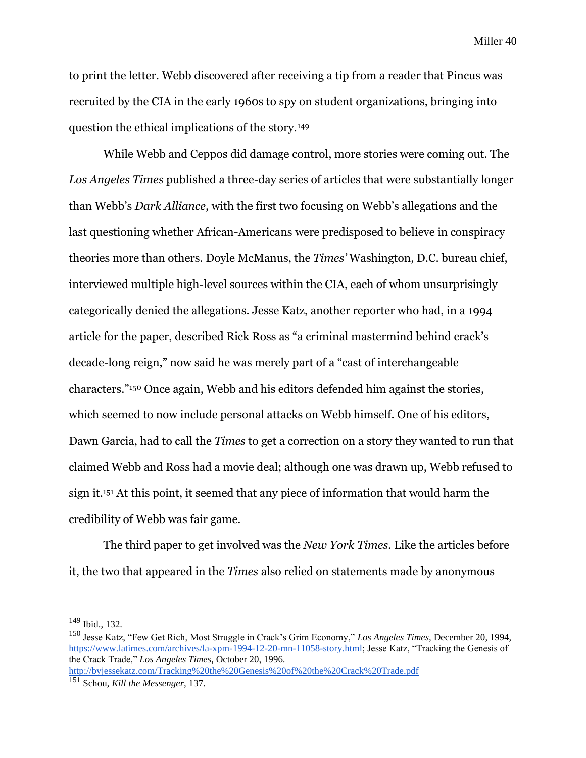to print the letter. Webb discovered after receiving a tip from a reader that Pincus was recruited by the CIA in the early 1960s to spy on student organizations, bringing into question the ethical implications of the story.[149]

While Webb and Ceppos did damage control, more stories were coming out. The *Los Angeles Times* published a three-day series of articles that were substantially longer than Webb's *Dark Alliance*, with the first two focusing on Webb's allegations and the last questioning whether African-Americans were predisposed to believe in conspiracy theories more than others. Doyle McManus, the *Times'* Washington, D.C. bureau chief, interviewed multiple high-level sources within the CIA, each of whom unsurprisingly categorically denied the allegations. Jesse Katz, another reporter who had, in a 1994 article for the paper, described Rick Ross as "a criminal mastermind behind crack's decade-long reign," now said he was merely part of a "cast of interchangeable characters."[150] Once again, Webb and his editors defended him against the stories, which seemed to now include personal attacks on Webb himself. One of his editors, Dawn Garcia, had to call the *Times* to get a correction on a story they wanted to run that claimed Webb and Ross had a movie deal; although one was drawn up, Webb refused to sign it.[151] At this point, it seemed that any piece of information that would harm the credibility of Webb was fair game.

The third paper to get involved was the *New York Times*. Like the articles before it, the two that appeared in the *Times* also relied on statements made by anonymous

---

[149] Ibid., 132.

[150] Jesse Katz, "Few Get Rich, Most Struggle in Crack's Grim Economy," *Los Angeles Times*, December 20, 1994, https://www.latimes.com/archives/la-xpm-1994-12-20-mn-11058-story.html; Jesse Katz, "Tracking the Genesis of the Crack Trade," *Los Angeles Times*, October 20, 1996. http://byjessekatz.com/Tracking%20the%20Genesis%20of%20the%20Crack%20Trade.pdf

[151] Schou, *Kill the Messenger*, 137.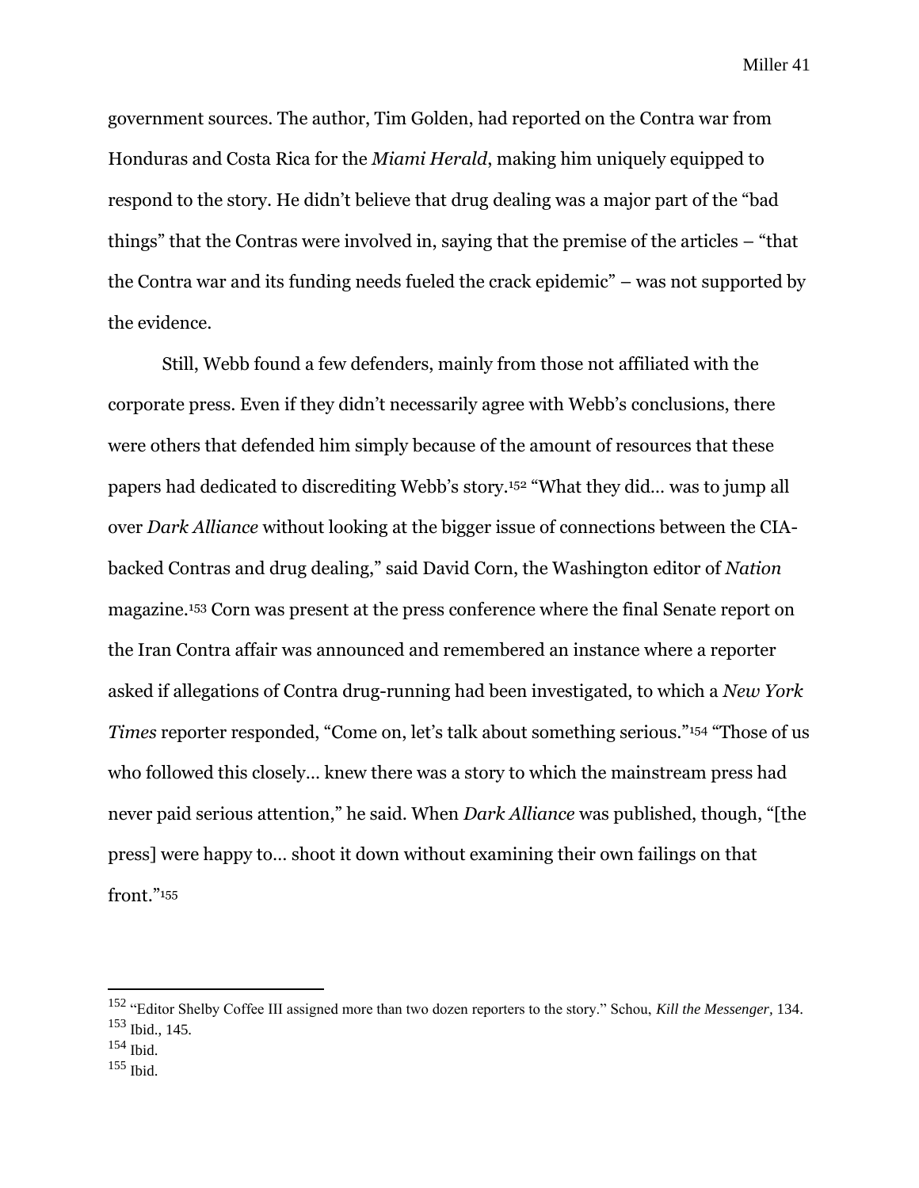government sources. The author, Tim Golden, had reported on the Contra war from Honduras and Costa Rica for the *Miami Herald*, making him uniquely equipped to respond to the story. He didn't believe that drug dealing was a major part of the "bad things" that the Contras were involved in, saying that the premise of the articles – "that the Contra war and its funding needs fueled the crack epidemic" – was not supported by the evidence.

Still, Webb found a few defenders, mainly from those not affiliated with the corporate press. Even if they didn't necessarily agree with Webb's conclusions, there were others that defended him simply because of the amount of resources that these papers had dedicated to discrediting Webb's story.[152] "What they did… was to jump all over *Dark Alliance* without looking at the bigger issue of connections between the CIA-backed Contras and drug dealing," said David Corn, the Washington editor of *Nation* magazine.[153] Corn was present at the press conference where the final Senate report on the Iran Contra affair was announced and remembered an instance where a reporter asked if allegations of Contra drug-running had been investigated, to which a *New York Times* reporter responded, "Come on, let's talk about something serious."[154] "Those of us who followed this closely… knew there was a story to which the mainstream press had never paid serious attention," he said. When *Dark Alliance* was published, though, "[the press] were happy to… shoot it down without examining their own failings on that front."[155]

---

[152] "Editor Shelby Coffee III assigned more than two dozen reporters to the story." Schou, *Kill the Messenger,* 134.
[153] Ibid., 145.
[154] Ibid.
[155] Ibid.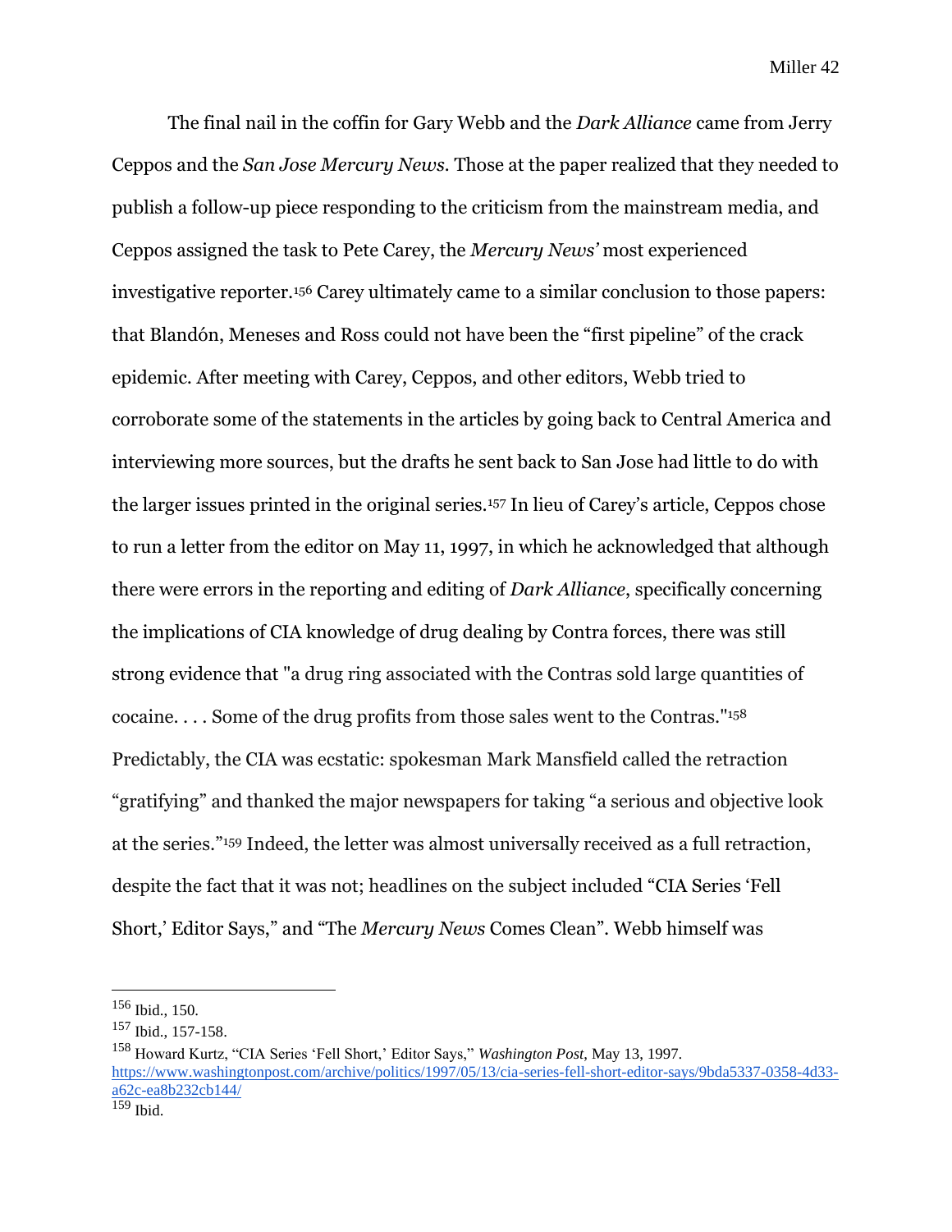The final nail in the coffin for Gary Webb and the *Dark Alliance* came from Jerry Ceppos and the *San Jose Mercury News.* Those at the paper realized that they needed to publish a follow-up piece responding to the criticism from the mainstream media, and Ceppos assigned the task to Pete Carey, the *Mercury News'* most experienced investigative reporter.[156] Carey ultimately came to a similar conclusion to those papers: that Blandón, Meneses and Ross could not have been the "first pipeline" of the crack epidemic. After meeting with Carey, Ceppos, and other editors, Webb tried to corroborate some of the statements in the articles by going back to Central America and interviewing more sources, but the drafts he sent back to San Jose had little to do with the larger issues printed in the original series.[157] In lieu of Carey's article, Ceppos chose to run a letter from the editor on May 11, 1997, in which he acknowledged that although there were errors in the reporting and editing of *Dark Alliance*, specifically concerning the implications of CIA knowledge of drug dealing by Contra forces, there was still strong evidence that "a drug ring associated with the Contras sold large quantities of cocaine. . . . Some of the drug profits from those sales went to the Contras."[158] Predictably, the CIA was ecstatic: spokesman Mark Mansfield called the retraction "gratifying" and thanked the major newspapers for taking "a serious and objective look at the series."[159] Indeed, the letter was almost universally received as a full retraction, despite the fact that it was not; headlines on the subject included "CIA Series 'Fell Short,' Editor Says," and "The *Mercury News* Comes Clean". Webb himself was

---

[156] Ibid., 150.

[157] Ibid., 157-158.

[158] Howard Kurtz, "CIA Series 'Fell Short,' Editor Says," *Washington Post*, May 13, 1997. https://www.washingtonpost.com/archive/politics/1997/05/13/cia-series-fell-short-editor-says/9bda5337-0358-4d33-a62c-ea8b232cb144/

[159] Ibid.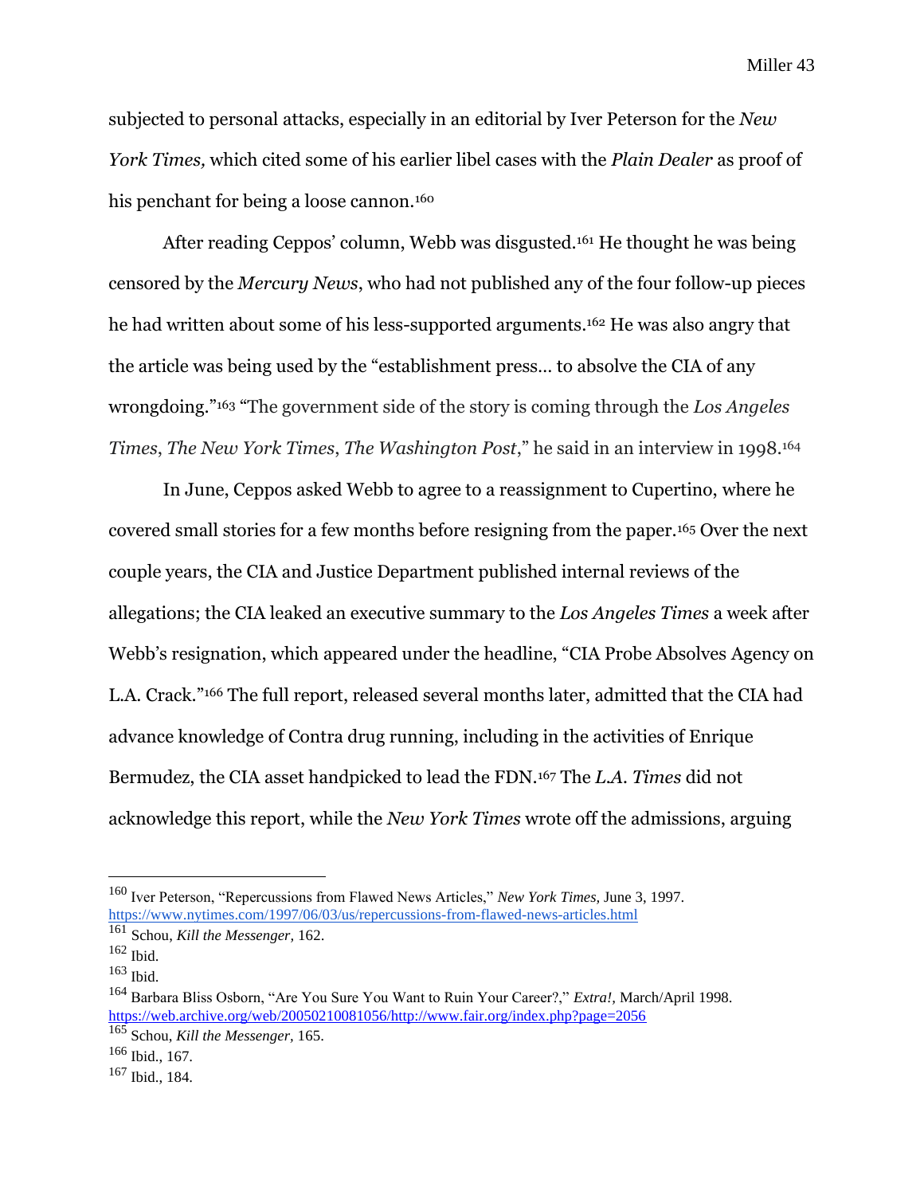subjected to personal attacks, especially in an editorial by Iver Peterson for the *New York Times,* which cited some of his earlier libel cases with the *Plain Dealer* as proof of his penchant for being a loose cannon.[160]

After reading Ceppos' column, Webb was disgusted.[161] He thought he was being censored by the *Mercury News*, who had not published any of the four follow-up pieces he had written about some of his less-supported arguments.[162] He was also angry that the article was being used by the "establishment press… to absolve the CIA of any wrongdoing."[163] "The government side of the story is coming through the *Los Angeles Times*, *The New York Times*, *The Washington Post*," he said in an interview in 1998.[164]

In June, Ceppos asked Webb to agree to a reassignment to Cupertino, where he covered small stories for a few months before resigning from the paper.[165] Over the next couple years, the CIA and Justice Department published internal reviews of the allegations; the CIA leaked an executive summary to the *Los Angeles Times* a week after Webb's resignation, which appeared under the headline, "CIA Probe Absolves Agency on L.A. Crack."[166] The full report, released several months later, admitted that the CIA had advance knowledge of Contra drug running, including in the activities of Enrique Bermudez, the CIA asset handpicked to lead the FDN.[167] The *L.A. Times* did not acknowledge this report, while the *New York Times* wrote off the admissions, arguing

---

[160] Iver Peterson, "Repercussions from Flawed News Articles," *New York Times,* June 3, 1997. https://www.nytimes.com/1997/06/03/us/repercussions-from-flawed-news-articles.html

[161] Schou, *Kill the Messenger,* 162.

[162] Ibid.

[163] Ibid.

[164] Barbara Bliss Osborn, "Are You Sure You Want to Ruin Your Career?," *Extra!,* March/April 1998. https://web.archive.org/web/20050210081056/http://www.fair.org/index.php?page=2056

[165] Schou, *Kill the Messenger,* 165.

[166] Ibid., 167.

[167] Ibid., 184.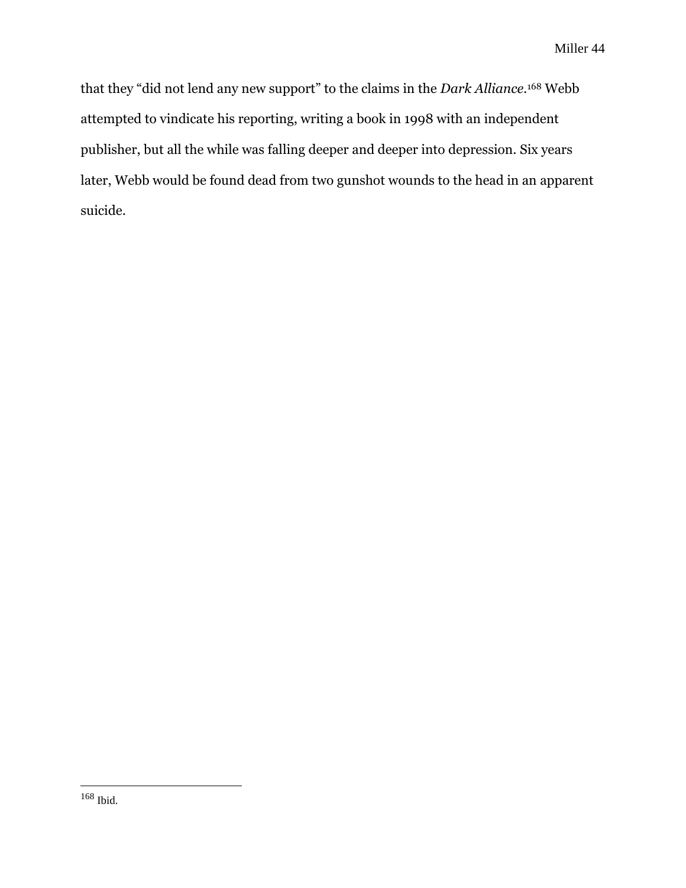that they "did not lend any new support" to the claims in the *Dark Alliance*.[168] Webb attempted to vindicate his reporting, writing a book in 1998 with an independent publisher, but all the while was falling deeper and deeper into depression. Six years later, Webb would be found dead from two gunshot wounds to the head in an apparent suicide.

---

[168] Ibid.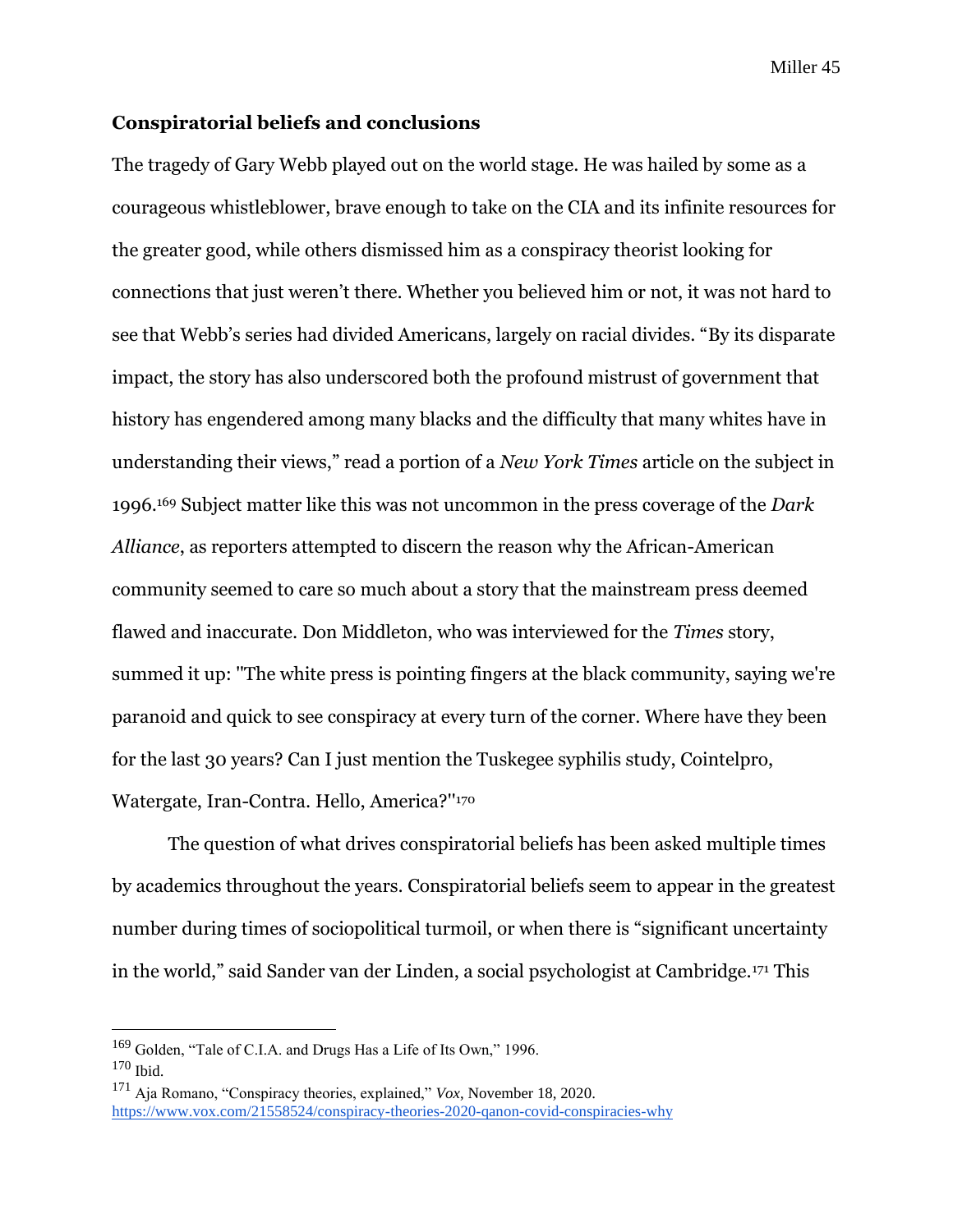**Conspiratorial beliefs and conclusions**

The tragedy of Gary Webb played out on the world stage. He was hailed by some as a courageous whistleblower, brave enough to take on the CIA and its infinite resources for the greater good, while others dismissed him as a conspiracy theorist looking for connections that just weren't there. Whether you believed him or not, it was not hard to see that Webb's series had divided Americans, largely on racial divides. "By its disparate impact, the story has also underscored both the profound mistrust of government that history has engendered among many blacks and the difficulty that many whites have in understanding their views," read a portion of a *New York Times* article on the subject in 1996.[169] Subject matter like this was not uncommon in the press coverage of the *Dark Alliance*, as reporters attempted to discern the reason why the African-American community seemed to care so much about a story that the mainstream press deemed flawed and inaccurate. Don Middleton, who was interviewed for the *Times* story, summed it up: "The white press is pointing fingers at the black community, saying we're paranoid and quick to see conspiracy at every turn of the corner. Where have they been for the last 30 years? Can I just mention the Tuskegee syphilis study, Cointelpro, Watergate, Iran-Contra. Hello, America?"[170]

The question of what drives conspiratorial beliefs has been asked multiple times by academics throughout the years. Conspiratorial beliefs seem to appear in the greatest number during times of sociopolitical turmoil, or when there is "significant uncertainty in the world," said Sander van der Linden, a social psychologist at Cambridge.[171] This

---

[169] Golden, "Tale of C.I.A. and Drugs Has a Life of Its Own," 1996.

[170] Ibid.

[171] Aja Romano, "Conspiracy theories, explained," *Vox*, November 18, 2020. https://www.vox.com/21558524/conspiracy-theories-2020-qanon-covid-conspiracies-why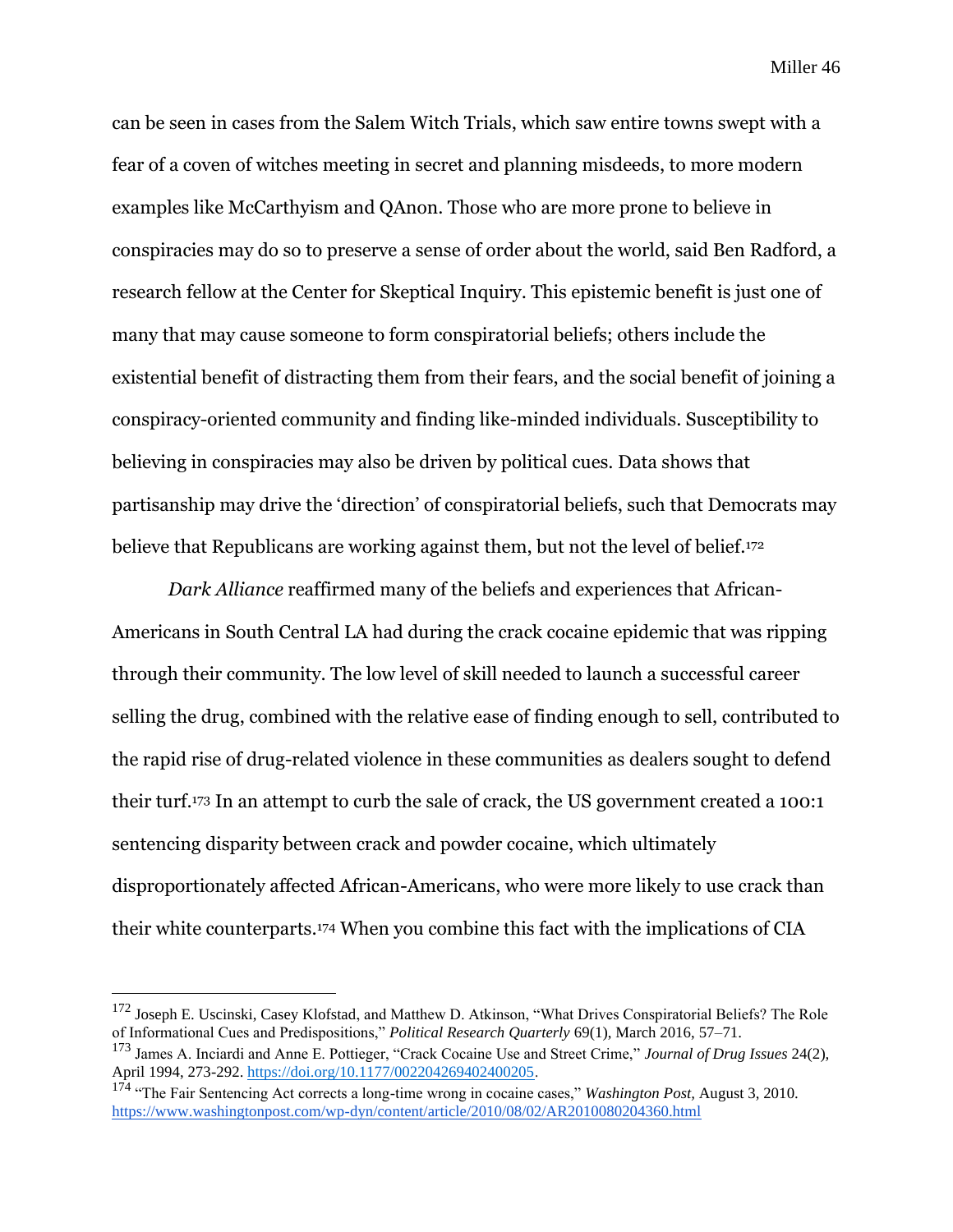can be seen in cases from the Salem Witch Trials, which saw entire towns swept with a fear of a coven of witches meeting in secret and planning misdeeds, to more modern examples like McCarthyism and QAnon. Those who are more prone to believe in conspiracies may do so to preserve a sense of order about the world, said Ben Radford, a research fellow at the Center for Skeptical Inquiry. This epistemic benefit is just one of many that may cause someone to form conspiratorial beliefs; others include the existential benefit of distracting them from their fears, and the social benefit of joining a conspiracy-oriented community and finding like-minded individuals. Susceptibility to believing in conspiracies may also be driven by political cues. Data shows that partisanship may drive the 'direction' of conspiratorial beliefs, such that Democrats may believe that Republicans are working against them, but not the level of belief.[172]

*Dark Alliance* reaffirmed many of the beliefs and experiences that African-Americans in South Central LA had during the crack cocaine epidemic that was ripping through their community. The low level of skill needed to launch a successful career selling the drug, combined with the relative ease of finding enough to sell, contributed to the rapid rise of drug-related violence in these communities as dealers sought to defend their turf.[173] In an attempt to curb the sale of crack, the US government created a 100:1 sentencing disparity between crack and powder cocaine, which ultimately disproportionately affected African-Americans, who were more likely to use crack than their white counterparts.[174] When you combine this fact with the implications of CIA

---

[172] Joseph E. Uscinski, Casey Klofstad, and Matthew D. Atkinson, "What Drives Conspiratorial Beliefs? The Role of Informational Cues and Predispositions," *Political Research Quarterly* 69(1), March 2016, 57–71.

[173] James A. Inciardi and Anne E. Pottieger, "Crack Cocaine Use and Street Crime," *Journal of Drug Issues* 24(2), April 1994, 273-292. https://doi.org/10.1177/002204269402400205.

[174] "The Fair Sentencing Act corrects a long-time wrong in cocaine cases," *Washington Post,* August 3, 2010. https://www.washingtonpost.com/wp-dyn/content/article/2010/08/02/AR2010080204360.html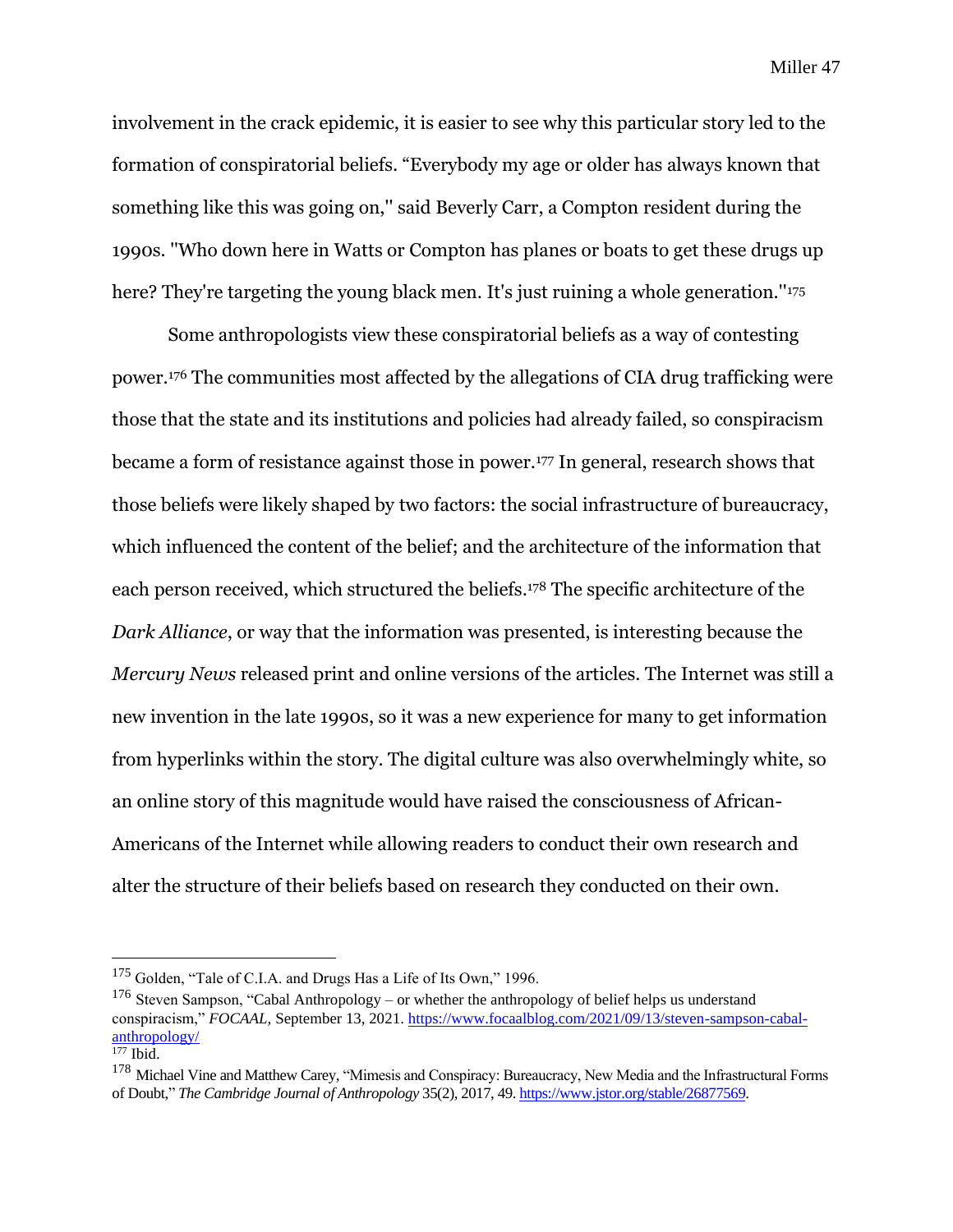involvement in the crack epidemic, it is easier to see why this particular story led to the formation of conspiratorial beliefs. “Everybody my age or older has always known that something like this was going on," said Beverly Carr, a Compton resident during the 1990s. "Who down here in Watts or Compton has planes or boats to get these drugs up here? They're targeting the young black men. It's just ruining a whole generation."[175]

Some anthropologists view these conspiratorial beliefs as a way of contesting power.[176] The communities most affected by the allegations of CIA drug trafficking were those that the state and its institutions and policies had already failed, so conspiracism became a form of resistance against those in power.[177] In general, research shows that those beliefs were likely shaped by two factors: the social infrastructure of bureaucracy, which influenced the content of the belief; and the architecture of the information that each person received, which structured the beliefs.[178] The specific architecture of the *Dark Alliance*, or way that the information was presented, is interesting because the *Mercury News* released print and online versions of the articles. The Internet was still a new invention in the late 1990s, so it was a new experience for many to get information from hyperlinks within the story. The digital culture was also overwhelmingly white, so an online story of this magnitude would have raised the consciousness of African-Americans of the Internet while allowing readers to conduct their own research and alter the structure of their beliefs based on research they conducted on their own.

---

[175] Golden, “Tale of C.I.A. and Drugs Has a Life of Its Own,” 1996.

[176] Steven Sampson, “Cabal Anthropology – or whether the anthropology of belief helps us understand conspiracism,” *FOCAAL,* September 13, 2021. https://www.focaalblog.com/2021/09/13/steven-sampson-cabal-anthropology/

[177] Ibid.

[178] Michael Vine and Matthew Carey, “Mimesis and Conspiracy: Bureaucracy, New Media and the Infrastructural Forms of Doubt,” *The Cambridge Journal of Anthropology* 35(2), 2017, 49. https://www.jstor.org/stable/26877569.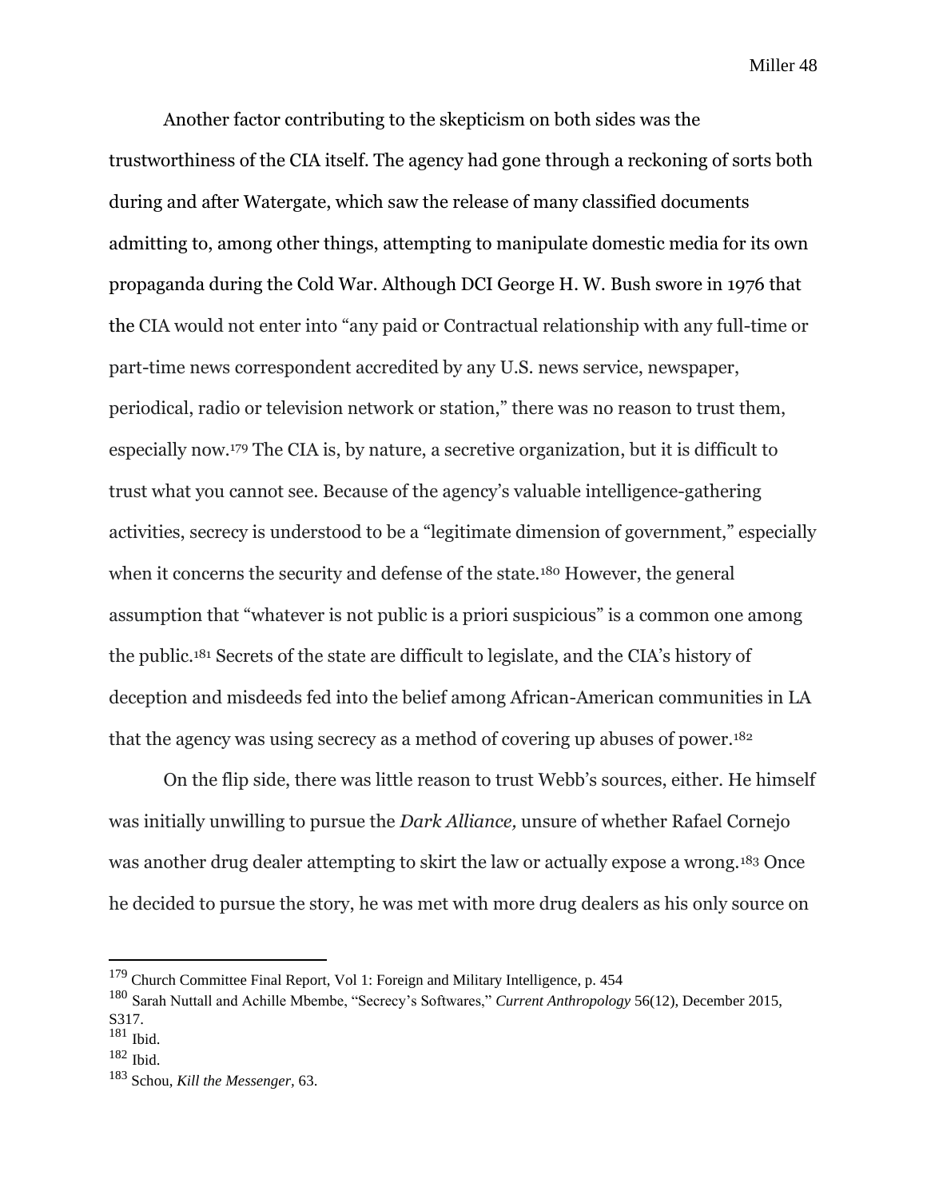Another factor contributing to the skepticism on both sides was the trustworthiness of the CIA itself. The agency had gone through a reckoning of sorts both during and after Watergate, which saw the release of many classified documents admitting to, among other things, attempting to manipulate domestic media for its own propaganda during the Cold War. Although DCI George H. W. Bush swore in 1976 that the CIA would not enter into "any paid or Contractual relationship with any full-time or part-time news correspondent accredited by any U.S. news service, newspaper, periodical, radio or television network or station," there was no reason to trust them, especially now.[179] The CIA is, by nature, a secretive organization, but it is difficult to trust what you cannot see. Because of the agency's valuable intelligence-gathering activities, secrecy is understood to be a "legitimate dimension of government," especially when it concerns the security and defense of the state.[180] However, the general assumption that "whatever is not public is a priori suspicious" is a common one among the public.[181] Secrets of the state are difficult to legislate, and the CIA's history of deception and misdeeds fed into the belief among African-American communities in LA that the agency was using secrecy as a method of covering up abuses of power.[182]

On the flip side, there was little reason to trust Webb's sources, either. He himself was initially unwilling to pursue the *Dark Alliance,* unsure of whether Rafael Cornejo was another drug dealer attempting to skirt the law or actually expose a wrong.[183] Once he decided to pursue the story, he was met with more drug dealers as his only source on

---

[179] Church Committee Final Report, Vol 1: Foreign and Military Intelligence, p. 454

[180] Sarah Nuttall and Achille Mbembe, "Secrecy's Softwares," *Current Anthropology* 56(12), December 2015, S317.

[181] Ibid.

[182] Ibid.

[183] Schou, *Kill the Messenger,* 63.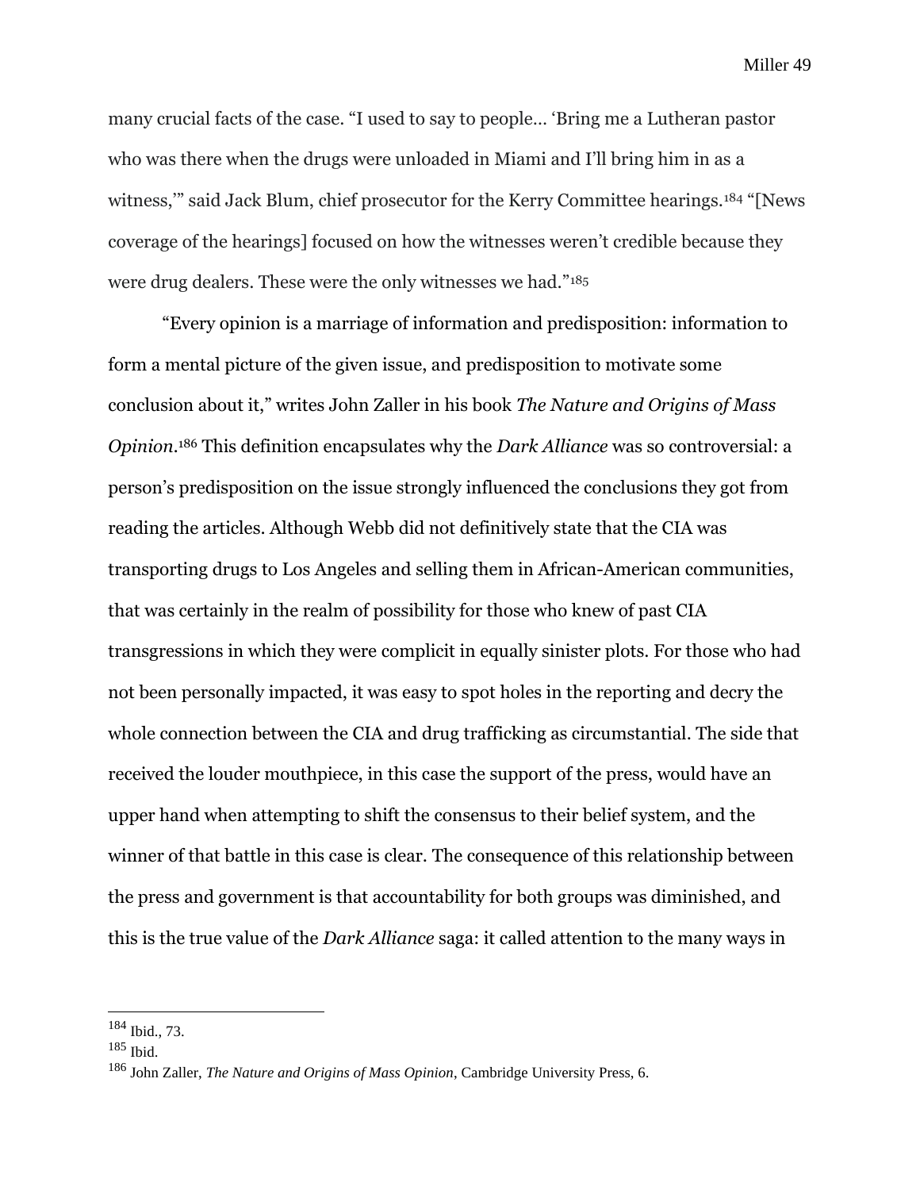many crucial facts of the case. “I used to say to people… ‘Bring me a Lutheran pastor who was there when the drugs were unloaded in Miami and I’ll bring him in as a witness,’” said Jack Blum, chief prosecutor for the Kerry Committee hearings.[184] “[News coverage of the hearings] focused on how the witnesses weren’t credible because they were drug dealers. These were the only witnesses we had.”[185]

“Every opinion is a marriage of information and predisposition: information to form a mental picture of the given issue, and predisposition to motivate some conclusion about it,” writes John Zaller in his book *The Nature and Origins of Mass Opinion*.[186] This definition encapsulates why the *Dark Alliance* was so controversial: a person’s predisposition on the issue strongly influenced the conclusions they got from reading the articles. Although Webb did not definitively state that the CIA was transporting drugs to Los Angeles and selling them in African-American communities, that was certainly in the realm of possibility for those who knew of past CIA transgressions in which they were complicit in equally sinister plots. For those who had not been personally impacted, it was easy to spot holes in the reporting and decry the whole connection between the CIA and drug trafficking as circumstantial. The side that received the louder mouthpiece, in this case the support of the press, would have an upper hand when attempting to shift the consensus to their belief system, and the winner of that battle in this case is clear. The consequence of this relationship between the press and government is that accountability for both groups was diminished, and this is the true value of the *Dark Alliance* saga: it called attention to the many ways in

---

[184] Ibid., 73.

[185] Ibid.

[186] John Zaller, *The Nature and Origins of Mass Opinion*, Cambridge University Press, 6.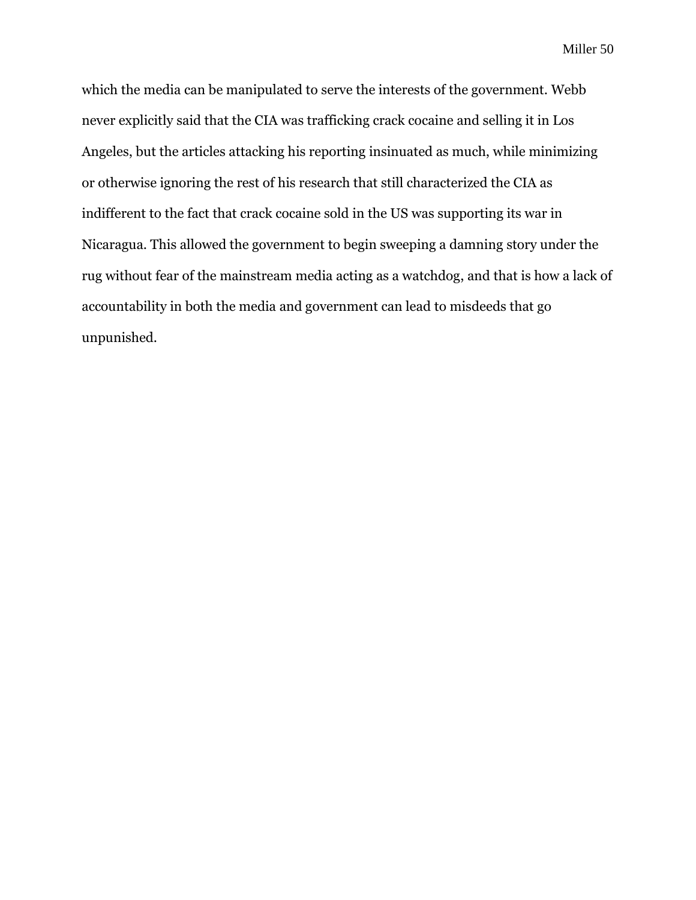which the media can be manipulated to serve the interests of the government. Webb never explicitly said that the CIA was trafficking crack cocaine and selling it in Los Angeles, but the articles attacking his reporting insinuated as much, while minimizing or otherwise ignoring the rest of his research that still characterized the CIA as indifferent to the fact that crack cocaine sold in the US was supporting its war in Nicaragua. This allowed the government to begin sweeping a damning story under the rug without fear of the mainstream media acting as a watchdog, and that is how a lack of accountability in both the media and government can lead to misdeeds that go unpunished.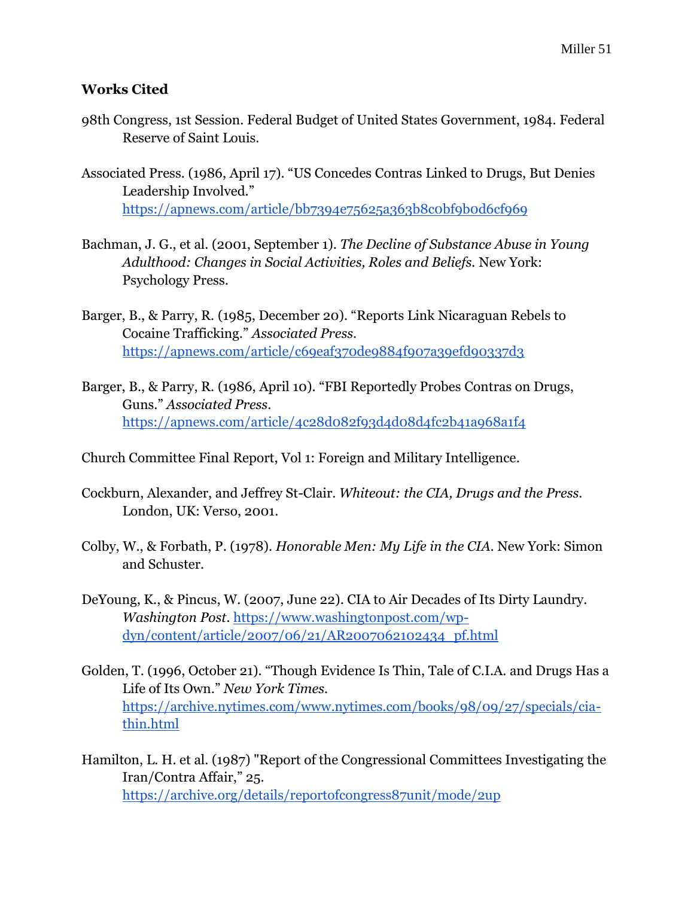## Works Cited

98th Congress, 1st Session. Federal Budget of United States Government, 1984. Federal Reserve of Saint Louis.

Associated Press. (1986, April 17). "US Concedes Contras Linked to Drugs, But Denies Leadership Involved." https://apnews.com/article/bb7394e75625a363b8c0bf9b0d6cf969

Bachman, J. G., et al. (2001, September 1). *The Decline of Substance Abuse in Young Adulthood: Changes in Social Activities, Roles and Beliefs*. New York: Psychology Press.

Barger, B., & Parry, R. (1985, December 20). "Reports Link Nicaraguan Rebels to Cocaine Trafficking." *Associated Press*. https://apnews.com/article/c69eaf370de9884f907a39efd90337d3

Barger, B., & Parry, R. (1986, April 10). "FBI Reportedly Probes Contras on Drugs, Guns." *Associated Press*. https://apnews.com/article/4c28d082f93d4d08d4fc2b41a968a1f4

Church Committee Final Report, Vol 1: Foreign and Military Intelligence.

Cockburn, Alexander, and Jeffrey St-Clair. *Whiteout: the CIA, Drugs and the Press*. London, UK: Verso, 2001.

Colby, W., & Forbath, P. (1978). *Honorable Men: My Life in the CIA*. New York: Simon and Schuster.

DeYoung, K., & Pincus, W. (2007, June 22). CIA to Air Decades of Its Dirty Laundry. *Washington Post*. https://www.washingtonpost.com/wp-dyn/content/article/2007/06/21/AR2007062102434_pf.html

Golden, T. (1996, October 21). "Though Evidence Is Thin, Tale of C.I.A. and Drugs Has a Life of Its Own." *New York Times*. https://archive.nytimes.com/www.nytimes.com/books/98/09/27/specials/cia-thin.html

Hamilton, L. H. et al. (1987) "Report of the Congressional Committees Investigating the Iran/Contra Affair," 25. https://archive.org/details/reportofcongress87unit/mode/2up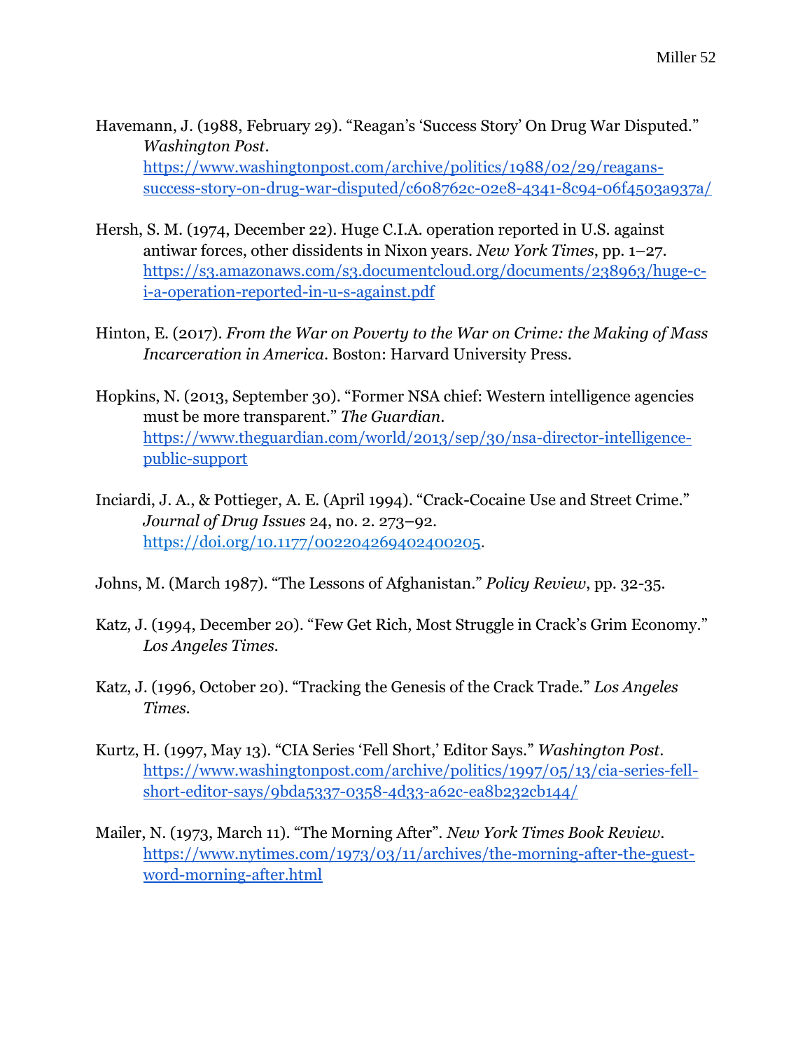Havemann, J. (1988, February 29). "Reagan's 'Success Story' On Drug War Disputed." *Washington Post*. https://www.washingtonpost.com/archive/politics/1988/02/29/reagans-success-story-on-drug-war-disputed/c608762c-02e8-4341-8c94-06f4503a937a/

Hersh, S. M. (1974, December 22). Huge C.I.A. operation reported in U.S. against antiwar forces, other dissidents in Nixon years. *New York Times*, pp. 1–27. https://s3.amazonaws.com/s3.documentcloud.org/documents/238963/huge-c-i-a-operation-reported-in-u-s-against.pdf

Hinton, E. (2017). *From the War on Poverty to the War on Crime: the Making of Mass Incarceration in America*. Boston: Harvard University Press.

Hopkins, N. (2013, September 30). "Former NSA chief: Western intelligence agencies must be more transparent." *The Guardian*. https://www.theguardian.com/world/2013/sep/30/nsa-director-intelligence-public-support

Inciardi, J. A., & Pottieger, A. E. (April 1994). "Crack-Cocaine Use and Street Crime." *Journal of Drug Issues* 24, no. 2. 273–92. https://doi.org/10.1177/002204269402400205.

Johns, M. (March 1987). "The Lessons of Afghanistan." *Policy Review*, pp. 32-35.

Katz, J. (1994, December 20). "Few Get Rich, Most Struggle in Crack's Grim Economy." *Los Angeles Times*.

Katz, J. (1996, October 20). "Tracking the Genesis of the Crack Trade." *Los Angeles Times*.

Kurtz, H. (1997, May 13). "CIA Series 'Fell Short,' Editor Says." *Washington Post*. https://www.washingtonpost.com/archive/politics/1997/05/13/cia-series-fell-short-editor-says/9bda5337-0358-4d33-a62c-ea8b232cb144/

Mailer, N. (1973, March 11). "The Morning After". *New York Times Book Review*. https://www.nytimes.com/1973/03/11/archives/the-morning-after-the-guest-word-morning-after.html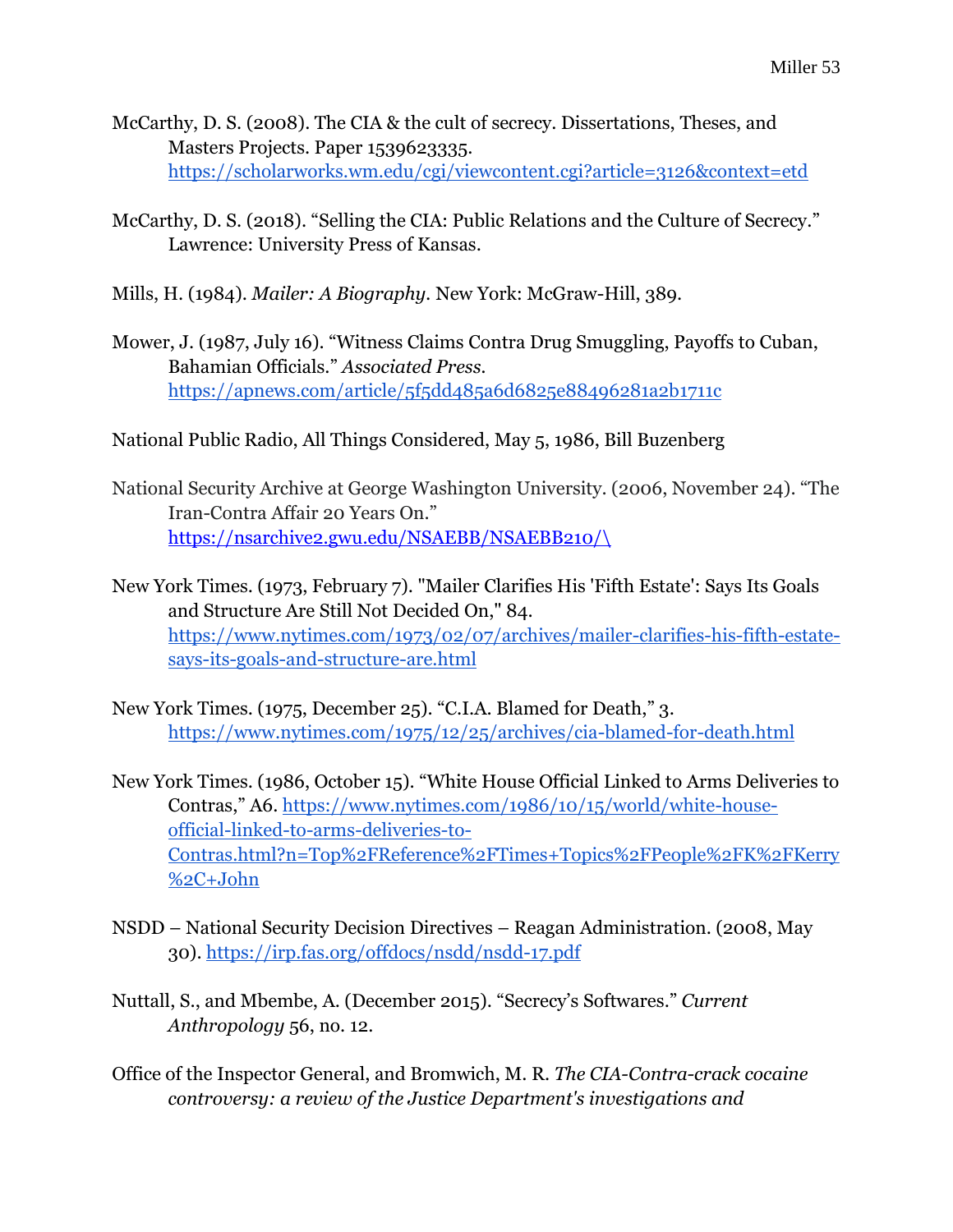McCarthy, D. S. (2008). The CIA & the cult of secrecy. Dissertations, Theses, and Masters Projects. Paper 1539623335. https://scholarworks.wm.edu/cgi/viewcontent.cgi?article=3126&context=etd

McCarthy, D. S. (2018). "Selling the CIA: Public Relations and the Culture of Secrecy." Lawrence: University Press of Kansas.

Mills, H. (1984). *Mailer: A Biography.* New York: McGraw-Hill, 389.

Mower, J. (1987, July 16). "Witness Claims Contra Drug Smuggling, Payoffs to Cuban, Bahamian Officials." *Associated Press.* https://apnews.com/article/5f5dd485a6d6825e88496281a2b1711c

National Public Radio, All Things Considered, May 5, 1986, Bill Buzenberg

National Security Archive at George Washington University. (2006, November 24). "The Iran-Contra Affair 20 Years On." https://nsarchive2.gwu.edu/NSAEBB/NSAEBB210/\

New York Times. (1973, February 7). "Mailer Clarifies His 'Fifth Estate': Says Its Goals and Structure Are Still Not Decided On," 84. https://www.nytimes.com/1973/02/07/archives/mailer-clarifies-his-fifth-estate-says-its-goals-and-structure-are.html

New York Times. (1975, December 25). "C.I.A. Blamed for Death," 3. https://www.nytimes.com/1975/12/25/archives/cia-blamed-for-death.html

New York Times. (1986, October 15). "White House Official Linked to Arms Deliveries to Contras," A6. https://www.nytimes.com/1986/10/15/world/white-house-official-linked-to-arms-deliveries-to-Contras.html?n=Top%2FReference%2FTimes+Topics%2FPeople%2FK%2FKerry%2C+John

NSDD – National Security Decision Directives – Reagan Administration. (2008, May 30). https://irp.fas.org/offdocs/nsdd/nsdd-17.pdf

Nuttall, S., and Mbembe, A. (December 2015). "Secrecy's Softwares." *Current Anthropology* 56, no. 12.

Office of the Inspector General, and Bromwich, M. R. *The CIA-Contra-crack cocaine controversy: a review of the Justice Department's investigations and*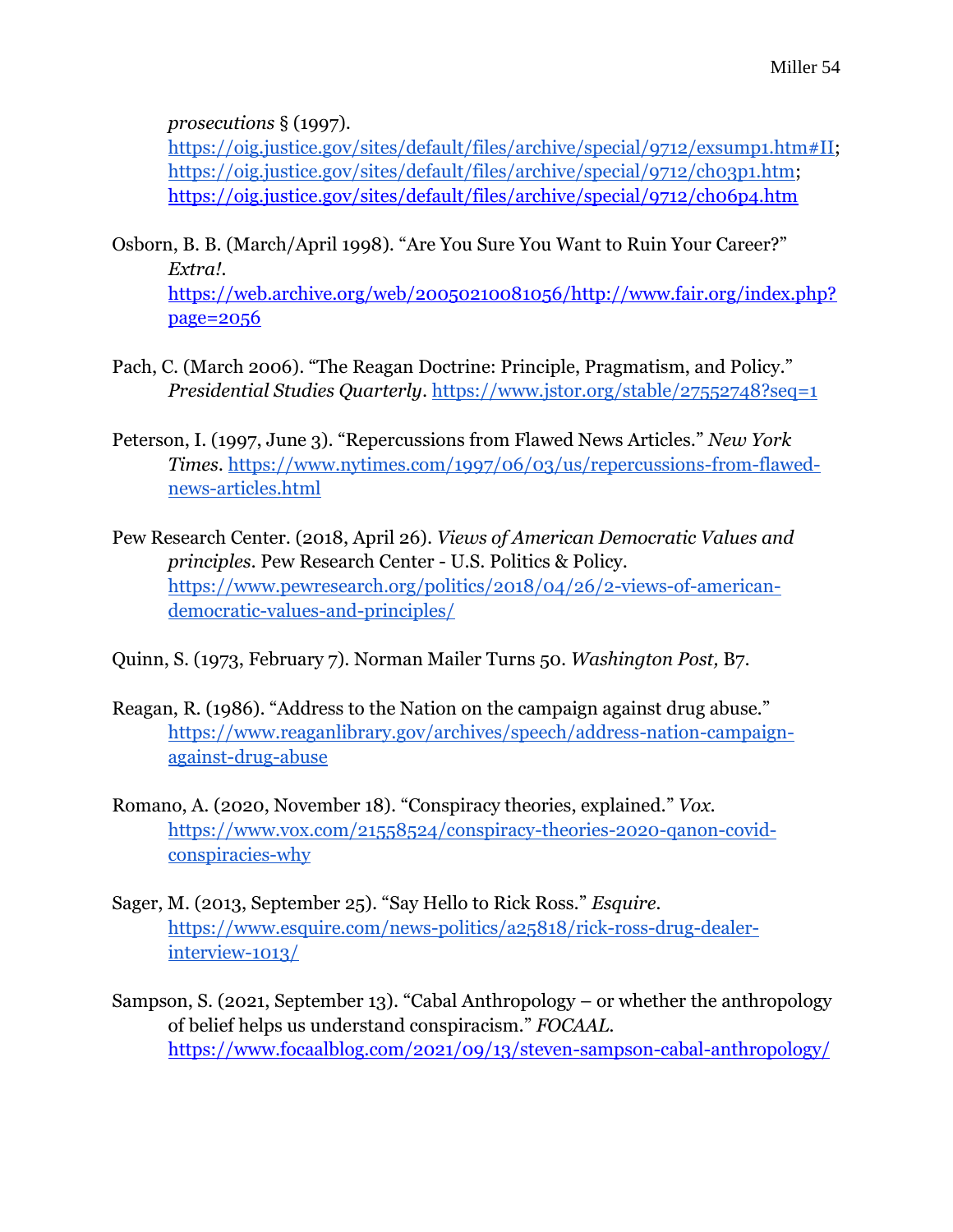*prosecutions* § (1997).
https://oig.justice.gov/sites/default/files/archive/special/9712/exsump1.htm#II; https://oig.justice.gov/sites/default/files/archive/special/9712/ch03p1.htm; https://oig.justice.gov/sites/default/files/archive/special/9712/ch06p4.htm

Osborn, B. B. (March/April 1998). "Are You Sure You Want to Ruin Your Career?" *Extra!*. https://web.archive.org/web/20050210081056/http://www.fair.org/index.php?page=2056

Pach, C. (March 2006). "The Reagan Doctrine: Principle, Pragmatism, and Policy." *Presidential Studies Quarterly*. https://www.jstor.org/stable/27552748?seq=1

Peterson, I. (1997, June 3). "Repercussions from Flawed News Articles." *New York Times*. https://www.nytimes.com/1997/06/03/us/repercussions-from-flawed-news-articles.html

Pew Research Center. (2018, April 26). *Views of American Democratic Values and principles*. Pew Research Center - U.S. Politics & Policy. https://www.pewresearch.org/politics/2018/04/26/2-views-of-american-democratic-values-and-principles/

Quinn, S. (1973, February 7). Norman Mailer Turns 50. *Washington Post,* B7.

Reagan, R. (1986). "Address to the Nation on the campaign against drug abuse." https://www.reaganlibrary.gov/archives/speech/address-nation-campaign-against-drug-abuse

Romano, A. (2020, November 18). "Conspiracy theories, explained." *Vox*. https://www.vox.com/21558524/conspiracy-theories-2020-qanon-covid-conspiracies-why

Sager, M. (2013, September 25). "Say Hello to Rick Ross." *Esquire*. https://www.esquire.com/news-politics/a25818/rick-ross-drug-dealer-interview-1013/

Sampson, S. (2021, September 13). "Cabal Anthropology – or whether the anthropology of belief helps us understand conspiracism." *FOCAAL*. https://www.focaalblog.com/2021/09/13/steven-sampson-cabal-anthropology/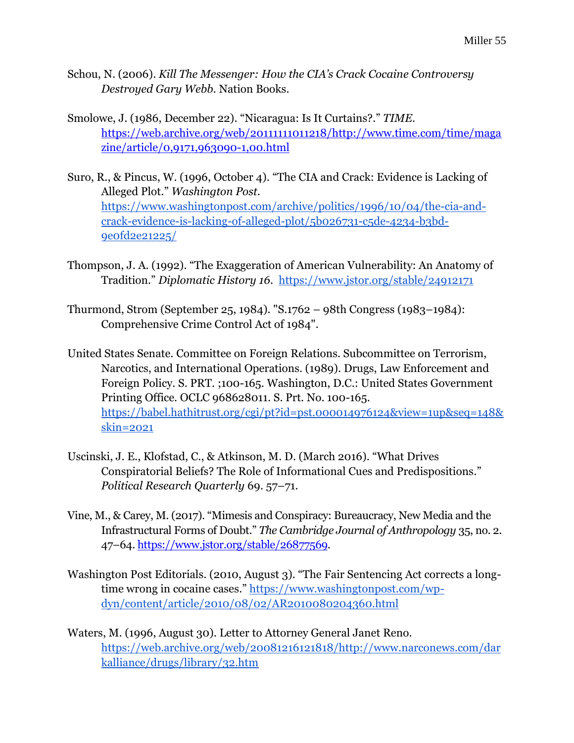Schou, N. (2006). *Kill The Messenger: How the CIA's Crack Cocaine Controversy Destroyed Gary Webb*. Nation Books.

Smolowe, J. (1986, December 22). "Nicaragua: Is It Curtains?." *TIME*. https://web.archive.org/web/20111111011218/http://www.time.com/time/magazine/article/0,9171,963090-1,00.html

Suro, R., & Pincus, W. (1996, October 4). "The CIA and Crack: Evidence is Lacking of Alleged Plot." *Washington Post*. https://www.washingtonpost.com/archive/politics/1996/10/04/the-cia-and-crack-evidence-is-lacking-of-alleged-plot/5b026731-c5de-4234-b3bd-9e0fd2e21225/

Thompson, J. A. (1992). "The Exaggeration of American Vulnerability: An Anatomy of Tradition." *Diplomatic History 16*. https://www.jstor.org/stable/24912171

Thurmond, Strom (September 25, 1984). "S.1762 – 98th Congress (1983–1984): Comprehensive Crime Control Act of 1984".

United States Senate. Committee on Foreign Relations. Subcommittee on Terrorism, Narcotics, and International Operations. (1989). Drugs, Law Enforcement and Foreign Policy. S. PRT. ;100-165. Washington, D.C.: United States Government Printing Office. OCLC 968628011. S. Prt. No. 100-165. https://babel.hathitrust.org/cgi/pt?id=pst.000014976124&view=1up&seq=148&skin=2021

Uscinski, J. E., Klofstad, C., & Atkinson, M. D. (March 2016). "What Drives Conspiratorial Beliefs? The Role of Informational Cues and Predispositions." *Political Research Quarterly* 69. 57–71.

Vine, M., & Carey, M. (2017). "Mimesis and Conspiracy: Bureaucracy, New Media and the Infrastructural Forms of Doubt." *The Cambridge Journal of Anthropology* 35, no. 2. 47–64. https://www.jstor.org/stable/26877569.

Washington Post Editorials. (2010, August 3). "The Fair Sentencing Act corrects a long-time wrong in cocaine cases." https://www.washingtonpost.com/wp-dyn/content/article/2010/08/02/AR2010080204360.html

Waters, M. (1996, August 30). Letter to Attorney General Janet Reno. https://web.archive.org/web/20081216121818/http://www.narconews.com/darkalliance/drugs/library/32.htm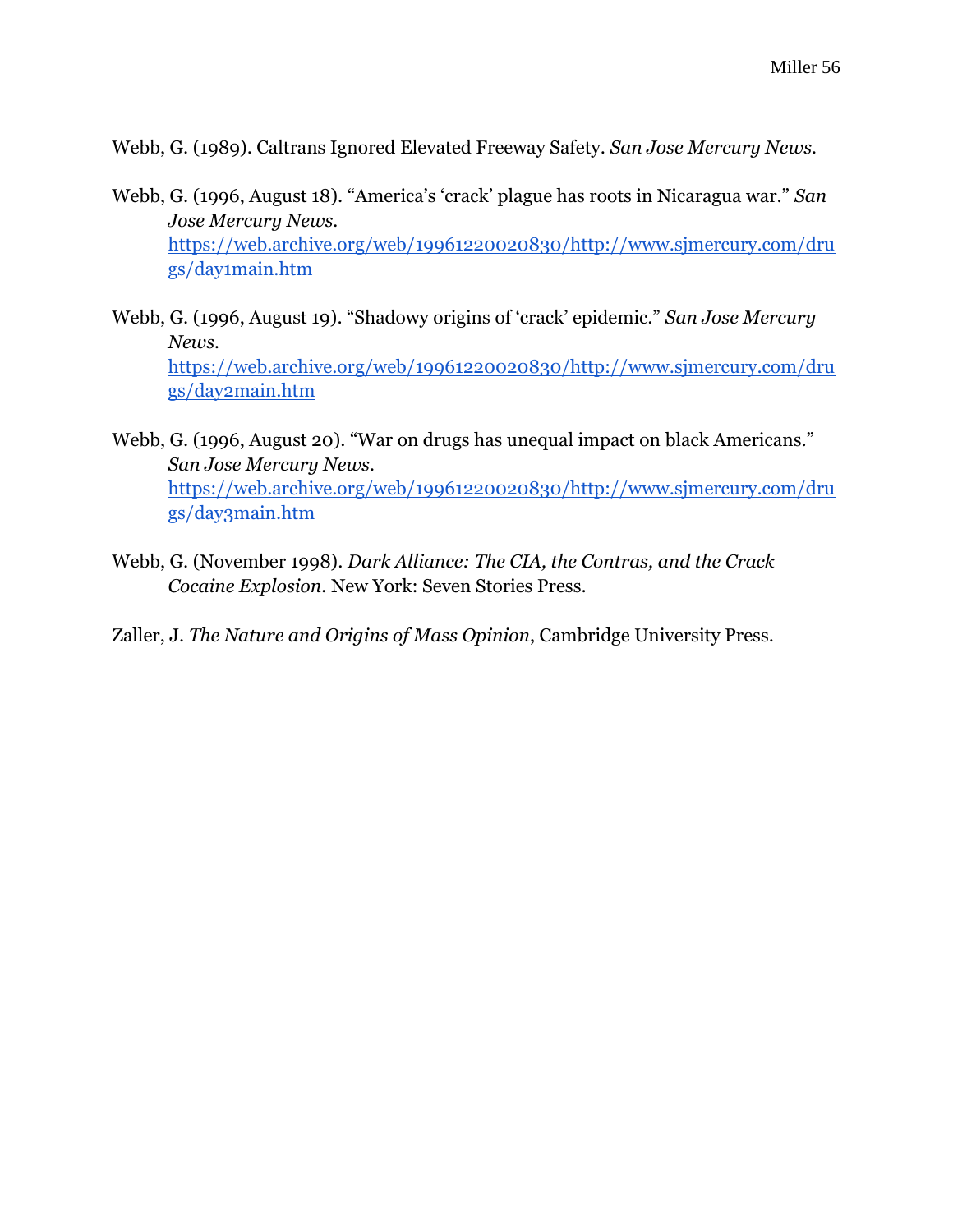Webb, G. (1989). Caltrans Ignored Elevated Freeway Safety. *San Jose Mercury News*.

Webb, G. (1996, August 18). "America's 'crack' plague has roots in Nicaragua war." *San Jose Mercury News*. https://web.archive.org/web/19961220020830/http://www.sjmercury.com/drugs/day1main.htm

Webb, G. (1996, August 19). "Shadowy origins of 'crack' epidemic." *San Jose Mercury News*. https://web.archive.org/web/19961220020830/http://www.sjmercury.com/drugs/day2main.htm

Webb, G. (1996, August 20). "War on drugs has unequal impact on black Americans." *San Jose Mercury News*. https://web.archive.org/web/19961220020830/http://www.sjmercury.com/drugs/day3main.htm

Webb, G. (November 1998). *Dark Alliance: The CIA, the Contras, and the Crack Cocaine Explosion*. New York: Seven Stories Press.

Zaller, J. *The Nature and Origins of Mass Opinion*, Cambridge University Press.